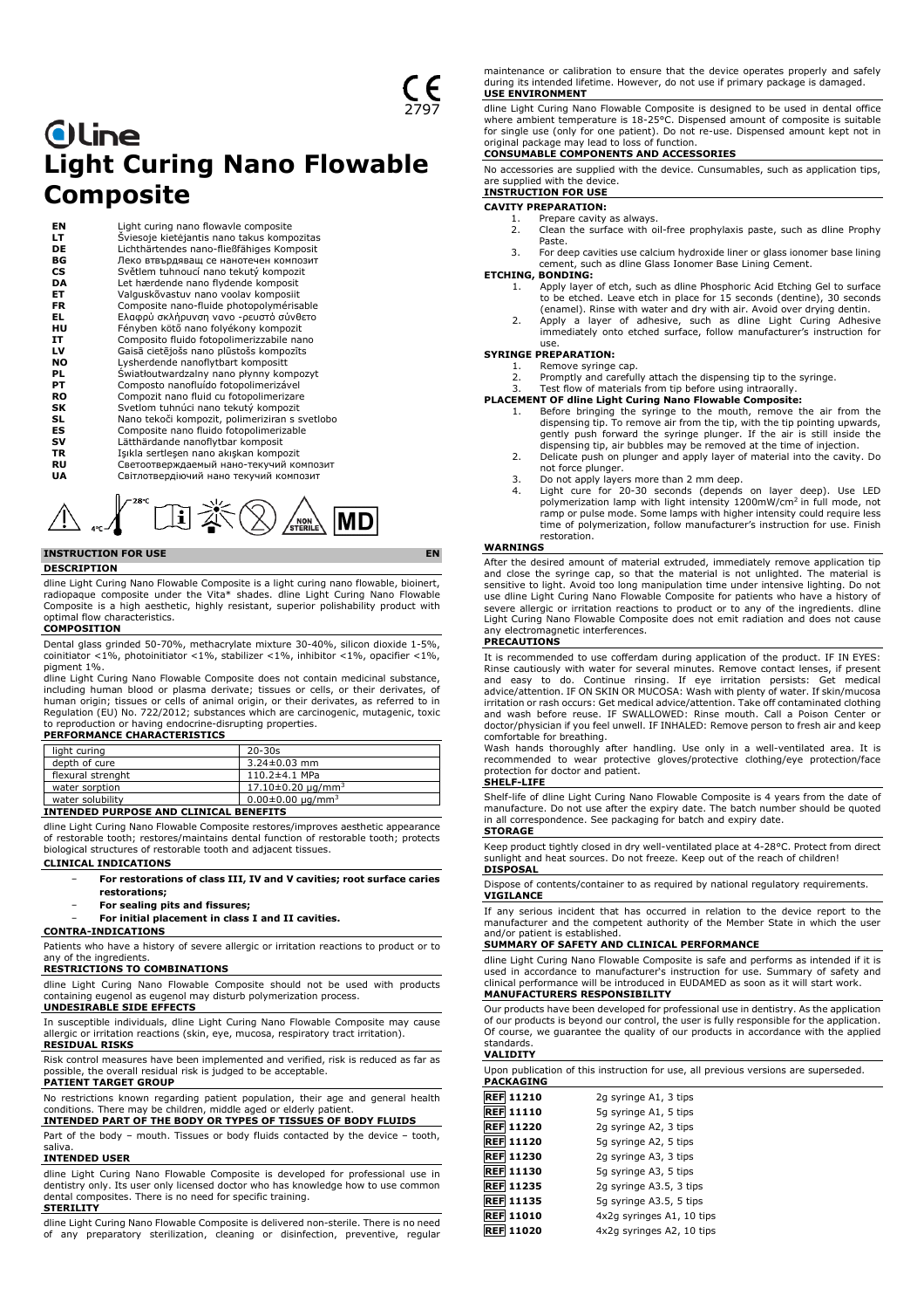CE 2797

dline

# Light Curing Nano Flowable Composite

| | |
|---|---|
| **EN** | Light curing nano flowavle composite |
| **LT** | Šviesoje kietėjantis nano takus kompozitas |
| **DE** | Lichthärtendes nano-fließfähiges Komposit |
| **BG** | Леко втвърдяващ се нанотечен композит |
| **CS** | Světlem tuhnoucí nano tekutý kompozit |
| **DA** | Let hærdende nano flydende komposit |
| **ET** | Valguskõvastuv nano voolav komposiit |
| **FR** | Composite nano-fluide photopolymérisable |
| **EL** | Ελαφρύ σκλήρυνση νανο -ρευστό σύνθετο |
| **HU** | Fényben kötő nano folyékony kompozit |
| **IT** | Composito fluido fotopolimerizzabile nano |
| **LV** | Gaismā cietējošs nano plūstošs kompozīts |
| **NO** | Lysherdende nanoflytbart kompositt |
| **PL** | Światłoutwardzalny nano płynny kompozyt |
| **PT** | Composto nanofluído fotopolimerizável |
| **RO** | Compozit nano fluid cu fotopolimerizare |
| **SK** | Svetlom tuhnúci nano tekutý kompozit |
| **SL** | Nano tekoči kompozit, polimeriziran s svetlobo |
| **ES** | Composite nano fluido fotopolimerizable |
| **SV** | Lätthärdande nanoflytbar komposit |
| **TR** | Işıkla sertleşen nano akışkan kompozit |
| **RU** | Светоотверждаемый нано-текучий композит |
| **UA** | Світлотвердіючий нано текучий композит |

4°C – 28°C NON STERILE MD

## INSTRUCTION FOR USE — EN

### DESCRIPTION

dline Light Curing Nano Flowable Composite is a light curing nano flowable, bioinert, radiopaque composite under the Vita* shades. dline Light Curing Nano Flowable Composite is a high aesthetic, highly resistant, superior polishability product with optimal flow characteristics.

### COMPOSITION

Dental glass grinded 50-70%, methacrylate mixture 30-40%, silicon dioxide 1-5%, coinitiator <1%, photoinitiator <1%, stabilizer <1%, inhibitor <1%, opacifier <1%, pigment 1%.

dline Light Curing Nano Flowable Composite does not contain medicinal substance, including human blood or plasma derivate; tissues or cells, or their derivates, of human origin; tissues or cells of animal origin, or their derivates, as referred to in Regulation (EU) No. 722/2012; substances which are carcinogenic, mutagenic, toxic to reproduction or having endocrine-disrupting properties.

### PERFORMANCE CHARACTERISTICS

| | |
|---|---|
| light curing | 20-30s |
| depth of cure | 3.24±0.03 mm |
| flexural strenght | 110.2±4.1 MPa |
| water sorption | 17.10±0.20 μg/mm$^3$ |
| water solubility | 0.00±0.00 μg/mm$^3$ |

### INTENDED PURPOSE AND CLINICAL BENEFITS

dline Light Curing Nano Flowable Composite restores/improves aesthetic appearance of restorable tooth; restores/maintains dental function of restorable tooth; protects biological structures of restorable tooth and adjacent tissues.

### CLINICAL INDICATIONS

- **For restorations of class III, IV and V cavities; root surface caries restorations;**
- **For sealing pits and fissures;**
- **For initial placement in class I and II cavities.**

### CONTRA-INDICATIONS

Patients who have a history of severe allergic or irritation reactions to product or to any of the ingredients.

### RESTRICTIONS TO COMBINATIONS

dline Light Curing Nano Flowable Composite should not be used with products containing eugenol as eugenol may disturb polymerization process.

### UNDESIRABLE SIDE EFFECTS

In susceptible individuals, dline Light Curing Nano Flowable Composite may cause allergic or irritation reactions (skin, eye, mucosa, respiratory tract irritation).

### RESIDUAL RISKS

Risk control measures have been implemented and verified, risk is reduced as far as possible, the overall residual risk is judged to be acceptable.

### PATIENT TARGET GROUP

No restrictions known regarding patient population, their age and general health conditions. There may be children, middle aged or elderly patient.

### INTENDED PART OF THE BODY OR TYPES OF TISSUES OF BODY FLUIDS

Part of the body – mouth. Tissues or body fluids contacted by the device – tooth, saliva.

### INTENDED USER

dline Light Curing Nano Flowable Composite is developed for professional use in dentistry only. Its user only licensed doctor who has knowledge how to use common dental composites. There is no need for specific training.

### STERILITY

dline Light Curing Nano Flowable Composite is delivered non-sterile. There is no need of any preparatory sterilization, cleaning or disinfection, preventive, regular maintenance or calibration to ensure that the device operates properly and safely during its intended lifetime. However, do not use if primary package is damaged.

### USE ENVIRONMENT

dline Light Curing Nano Flowable Composite is designed to be used in dental office where ambient temperature is 18-25°C. Dispensed amount of composite is suitable for single use (only for one patient). Do not re-use. Dispensed amount kept not in original package may lead to loss of function.

### CONSUMABLE COMPONENTS AND ACCESSORIES

No accessories are supplied with the device. Cunsumables, such as application tips, are supplied with the device.

### INSTRUCTION FOR USE

**CAVITY PREPARATION:**

1. Prepare cavity as always.
2. Clean the surface with oil-free prophylaxis paste, such as dline Prophy Paste.
3. For deep cavities use calcium hydroxide liner or glass ionomer base lining cement, such as dline Glass Ionomer Base Lining Cement.

**ETCHING, BONDING:**

1. Apply layer of etch, such as dline Phosphoric Acid Etching Gel to surface to be etched. Leave etch in place for 15 seconds (dentine), 30 seconds (enamel). Rinse with water and dry with air. Avoid over drying dentin.
2. Apply a layer of adhesive, such as dline Light Curing Adhesive immediately onto etched surface, follow manufacturer's instruction for use.

**SYRINGE PREPARATION:**

1. Remove syringe cap.
2. Promptly and carefully attach the dispensing tip to the syringe.
3. Test flow of materials from tip before using intraorally.

**PLACEMENT OF dline Light Curing Nano Flowable Composite:**

1. Before bringing the syringe to the mouth, remove the air from the dispensing tip. To remove air from the tip, with the tip pointing upwards, gently push forward the syringe plunger. If the air is still inside the dispensing tip, air bubbles may be removed at the time of injection.
2. Delicate push on plunger and apply layer of material into the cavity. Do not force plunger.
3. Do not apply layers more than 2 mm deep.
4. Light cure for 20-30 seconds (depends on layer deep). Use LED polymerization lamp with light intensity 1200mW/cm$^2$ in full mode, not ramp or pulse mode. Some lamps with higher intensity could require less time of polymerization, follow manufacturer's instruction for use. Finish restoration.

### WARNINGS

After the desired amount of material extruded, immediately remove application tip and close the syringe cap, so that the material is not unlighted. The material is sensitive to light. Avoid too long manipulation time under intensive lighting. Do not use dline Light Curing Nano Flowable Composite for patients who have a history of severe allergic or irritation reactions to product or to any of the ingredients. dline Light Curing Nano Flowable Composite does not emit radiation and does not cause any electromagnetic interferences.

### PRECAUTIONS

It is recommended to use cofferdam during application of the product. IF IN EYES: Rinse cautiously with water for several minutes. Remove contact lenses, if present and easy to do. Continue rinsing. If eye irritation persists: Get medical advice/attention. IF ON SKIN OR MUCOSA: Wash with plenty of water. If skin/mucosa irritation or rash occurs: Get medical advice/attention. Take off contaminated clothing and wash before reuse. IF SWALLOWED: Rinse mouth. Call a Poison Center or doctor/physician if you feel unwell. IF INHALED: Remove person to fresh air and keep comfortable for breathing.

Wash hands thoroughly after handling. Use only in a well-ventilated area. It is recommended to wear protective gloves/protective clothing/eye protection/face protection for doctor and patient.

### SHELF-LIFE

Shelf-life of dline Light Curing Nano Flowable Composite is 4 years from the date of manufacture. Do not use after the expiry date. The batch number should be quoted in all correspondence. See packaging for batch and expiry date.

### STORAGE

Keep product tightly closed in dry well-ventilated place at 4-28°C. Protect from direct sunlight and heat sources. Do not freeze. Keep out of the reach of children!

### DISPOSAL

Dispose of contents/container to as required by national regulatory requirements.

### VIGILANCE

If any serious incident that has occurred in relation to the device report to the manufacturer and the competent authority of the Member State in which the user and/or patient is established.

### SUMMARY OF SAFETY AND CLINICAL PERFORMANCE

dline Light Curing Nano Flowable Composite is safe and performs as intended if it is used in accordance to manufacturer's instruction for use. Summary of safety and clinical performance will be introduced in EUDAMED as soon as it will start work.

### MANUFACTURERS RESPONSIBILITY

Our products have been developed for professional use in dentistry. As the application of our products is beyond our control, the user is fully responsible for the application. Of course, we guarantee the quality of our products in accordance with the applied standards.

### VALIDITY

Upon publication of this instruction for use, all previous versions are superseded.

### PACKAGING

| | |
|---|---|
| REF 11210 | 2g syringe A1, 3 tips |
| REF 11110 | 5g syringe A1, 5 tips |
| REF 11220 | 2g syringe A2, 3 tips |
| REF 11120 | 5g syringe A2, 5 tips |
| REF 11230 | 2g syringe A3, 3 tips |
| REF 11130 | 5g syringe A3, 5 tips |
| REF 11235 | 2g syringe A3.5, 3 tips |
| REF 11135 | 5g syringe A3.5, 5 tips |
| REF 11010 | 4x2g syringes A1, 10 tips |
| REF 11020 | 4x2g syringes A2, 10 tips |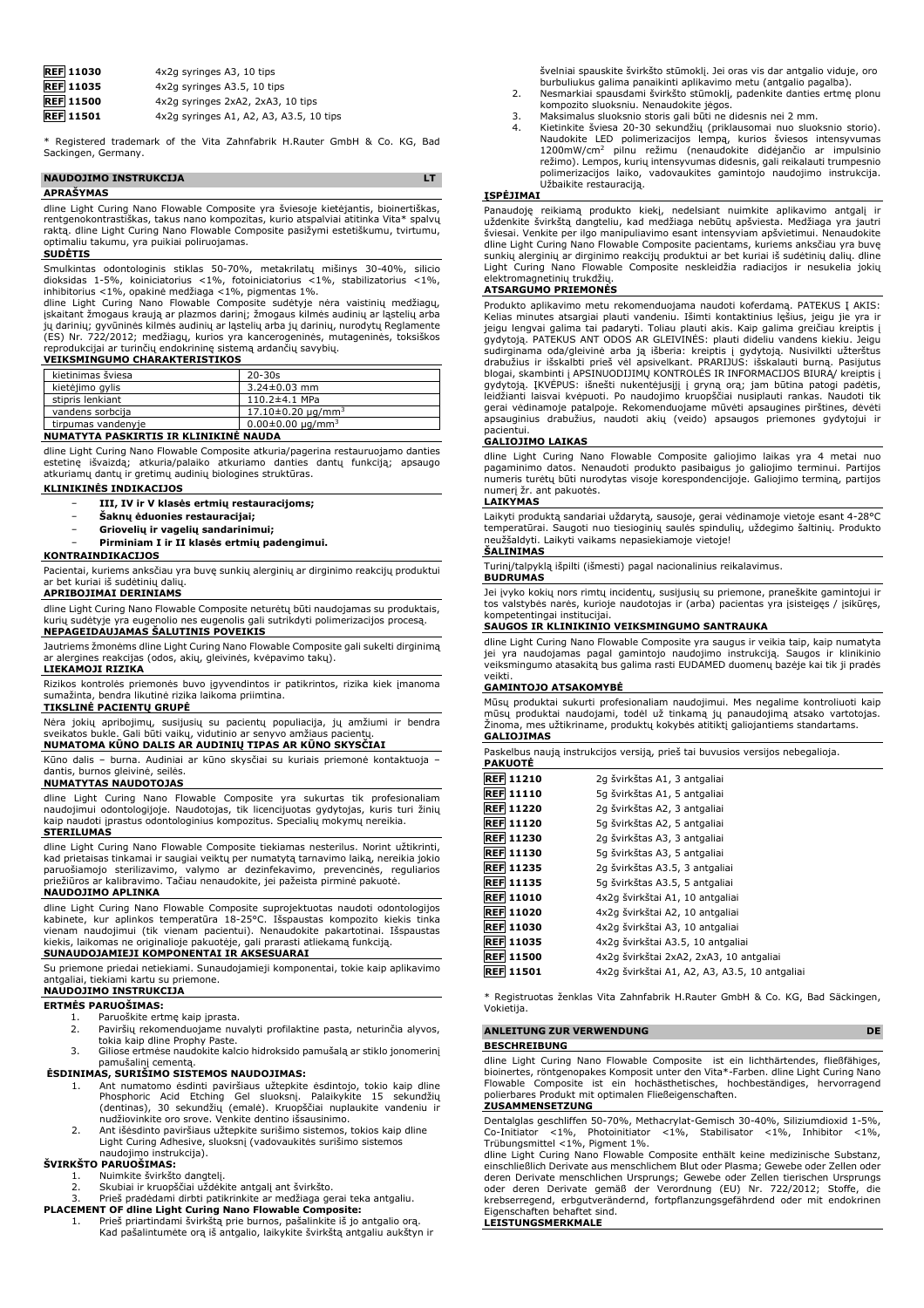| | |
|---|---|
| **REF 11030** | 4x2g syringes A3, 10 tips |
| **REF 11035** | 4x2g syringes A3.5, 10 tips |
| **REF 11500** | 4x2g syringes 2xA2, 2xA3, 10 tips |
| **REF 11501** | 4x2g syringes A1, A2, A3, A3.5, 10 tips |

* Registered trademark of the Vita Zahnfabrik H.Rauter GmbH & Co. KG, Bad Sackingen, Germany.

## NAUDOJIMO INSTRUKCIJA LT

### APRAŠYMAS

dline Light Curing Nano Flowable Composite yra šviesoje kietėjantis, bioinertiškas, rentgenokontrastiškas, takus nano kompozitas, kurio atspalviai atitinka Vita* spalvų raktą. dline Light Curing Nano Flowable Composite pasižymi estetiškumu, tvirtumu, optimaliu takumu, yra puikiai poliruojamas.

### SUDĖTIS

Smulkintas odontologinis stiklas 50-70%, metakrilatų mišinys 30-40%, silicio dioksidas 1-5%, koiniciatorius <1%, fotoiniciatorius <1%, stabilizatorius <1%, inhibitorius <1%, opakinė medžiaga <1%, pigmentas 1%.

dline Light Curing Nano Flowable Composite sudėtyje nėra vaistinių medžiagų, įskaitant žmogaus kraują ar plazmos darinį; žmogaus kilmės audinių ar ląstelių arba jų darinių; gyvūninės kilmės audinių ar ląstelių arba jų darinių, nurodytų Reglamente (ES) Nr. 722/2012; medžiagų, kurios yra kancerogeninės, mutageninės, toksiškos reprodukcijai ar turinčių endokrininę sistemą ardančių savybių.

### VEIKSMINGUMO CHARAKTERISTIKOS

| | |
|---|---|
| kietinimas šviesa | 20-30s |
| kietėjimo gylis | 3.24±0.03 mm |
| stipris lenkiant | 110.2±4.1 MPa |
| vandens sorbcija | 17.10±0.20 μg/mm$^3$ |
| tirpumas vandenyje | 0.00±0.00 μg/mm$^3$ |

### NUMATYTA PASKIRTIS IR KLINIKINĖ NAUDA

dline Light Curing Nano Flowable Composite atkuria/pagerina restauruojamo danties estetinę išvaizdą; atkuria/palaiko atkuriamo danties dantų funkciją; apsaugo atkuriamų dantų ir gretimų audinių biologines struktūras.

### KLINIKINĖS INDIKACIJOS

- **III, IV ir V klasės ertmių restauracijoms;**
- **Šaknų ėduonies restauracijai;**
- **Griovelių ir vagelių sandarinimui;**
- **Pirminiam I ir II klasės ertmių padengimui.**

### KONTRAINDIKACIJOS

Pacientai, kuriems anksčiau yra buvę sunkių alerginių ar dirginimo reakcijų produktui ar bet kuriai iš sudėtinių dalių.

### APRIBOJIMAI DERINIAMS

dline Light Curing Nano Flowable Composite neturėtų būti naudojamas su produktais, kurių sudėtyje yra eugenolio nes eugenolis gali sutrikdyti polimerizacijos procesą.

### NEPAGEIDAUJAMAS ŠALUTINIS POVEIKIS

Jautriems žmonėms dline Light Curing Nano Flowable Composite gali sukelti dirginimą ar alergines reakcijas (odos, akių, gleivinės, kvėpavimo takų).

### LIEKAMOJI RIZIKA

Rizikos kontrolės priemonės buvo įgyvendintos ir patikrintos, rizika kiek įmanoma sumažinta, bendra likutinė rizika laikoma priimtina.

### TIKSLINĖ PACIENTŲ GRUPĖ

Nėra jokių apribojimų, susijusių su pacientų populiacija, jų amžiumi ir bendra sveikatos būkle. Gali būti vaikų, vidutinio ar senyvo amžiaus pacientų.

### NUMATOMA KŪNO DALIS AR AUDINIŲ TIPAS AR KŪNO SKYSČIAI

Kūno dalis – burna. Audiniai ar kūno skysčiai su kuriais priemonė kontaktuoja – dantis, burnos gleivinė, seilės.

### NUMATYTAS NAUDOTOJAS

dline Light Curing Nano Flowable Composite yra sukurtas tik profesionaliam naudojimui odontologijoje. Naudotojas, tik licencijuotas gydytojas, kuris turi žinių kaip naudoti įprastus odontologinius kompozitus. Specialių mokymų nereikia.

### STERILUMAS

dline Light Curing Nano Flowable Composite tiekiamas nesterilus. Norint užtikrinti, kad prietaisas tinkamai ir saugiai veiktų per numatytą tarnavimo laiką, nereikia jokio paruošiamojo sterilizavimo, valymo ar dezinfekavimo, prevencinės, reguliarios priežiūros ar kalibravimo. Tačiau nenaudokite, jei pažeista pirminė pakuotė.

### NAUDOJIMO APLINKA

dline Light Curing Nano Flowable Composite suprojektuotas naudoti odontologijos kabinete, kur aplinkos temperatūra 18-25°C. Išspaustas kompozito kiekis tinka vienam naudojimui (tik vienam pacientui). Nenaudokite pakartotinai. Išspaustas kiekis, laikomas ne originalioje pakuotėje, gali prarasti atliekamą funkciją.

### SUNAUDOJAMIEJI KOMPONENTAI IR AKSESUARAI

Su priemone priedai netiekiami. Sunaudojamieji komponentai, tokie kaip aplikavimo antgaliai, tiekiami kartu su priemone.

### NAUDOJIMO INSTRUKCIJA

**ERTMĖS PARUOŠIMAS:**

1. Paruoškite ertmę kaip įprasta.
2. Paviršių rekomenduojame nuvalyti profilaktine pasta, neturinčia alyvos, tokia kaip dline Prophy Paste.
3. Giliose ertmėse naudokite kalcio hidroksido pamušalą ar stiklo jonomerinį pamušalinį cementą.

**ĖSDINIMAS, SURIŠIMO SISTEMOS NAUDOJIMAS:**

1. Ant numatomo ėsdinti paviršiaus užtepkite ėsdintojo, tokio kaip dline Phosphoric Acid Etching Gel sluoksnį. Palaikykite 15 sekundžių (dentinas), 30 sekundžių (emalė). Kruopščiai nuplaukite vandeniu ir nudžiovinkite oro srove. Venkite dentino išsausinimo.
2. Ant išėsdinto paviršiaus užtepkite surišimo sistemos, tokios kaip dline Light Curing Adhesive, sluoksnį (vadovaukitės surišimo sistemos naudojimo instrukcija).

**ŠVIRKŠTO PARUOŠIMAS:**

1. Nuimkite švirkšto dangtelį.
2. Skubiai ir kruopščiai uždėkite antgalį ant švirkšto.
3. Prieš pradėdami dirbti patikrinkite ar medžiaga gerai teka antgaliu.

**PLACEMENT OF dline Light Curing Nano Flowable Composite:**

1. Prieš priartindami švirkštą prie burnos, pašalinkite iš jo antgalio orą. Kad pašalintumėte orą iš antgalio, laikykite švirkštą antgaliu aukštyn ir švelniai spauskite švirkšto stūmoklį. Jei oras vis dar antgalio viduje, oro burbuliukus galima panaikinti aplikavimo metu (antgalio pagalba).
2. Nesmarkiai spausdami švirkšto stūmoklį, padenkite danties ertmę plonu kompozito sluoksniu. Nenaudokite jėgos.
3. Maksimalus sluoksnio storis gali būti ne didesnis nei 2 mm.
4. Kietinkite šviesa 20-30 sekundžių (priklausomai nuo sluoksnio storio). Naudokite LED polimerizacijos lempą, kurios šviesos intensyvumas 1200mW/cm$^2$ pilnu režimu (nenaudokite didėjančio ar impulsinio režimo). Lempos, kurių intensyvumas didesnis, gali reikalauti trumpesnio polimerizacijos laiko, vadovaukitės gamintojo naudojimo instrukcija. Užbaikite restauraciją.

### ĮSPĖJIMAI

Panaudoję reikiamą produkto kiekį, nedelsiant nuimkite aplikavimo antgalį ir uždenkite švirkštą dangteliu, kad medžiaga nebūtų apšviesta. Medžiaga yra jautri šviesai. Venkite per ilgo manipuliavimo esant intensyviam apšvietimui. Nenaudokite dline Light Curing Nano Flowable Composite pacientams, kuriems anksčiau yra buvę sunkių alerginių ar dirginimo reakcijų produktui ar bet kuriai iš sudėtinių dalių. dline Light Curing Nano Flowable Composite neskleidžia radiacijos ir nesukelia jokių elektromagnetinių trukdžių.

### ATSARGUMO PRIEMONĖS

Produkto aplikavimo metu rekomenduojama naudoti koferdamą. PATEKUS Į AKIS: Kelias minutes atsargiai plauti vandeniu. Išimti kontaktinius lęšius, jeigu jie yra ir jeigu lengvai galima tai padaryti. Toliau plauti akis. Kaip galima greičiau kreiptis į gydytoją. PATEKUS ANT ODOS AR GLEIVINĖS: plauti dideliu vandens kiekiu. Jeigu sudirginama oda/gleivinė arba ją išberia: kreiptis į gydytoją. Nusivilkti užterštus drabužius ir išskalbti prieš vėl apsivelkant. PRARIJUS: išskalauti burną. Pasijutus blogai, skambinti į APSINUODIJIMŲ KONTROLĖS IR INFORMACIJOS BIURĄ/ kreiptis į gydytoją. ĮKVĖPUS: išnešti nukentėjusįjį į gryną orą; jam būtina patogi padėtis, leidžianti laisvai kvėpuoti. Po naudojimo kruopščiai nusiplauti rankas. Naudoti tik gerai vėdinamoje patalpoje. Rekomenduojame mūvėti apsaugines pirštines, dėvėti apsauginius drabužius, naudoti akių (veido) apsaugos priemones gydytojui ir pacientui.

### GALIOJIMO LAIKAS

dline Light Curing Nano Flowable Composite galiojimo laikas yra 4 metai nuo pagaminimo datos. Nenaudoti produkto pasibaigus jo galiojimo terminui. Partijos numeris turėtų būti nurodytas visoje korespondencijoje. Galiojimo terminą, partijos numerį žr. ant pakuotės.

### LAIKYMAS

Laikyti produktą sandariai uždarytą, sausoje, gerai vėdinamoje vietoje esant 4-28°C temperatūrai. Saugoti nuo tiesioginių saulės spindulių, uždegimo šaltinių. Produkto neužšaldyti. Laikyti vaikams nepasiekiamoje vietoje!

### ŠALINIMAS

Turinį/talpyklą išpilti (išmesti) pagal nacionalinius reikalavimus.

### BUDRUMAS

Jei įvyko kokių nors rimtų incidentų, susijusių su priemone, praneškite gamintojui ir tos valstybės narės, kurioje naudotojas ir (arba) pacientas yra įsisteigęs / įsikūręs, kompetentingai institucijai.

### SAUGOS IR KLINIKINIO VEIKSMINGUMO SANTRAUKA

dline Light Curing Nano Flowable Composite yra saugus ir veikia taip, kaip numatyta jei yra naudojamas pagal gamintojo naudojimo instrukciją. Saugos ir klinikinio veiksmingumo atsakaitą bus galima rasti EUDAMED duomenų bazėje kai tik ji pradės veikti.

### GAMINTOJO ATSAKOMYBĖ

Mūsų produktai sukurti profesionaliam naudojimui. Mes negalime kontroliuoti kaip mūsų produktai naudojami, todėl už tinkamą jų panaudojimą atsako vartotojas. Žinoma, mes užtikriname, produktų kokybės atitiktį galiojantiems standartams.

### GALIOJIMAS

Paskelbus naują instrukcijos versiją, prieš tai buvusios versijos nebegalioja.

### PAKUOTĖ

| | |
|---|---|
| **REF 11210** | 2g švirkštas A1, 3 antgaliai |
| **REF 11110** | 5g švirkštas A1, 5 antgaliai |
| **REF 11220** | 2g švirkštas A2, 3 antgaliai |
| **REF 11120** | 5g švirkštas A2, 5 antgaliai |
| **REF 11230** | 2g švirkštas A3, 3 antgaliai |
| **REF 11130** | 5g švirkštas A3, 5 antgaliai |
| **REF 11235** | 2g švirkštas A3.5, 3 antgaliai |
| **REF 11135** | 5g švirkštas A3.5, 5 antgaliai |
| **REF 11010** | 4x2g švirkštai A1, 10 antgaliai |
| **REF 11020** | 4x2g švirkštai A2, 10 antgaliai |
| **REF 11030** | 4x2g švirkštai A3, 10 antgaliai |
| **REF 11035** | 4x2g švirkštai A3.5, 10 antgaliai |
| **REF 11500** | 4x2g švirkštai 2xA2, 2xA3, 10 antgaliai |
| **REF 11501** | 4x2g švirkštai A1, A2, A3, A3.5, 10 antgaliai |

* Registruotas ženklas Vita Zahnfabrik H.Rauter GmbH & Co. KG, Bad Säckingen, Vokietija.

## ANLEITUNG ZUR VERWENDUNG DE

### BESCHREIBUNG

dline Light Curing Nano Flowable Composite ist ein lichthärtendes, fließfähiges, bioinertes, röntgenopakes Komposit unter den Vita*-Farben. dline Light Curing Nano Flowable Composite ist ein hochästhetisches, hochbeständiges, hervorragend polierbares Produkt mit optimalen Fließeigenschaften.

### ZUSAMMENSETZUNG

Dentalglas geschliffen 50-70%, Methacrylat-Gemisch 30-40%, Siliziumdioxid 1-5%, Co-Initiator <1%, Photoinitiator <1%, Stabilisator <1%, Inhibitor <1%, Trübungsmittel <1%, Pigment 1%.

dline Light Curing Nano Flowable Composite enthält keine medizinische Substanz, einschließlich Derivate aus menschlichem Blut oder Plasma; Gewebe oder Zellen oder deren Derivate menschlichen Ursprungs; Gewebe oder Zellen tierischen Ursprungs oder deren Derivate gemäß der Verordnung (EU) Nr. 722/2012; Stoffe, die krebserregend, erbgutverändernd, fortpflanzungsgefährdend oder mit endokrinen Eigenschaften behaftet sind.

### LEISTUNGSMERKMALE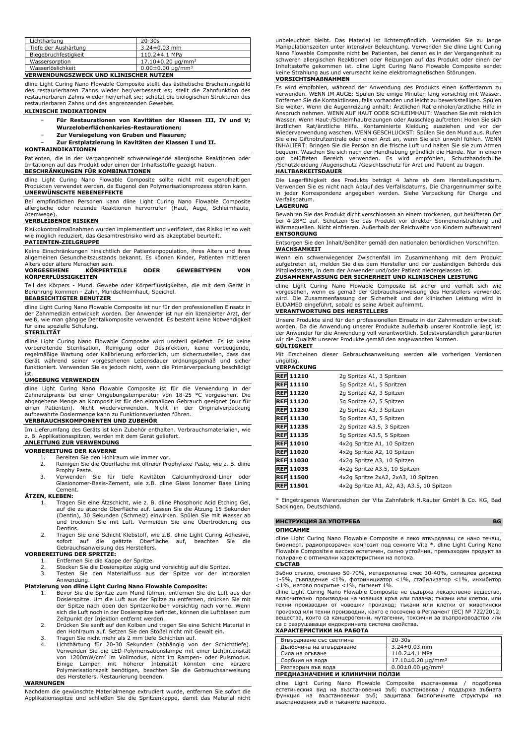| Lichthärtung | 20-30s |
|---|---|
| Tiefe der Aushärtung | 3.24±0.03 mm |
| Biegebruchfestigkeit | 110.2±4.1 MPa |
| Wassersorption | 17.10±0.20 µg/mm$^3$ |
| Wasserlöslichkeit | 0.00±0.00 µg/mm$^3$ |

**VERWENDUNGSZWECK UND KLINISCHER NUTZEN**

dline Light Curing Nano Flowable Composite stellt das ästhetische Erscheinungsbild des restaurierbaren Zahns wieder her/verbessert es; stellt die Zahnfunktion des restaurierbaren Zahns wieder her/erhält sie; schützt die biologischen Strukturen des restaurierbaren Zahns und des angrenzenden Gewebes.

**KLINISCHE INDIKATIONEN**

- **Für Restaurationen von Kavitäten der Klassen III, IV und V; Wurzeloberflächenkaries-Restaurationen;**
- **Zur Versiegelung von Gruben und Fissuren;**
- **Zur Erstplatzierung in Kavitäten der Klassen I und II.**

**KONTRAINDIKATIONEN**

Patienten, die in der Vergangenheit schwerwiegende allergische Reaktionen oder Irritationen auf das Produkt oder einen der Inhaltsstoffe gezeigt haben.

**BESCHRÄNKUNGEN FÜR KOMBINATIONEN**

dline Light Curing Nano Flowable Composite sollte nicht mit eugenolhaltigen Produkten verwendet werden, da Eugenol den Polymerisationsprozess stören kann.

**UNERWÜNSCHTE NEBENEFFEKTE**

Bei empfindlichen Personen kann dline Light Curing Nano Flowable Composite allergische oder reizende Reaktionen hervorrufen (Haut, Auge, Schleimhäute, Atemwege).

**VERBLEIBENDE RISIKEN**

Risikokontrollmaßnahmen wurden implementiert und verifiziert, das Risiko ist so weit wie möglich reduziert, das Gesamtrestrisiko wird als akzeptabel beurteilt.

**PATIENTEN-ZIELGRUPPE**

Keine Einschränkungen hinsichtlich der Patientenpopulation, ihres Alters und ihres allgemeinen Gesundheitszustands bekannt. Es können Kinder, Patienten mittleren Alters oder ältere Menschen sein.

**VORGESEHENE KÖRPERTEILE ODER GEWEBETYPEN VON KÖRPERFLÜSSIGKEITEN**

Teil des Körpers - Mund. Gewebe oder Körperflüssigkeiten, die mit dem Gerät in Berührung kommen - Zahn, Mundschleimhaut, Speichel.

**BEABSICHTIGTER BENUTZER**

dline Light Curing Nano Flowable Composite ist nur für den professionellen Einsatz in der Zahnmedizin entwickelt worden. Der Anwender ist nur ein lizenzierter Arzt, der weiß, wie man gängige Dentalkomposite verwendet. Es besteht keine Notwendigkeit für eine spezielle Schulung.

**STERILITÄT**

dline Light Curing Nano Flowable Composite wird unsteril geliefert. Es ist keine vorbereitende Sterilisation, Reinigung oder Desinfektion, keine vorbeugende, regelmäßige Wartung oder Kalibrierung erforderlich, um sicherzustellen, dass das Gerät während seiner vorgesehenen Lebensdauer ordnungsgemäß und sicher funktioniert. Verwenden Sie es jedoch nicht, wenn die Primärverpackung beschädigt ist.

**UMGEBUNG VERWENDEN**

dline Light Curing Nano Flowable Composite ist für die Verwendung in der Zahnarztpraxis bei einer Umgebungstemperatur von 18-25 °C vorgesehen. Die abgegebene Menge an Komposit ist für den einmaligen Gebrauch geeignet (nur für einen Patienten). Nicht wiederverwenden. Nicht in der Originalverpackung aufbewahrte Dosiermenge kann zu Funktionsverlusten führen.

**VERBRAUCHSKOMPONENTEN UND ZUBEHÖR**

Im Lieferumfang des Geräts ist kein Zubehör enthalten. Verbrauchsmaterialien, wie z. B. Applikationsspitzen, werden mit dem Gerät geliefert.

**ANLEITUNG ZUR VERWENDUNG**

**VORBEREITUNG DER KAVERNE**

1. Bereiten Sie den Hohlraum wie immer vor.
2. Reinigen Sie die Oberfläche mit ölfreier Prophylaxe-Paste, wie z. B. dline Prophy Paste.
3. Verwenden Sie für tiefe Kavitäten Calciumhydroxid-Liner oder Glasionomer-Basis-Zement, wie z.B. dline Glass Ionomer Base Lining Cement.

**ÄTZEN, KLEBEN:**

1. Tragen Sie eine Ätzschicht, wie z. B. dline Phosphoric Acid Etching Gel, auf die zu ätzende Oberfläche auf. Lassen Sie die Ätzung 15 Sekunden (Dentin), 30 Sekunden (Schmelz) einwirken. Spülen Sie mit Wasser ab und trocknen Sie mit Luft. Vermeiden Sie eine Übertrocknung des Dentins.
2. Tragen Sie eine Schicht Klebstoff, wie z.B. dline Light Curing Adhesive, sofort auf die geätzte Oberfläche auf, beachten Sie die Gebrauchsanweisung des Herstellers.

**VORBEREITUNG DER SPRITZE:**

1. Entfernen Sie die Kappe der Spritze.
2. Stecken Sie die Dosierspitze zügig und vorsichtig auf die Spritze.
3. Testen Sie den Materialfluss aus der Spitze vor der intraoralen Anwendung.

**Platzierung von dline Light Curing Nano Flowable Composite:**

1. Bevor Sie die Spritze zum Mund führen, entfernen Sie die Luft aus der Dosierspitze. Um die Luft aus der Spitze zu entfernen, drücken Sie mit der Spitze nach oben den Spritzenkolben vorsichtig nach vorne. Wenn sich die Luft noch in der Dosierspitze befindet, können die Luftblasen zum Zeitpunkt der Injektion entfernt werden.
2. Drücken Sie sanft auf den Kolben und tragen Sie eine Schicht Material in den Hohlraum auf. Setzen Sie den Stößel nicht mit Gewalt ein.
3. Tragen Sie nicht mehr als 2 mm tiefe Schichten auf.
4. Lichthärtung für 20-30 Sekunden (abhängig von der Schichttiefe). Verwenden Sie die LED-Polymerisationslampe mit einer Lichtintensität von 1200mW/cm$^2$ im Vollmodus, nicht im Rampen- oder Pulsmodus. Einige Lampen mit höherer Intensität könnten eine kürzere Polymerisationszeit benötigen, beachten Sie die Gebrauchsanweisung des Herstellers. Restaurierung beenden.

**WARNUNGEN**

Nachdem die gewünschte Materialmenge extrudiert wurde, entfernen Sie sofort die Applikationsspitze und schließen Sie die Spritzenkappe, damit das Material nicht unbeleuchtet bleibt. Das Material ist lichtempfindlich. Vermeiden Sie zu lange Manipulationszeiten unter intensiver Beleuchtung. Verwenden Sie dline Light Curing Nano Flowable Composite nicht bei Patienten, bei denen es in der Vergangenheit zu schweren allergischen Reaktionen oder Reizungen auf das Produkt oder einen der Inhaltsstoffe gekommen ist. dline Light Curing Nano Flowable Composite sendet keine Strahlung aus und verursacht keine elektromagnetischen Störungen.

**VORSICHTSMAßNAHMEN**

Es wird empfohlen, während der Anwendung des Produkts einen Kofferdamm zu verwenden. WENN IM AUGE: Spülen Sie einige Minuten lang vorsichtig mit Wasser. Entfernen Sie die Kontaktlinsen, falls vorhanden und leicht zu bewerkstelligen. Spülen Sie weiter. Wenn die Augenreizung anhält: Ärztlichen Rat einholen/ärztliche Hilfe in Anspruch nehmen. WENN AUF HAUT ODER SCHLEIMHAUT: Waschen Sie mit reichlich Wasser. Wenn Haut-/Schleimhautreizungen oder Ausschlag auftreten: Holen Sie sich ärztlichen Rat/ärztliche Hilfe. Kontaminierte Kleidung ausziehen und vor der Wiederverwendung waschen. WENN GESCHLUCKST: Spülen Sie den Mund aus. Rufen Sie eine Giftnotrufzentrale oder einen Arzt an, wenn Sie sich unwohl fühlen. WENN INHALIERT: Bringen Sie die Person an die frische Luft und halten Sie sie zum Atmen bequem. Waschen Sie sich nach der Handhabung gründlich die Hände. Nur in einem gut belüfteten Bereich verwenden. Es wird empfohlen, Schutzhandschuhe /Schutzkleidung /Augenschutz /Gesichtsschutz für Arzt und Patient zu tragen.

**HALTBARKEITSDAUER**

Die Lagerfähigkeit des Produkts beträgt 4 Jahre ab dem Herstellungsdatum. Verwenden Sie es nicht nach Ablauf des Verfallsdatums. Die Chargennummer sollte in jeder Korrespondenz angegeben werden. Siehe Verpackung für Charge und Verfallsdatum.

**LAGERUNG**

Bewahren Sie das Produkt dicht verschlossen an einem trockenen, gut belüfteten Ort bei 4-28°C auf. Schützen Sie das Produkt vor direkter Sonneneinstrahlung und Wärmequellen. Nicht einfrieren. Außerhalb der Reichweite von Kindern aufbewahren!

**ENTSORGUNG**

Entsorgen Sie den Inhalt/Behälter gemäß den nationalen behördlichen Vorschriften.

**WACHSAMKEIT**

Wenn ein schwerwiegender Zwischenfall im Zusammenhang mit dem Produkt aufgetreten ist, melden Sie dies dem Hersteller und der zuständigen Behörde des Mitgliedstaats, in dem der Anwender und/oder Patient niedergelassen ist.

**ZUSAMMENFASSUNG DER SICHERHEIT UND DER KLINISCHEN LEISTUNG**

dline Light Curing Nano Flowable Composite ist sicher und verhält sich wie vorgesehen, wenn es gemäß der Gebrauchsanweisung des Herstellers verwendet wird. Die Zusammenfassung der Sicherheit und der klinischen Leistung wird in EUDAMED eingeführt, sobald es seine Arbeit aufnimmt.

**VERANTWORTUNG DES HERSTELLERS**

Unsere Produkte sind für den professionellen Einsatz in der Zahnmedizin entwickelt worden. Da die Anwendung unserer Produkte außerhalb unserer Kontrolle liegt, ist der Anwender für die Anwendung voll verantwortlich. Selbstverständlich garantieren wir die Qualität unserer Produkte gemäß den angewandten Normen.

**GÜLTIGKEIT**

Mit Erscheinen dieser Gebrauchsanweisung werden alle vorherigen Versionen ungültig.

**VERPACKUNG**

| | |
|---|---|
| REF 11210 | 2g Spritze A1, 3 Spritzen |
| REF 11110 | 5g Spritze A1, 5 Spritzen |
| REF 11220 | 2g Spritze A2, 3 Spitzen |
| REF 11120 | 5g Spritze A2, 5 Spitzen |
| REF 11230 | 2g Spritze A3, 3 Spitzen |
| REF 11130 | 5g Spritze A3, 5 Spitzen |
| REF 11235 | 2g Spritze A3.5, 3 Spitzen |
| REF 11135 | 5g Spritze A3.5, 5 Spitzen |
| REF 11010 | 4x2g Spritze A1, 10 Spitzen |
| REF 11020 | 4x2g Spritze A2, 10 Spitzen |
| REF 11030 | 4x2g Spritze A3, 10 Spitzen |
| REF 11035 | 4x2g Spritze A3.5, 10 Spitzen |
| REF 11500 | 4x2g Spritze 2xA2, 2xA3, 10 Spitzen |
| REF 11501 | 4x2g Spritze A1, A2, A3, A3.5, 10 Spitzen |

\* Eingetragenes Warenzeichen der Vita Zahnfabrik H.Rauter GmbH & Co. KG, Bad Sackingen, Deutschland.

## ИНСТРУКЦИЯ ЗА УПОТРЕБА BG

**ОПИСАНИЕ**

dline Light Curing Nano Flowable Composite е леко втвърдяващ се нано течащ, биоинерт, радиопрозрачен композит под сенките Vita \*, dline Light Curing Nano Flowable Composite е високо естетичен, силно устойчив, превъзходен продукт за полиране с оптимални характеристики на потока.

**СЪСТАВ**

Зъбно стъкло, смилано 50-70%, метакрилатна смес 30-40%, силициев диоксид 1-5%, съвпадение <1%, фотоинициатор <1%, стабилизатор <1%, инхибитор <1%, матово покритие <1%, пигмент 1%.

dline Light Curing Nano Flowable Composite не съдържа лекарствено вещество, включително производни на човешка кръв или плазма; тъкани или клетки, или техни производни от човешки произход; тъкани или клетки от животински произход или техни производни, както е посочено в Регламент (ЕС) № 722/2012; вещества, които са канцерогенни, мутагенни, токсични за възпроизводство или са с разрушаващи ендокринната система свойства.

**ХАРАКТЕРИСТИКИ НА РАБОТА**

| Втвърдяване със светлина | 20-30s |
|---|---|
| Дълбочина на втвърдяване | 3.24±0.03 mm |
| Сила на огъване | 110.2±4.1 MPa |
| Сорбция на вода | 17.10±0.20 µg/mm$^3$ |
| Разтворим във вода | 0.00±0.00 µg/mm$^3$ |

**ПРЕДНАЗНАЧЕНИЕ И КЛИНИЧНИ ПОЛЗИ**

dline Light Curing Nano Flowable Composite възстановява / подобрява естетическия вид на възстановения зъб; възстановява / поддържа зъбната функция на възстановения зъб; защитава биологичните структури на възстановения зъб и тъканите наоколо.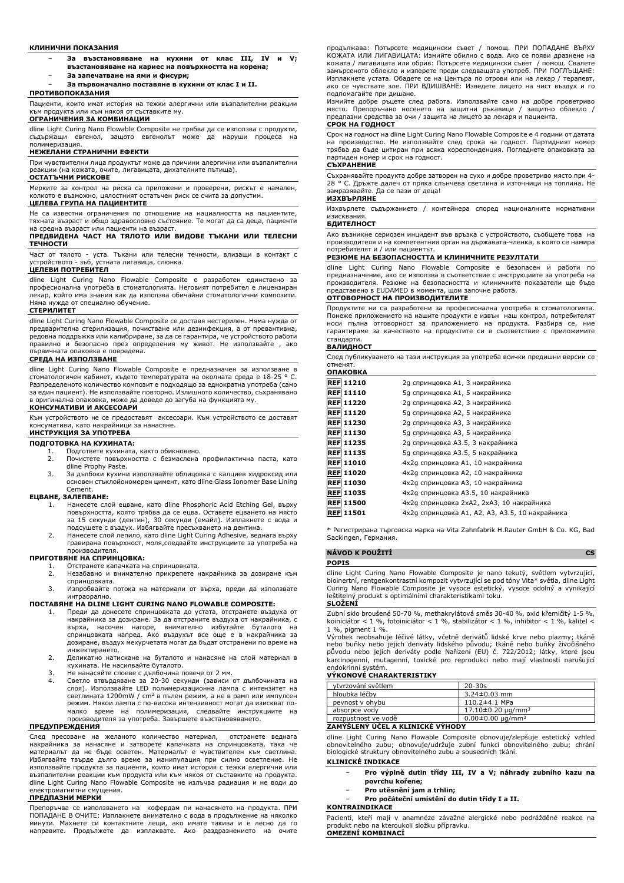#### КЛИНИЧНИ ПОКАЗАНИЯ

- **За възстановяване на кухини от клас III, IV и V; възстановяване на кариес на повърхността на корена;**
- **За запечатване на ями и фисури;**
- **За първоначално поставяне в кухини от клас I и II.**

#### ПРОТИВОПОКАЗАНИЯ

Пациенти, които имат история на тежки алергични или възпалителни реакции към продукта или към някоя от съставките му.

#### ОГРАНИЧЕНИЯ ЗА КОМБИНАЦИИ

dline Light Curing Nano Flowable Composite не трябва да се използва с продукти, съдържащи евгенол, защото евгенолът може да наруши процеса на полимеризация.

#### НЕЖЕЛАНИ СТРАНИЧНИ ЕФЕКТИ

При чувствителни лица продуктът може да причини алергични или възпалителни реакции (на кожата, очите, лигавицата, дихателните пътища).

#### ОСТАТЪЧНИ РИСКОВЕ

Мерките за контрол на риска са приложени и проверени, рискът е намален, колкото е възможно, цялостният остатъчен риск се счита за допустим.

#### ЦЕЛЕВА ГРУПА НА ПАЦИЕНТИТЕ

Не са известни ограничения по отношение на националността на пациентите, тяхната възраст и общо здравословно състояние. Те могат да са деца, пациенти на средна възраст или пациенти на възраст.

#### ПРЕДВИДЕНА ЧАСТ НА ТЯЛОТО ИЛИ ВИДОВЕ ТЪКАНИ ИЛИ ТЕЛЕСНИ ТЕЧНОСТИ

Част от тялото - уста. Тъкани или телесни течности, влизащи в контакт с устройството - зъб, устната лигавица, слюнка.

#### ЦЕЛЕВИ ПОТРЕБИТЕЛ

dline Light Curing Nano Flowable Composite е разработен единствено за професионална употреба в стоматологията. Неговият потребител е лицензиран лекар, който има знания как да използва обичайни стоматологични композити. Няма нужда от специално обучение.

#### СТЕРИЛИТЕТ

dline Light Curing Nano Flowable Composite се доставя нестерилен. Няма нужда от предварителна стерилизация, почистване или дезинфекция, а от превантивна, редовна поддръжка или калибриране, за да се гарантира, че устройството работи правилно и безопасно през определения му живот. Не използвайте , ако първичната опаковка е повредена.

#### СРЕДА НА ИЗПОЛЗВАНЕ

dline Light Curing Nano Flowable Composite е предназначен за използване в стоматологичен кабинет, където температурата на околната среда е 18-25 ° C. Разпределеното количество композит е подходящо за еднократна употреба (само за един пациент). Не използвайте повторно. Излишното количество, съхранявано в оригинална опаковка, може да доведе до загуба на функцията му.

#### КОНСУМАТИВИ И АКСЕСОАРИ

Към устройството не се предоставят аксесоари. Към устройството се доставят консумативи, като накрайници за нанасяне.

#### ИНСТРУКЦИЯ ЗА УПОТРЕБА

#### ПОДГОТОВКА НА КУХИНАТА:

1. Подгответе кухината, както обикновено.
2. Почистете повърхността с безмаслена профилактична паста, като dline Prophy Paste.
3. За дълбоки кухини използвайте облицовка с калциев хидроксид или основен стъклойономерен цимент, като dline Glass Ionomer Base Lining Cement.

#### ЕЦВАНЕ, ЗАЛЕПВАНЕ:

1. Нанесете слой ецване, като dline Phosphoric Acid Etching Gel, върху повърхността, която трябва да се ецва. Оставете ецването на място за 15 секунди (дентин), 30 секунди (емайл). Изплакнете с вода и подсушете с въздух. Избягвайте пресъхването на дентина.
2. Нанесете слой лепило, като dline Light Curing Adhesive, веднага върху гравирана повърхност, моля,следвайте инструкциите за употреба на производителя.

#### ПРИГОТВЯНЕ НА СПРИНЦОВКА:

1. Отстранете капачката на спринцовката.
2. Незабавно и внимателно прикрепете накрайника за дозиране към спринцовката.
3. Изпробвайте потока на материали от върха, преди да използвате интраорално.

#### ПОСТАВЯНЕ НА DLINE LIGHT CURING NANO FLOWABLE COMPOSITE:

1. Преди да донесете спринцовката до устата, отстранете въздуха от накрайника за дозиране. За да отстраните въздуха от накрайника, с върха, насочен нагоре, внимателно избутайте буталото на спринцовката напред. Ако въздухът все още е в накрайника за дозиране, въздух мехурчетата могат да бъдат отстранени по време на инжектирането.
2. Деликатно натискане на буталото и нанасяне на слой материал в кухината. Не насилвайте буталото.
3. Не нанасяйте слоеве с дълбочина повече от 2 мм.
4. Светло втвърдяване за 20-30 секунди (зависи от дълбочината на слоя). Използвайте LED полимеризационна лампа с интензитет на светлината 1200mW / cm² в пълен режим, а не в рамп или импулсен режим. Някои лампи с по-висока интензивност могат да изискват по-малко време на полимеризация, следвайте инструкциите на производителя за употреба. Завършете възстановяването.

#### ПРЕДУПРЕЖДЕНИЯ

След пресоване на желаното количество материал, отстранете веднага накрайника за нанасяне и затворете капачката на спринцовката, така че материалът да не бъде осветен. Материалът е чувствителен към светлина. Избягвайте твърде дълго време за манипулация при силно осветление. Не използвайте продукта за пациенти, които имат история с тежки алергични или възпалителни реакции към продукта или към някоя от съставките на продукта. dline Light Curing Nano Flowable Composite не излъчва радиация и не води до електромагнитни смущения.

#### ПРЕДПАЗНИ МЕРКИ

Препоръчва се използването на кофердам пи нанасянето на продукта. ПРИ ПОПАДАНЕ В ОЧИТЕ: Изплакнете внимателно с вода в продължение на няколко минути. Махнете си контактните лещи, ако имате такива и е лесно да го направите. Продължете да изплаквате. Ако раздразнението на очите продължава: Потърсете медицински съвет / помощ. ПРИ ПОПАДАНЕ ВЪРХУ КОЖАТА ИЛИ ЛИГАВИЦАТА: Измийте обилно с вода. Ако се появи дразнене на кожата / лигавицата или обрив: Потърсете медицински съвет / помощ. Свалете замърсеното облекло и изперете преди следващата употреб. ПРИ ПОГЛЪЩАНЕ: Изплакнете устата. Обадете се на Центъра по отрови или на лекар / терапевт, ако се чувствате зле. ПРИ ВДИШВАНЕ: Изведете лицето на чист въздух и го подпомагайте при дишане.

Измийте добре ръцете след работа. Използвайте само на добре проветриво място. Препоръчано носенето на защитни ръкавици / защитно облекло / предпазни средства за очи / защита на лицето за лекаря и пациента.

#### СРОК НА ГОДНОСТ

Срок на годност на dline Light Curing Nano Flowable Composite е 4 години от датата на производство. Не използвайте след срока на годност. Партидният номер трябва да бъде цитиран при всяка кореспонденция. Погледнете опаковката за партиден номер и срок на годност.

#### СЪХРАНЕНИЕ

Съхранявайте продукта добре затворен на сухо и добре проветриво място при 4-28 ° C. Дръжте далеч от пряка слънчева светлина и източници на топлина. Не замразявайте. Да се пази от деца!

#### ИЗХВЪРЛЯНЕ

Изхвърлете съдържанието / контейнера според националните нормативни изисквания.

#### БДИТЕЛНОСТ

Ако възникне сериозен инцидент във връзка с устройството, съобщете това на производителя и на компетентния орган на държавата-членка, в която се намира потребителят и / или пациентът.

#### РЕЗЮМЕ НА БЕЗОПАСНОСТТА И КЛИНИЧНИТЕ РЕЗУЛТАТИ

dline Light Curing Nano Flowable Composite е безопасен и работи по предназначение, ако се използва в съответствие с инструкциите за употреба на производителя. Резюме на безопасността и клиничните показатели ще бъде представено в EUDAMED в момента, щом започне работа.

#### ОТГОВОРНОСТ НА ПРОИЗВОДИТЕЛИТЕ

Продуктите ни са разработени за професионална употреба в стоматологията. Понеже приложението на нашите продукти е извън наш контрол, потребителят носи пълна отговорност за приложението на продукта. Разбира се, ние гарантираме за качеството на продуктите си в съответствие с приложимите стандарти.

#### ВАЛИДНОСТ

След публикуването на тази инструкция за употреба всички предишни версии се отменят.

#### ОПАКОВКА

| | |
|---|---|
| REF 11210 | 2g спринцовка A1, 3 накрайника |
| REF 11110 | 5g спринцовка A1, 5 накрайника |
| REF 11220 | 2g спринцовка A2, 3 накрайника |
| REF 11120 | 5g спринцовка A2, 5 накрайника |
| REF 11230 | 2g спринцовка A3, 3 накрайника |
| REF 11130 | 5g спринцовка A3, 5 накрайника |
| REF 11235 | 2g спринцовка A3.5, 3 накрайника |
| REF 11135 | 5g спринцовка A3.5, 5 накрайника |
| REF 11010 | 4x2g спринцовка A1, 10 накрайника |
| REF 11020 | 4x2g спринцовка A2, 10 накрайника |
| REF 11030 | 4x2g спринцовка A3, 10 накрайника |
| REF 11035 | 4x2g спринцовка A3.5, 10 накрайника |
| REF 11500 | 4x2g спринцовка 2xA2, 2xA3, 10 накрайника |
| REF 11501 | 4x2g спринцовка A1, A2, A3, A3.5, 10 накрайника |

* Регистрирана търговска марка на Vita Zahnfabrik H.Rauter GmbH & Co. KG, Bad Sackingen, Германия.

## NÁVOD K POUŽITÍ — CS

#### POPIS

dline Light Curing Nano Flowable Composite je nano tekutý, světlem vytvrzující, bioinertní, rentgenkontrastní kompozit vytvrzující se pod tóny Vita* světla, dline Light Curing Nano Flowable Composite je vysoce estetický, vysoce odolný a vynikající leštitelný produkt s optimálními charakteristikami toku.

#### SLOŽENÍ

Zubní sklo broušené 50-70 %, methakrylátová směs 30-40 %, oxid křemičitý 1-5 %, koiniciátor < 1 %, fotoiniciátor < 1 %, stabilizátor < 1 %, inhibitor < 1 %, kalitel < 1 %, pigment 1 %.

Výrobek neobsahuje léčivé látky, včetně derivátů lidské krve nebo plazmy; tkáně nebo buňky nebo jejich deriváty lidského původu; tkáně nebo buňky živočišného původu nebo jejich deriváty podle Nařízení (EU) č. 722/2012; látky, které jsou karcinogenní, mutagenní, toxické pro reprodukci nebo mají vlastnosti narušující endokrinní systém.

#### VÝKONOVÉ CHARAKTERISTIKY

| | |
|---|---|
| vytvrzování světlem | 20-30s |
| hloubka léčby | 3.24±0.03 mm |
| pevnost v ohybu | 110.2±4.1 MPa |
| absorpce vody | 17.10±0.20 μg/mm³ |
| rozpustnost ve vodě | 0.00±0.00 μg/mm³ |

#### ZAMÝŠLENÝ ÚČEL A KLINICKÉ VÝHODY

dline Light Curing Nano Flowable Composite obnovuje/zlepšuje estetický vzhled obnovitelného zubu; obnovuje/udržuje zubní funkci obnovitelného zubu; chrání biologické struktury obnovitelného zubu a sousedních tkání.

#### KLINICKÉ INDIKACE

- **Pro výplně dutin třídy III, IV a V; náhrady zubního kazu na povrchu kořene;**
- **Pro utěsnění jam a trhlin;**
- **Pro počáteční umístění do dutin třídy I a II.**

#### KONTRAINDIKACE

Pacienti, kteří mají v anamnéze závažné alergické nebo podrážděné reakce na produkt nebo na kteroukoli složku přípravku.

#### OMEZENÍ KOMBINACÍ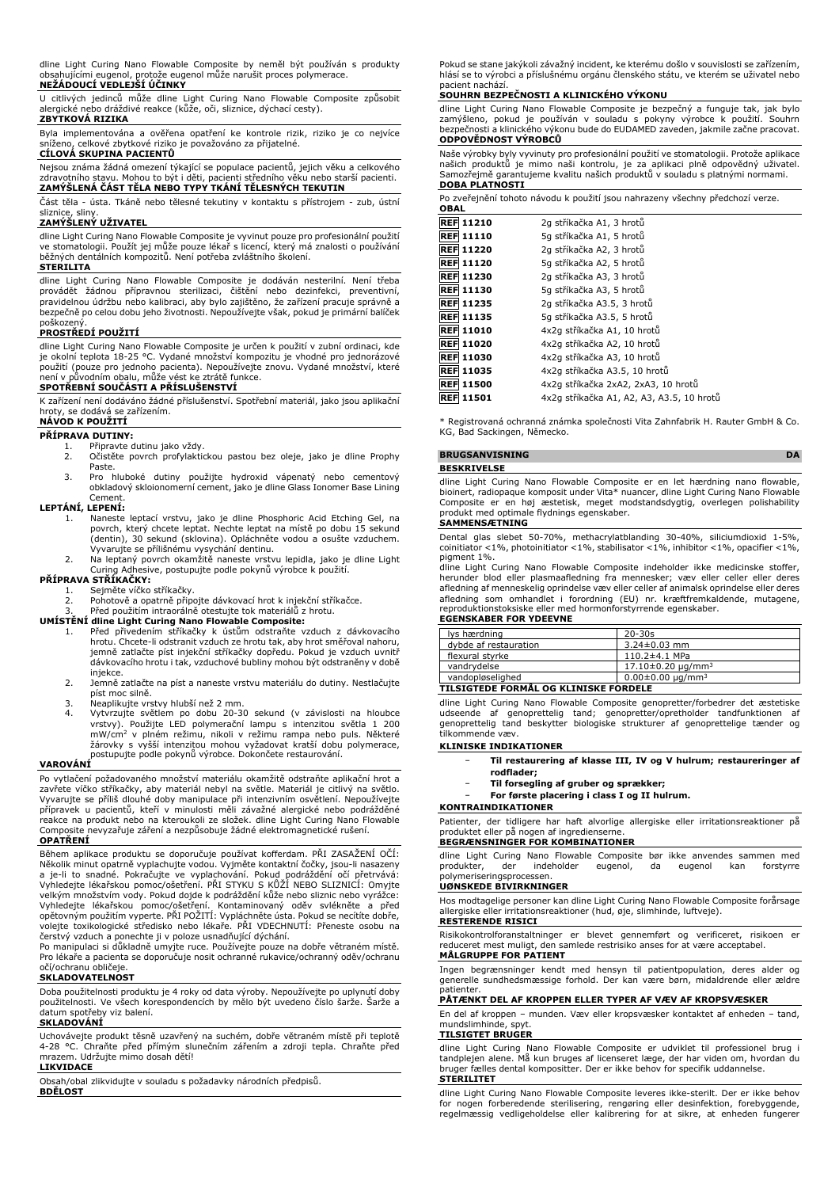dline Light Curing Nano Flowable Composite by neměl být používán s produkty obsahujícími eugenol, protože eugenol může narušit proces polymerace.

**NEŽÁDOUCÍ VEDLEJŠÍ ÚČINKY**

U citlivých jedinců může dline Light Curing Nano Flowable Composite způsobit alergické nebo dráždivé reakce (kůže, oči, sliznice, dýchací cesty).

**ZBYTKOVÁ RIZIKA**

Byla implementována a ověřena opatření ke kontrole rizik, riziko je co nejvíce sníženo, celkové zbytkové riziko je považováno za přijatelné.

**CÍLOVÁ SKUPINA PACIENTŮ**

Nejsou známa žádná omezení týkající se populace pacientů, jejich věku a celkového zdravotního stavu. Mohou to být i děti, pacienti středního věku nebo starší pacienti.

**ZAMÝŠLENÁ ČÁST TĚLA NEBO TYPY TKÁNÍ TĚLESNÝCH TEKUTIN**

Část těla - ústa. Tkáně nebo tělesné tekutiny v kontaktu s přístrojem - zub, ústní sliznice, sliny.

**ZAMÝŠLENÝ UŽIVATEL**

dline Light Curing Nano Flowable Composite je vyvinut pouze pro profesionální použití ve stomatologii. Použít jej může pouze lékař s licencí, který má znalosti o používání běžných dentálních kompozitů. Není potřeba zvláštního školení.

**STERILITA**

dline Light Curing Nano Flowable Composite je dodáván nesterilní. Není třeba provádět žádnou přípravnou sterilizaci, čištění nebo dezinfekci, preventivní, pravidelnou údržbu nebo kalibraci, aby bylo zajištěno, že zařízení pracuje správně a bezpečně po celou dobu jeho životnosti. Nepoužívejte však, pokud je primární balíček poškozený.

**PROSTŘEDÍ POUŽITÍ**

dline Light Curing Nano Flowable Composite je určen k použití v zubní ordinaci, kde je okolní teplota 18-25 °C. Vydané množství kompozitu je vhodné pro jednorázové použití (pouze pro jednoho pacienta). Nepoužívejte znovu. Vydané množství, které není v původním obalu, může vést ke ztrátě funkce.

**SPOTŘEBNÍ SOUČÁSTI A PŘÍSLUŠENSTVÍ**

K zařízení není dodáváno žádné příslušenství. Spotřební materiál, jako jsou aplikační hroty, se dodává se zařízením.

**NÁVOD K POUŽITÍ**

**PŘÍPRAVA DUTINY:**

1. Připravte dutinu jako vždy.
2. Očistěte povrch profylaktickou pastou bez oleje, jako je dline Prophy Paste.
3. Pro hluboké dutiny použijte hydroxid vápenatý nebo cementový obkladový skloionomerní cement, jako je dline Glass Ionomer Base Lining Cement.

**LEPTÁNÍ, LEPENÍ:**

1. Naneste leptací vrstvu, jako je dline Phosphoric Acid Etching Gel, na povrch, který chcete leptat. Nechte leptat na místě po dobu 15 sekund (dentin), 30 sekund (sklovina). Opláchněte vodou a osušte vzduchem. Vyvarujte se přílišnému vysychání dentinu.
2. Na leptaný povrch okamžitě naneste vrstvu lepidla, jako je dline Light Curing Adhesive, postupujte podle pokynů výrobce k použití.

**PŘÍPRAVA STŘÍKAČKY:**

1. Sejměte víčko stříkačky.
2. Pohotově a opatrně připojte dávkovací hrot k injekční stříkačce.
3. Před použitím intraorálně otestujte tok materiálů z hrotu.

**UMÍSTĚNÍ dline Light Curing Nano Flowable Composite:**

1. Před přivedením stříkačky k ústům odstraňte vzduch z dávkovacího hrotu. Chcete-li odstranit vzduch ze hrotu tak, aby hrot směřoval nahoru, jemně zatlačte píst injekční stříkačky dopředu. Pokud je vzduch uvnitř dávkovacího hrotu i tak, vzduchové bubliny mohou být odstraněny v době injekce.
2. Jemně zatlačte na píst a naneste vrstvu materiálu do dutiny. Nestlačujte píst moc silně.
3. Neaplikujte vrstvy hlubší než 2 mm.
4. Vytvrzujte světlem po dobu 20-30 sekund (v závislosti na hloubce vrstvy). Použijte LED polymerační lampu s intenzitou světla 1 200 mW/cm$^2$ v plném režimu, nikoli v režimu rampa nebo puls. Některé žárovky s vyšší intenzitou mohou vyžadovat kratší dobu polymerace, postupujte podle pokynů výrobce. Dokončete restaurování.

**VAROVÁNÍ**

Po vytlačení požadovaného množství materiálu okamžitě odstraňte aplikační hrot a zavřete víčko stříkačky, aby materiál nebyl na světle. Materiál je citlivý na světlo. Vyvarujte se příliš dlouhé doby manipulace při intenzivním osvětlení. Nepoužívejte přípravek u pacientů, kteří v minulosti měli závažné alergické nebo podrážděné reakce na produkt nebo na kteroukoli ze složek. dline Light Curing Nano Flowable Composite nevyzařuje záření a nezpůsobuje žádné elektromagnetické rušení.

**OPATŘENÍ**

Během aplikace produktu se doporučuje používat kofferdam. PŘI ZASAŽENÍ OČÍ: Několik minut opatrně vyplachujte vodou. Vyjměte kontaktní čočky, jsou-li nasazeny a je-li to snadné. Pokračujte ve vyplachování. Pokud podráždění očí přetrvává: Vyhledejte lékařskou pomoc/ošetření. PŘI STYKU S KŮŽÍ NEBO SLIZNICÍ: Omyjte velkým množstvím vody. Pokud dojde k podráždění kůže nebo sliznic nebo vyrážce: Vyhledejte lékařskou pomoc/ošetření. Kontaminovaný oděv svlékněte a před opětovným použitím vyperte. PŘI POŽITÍ: Vypláchněte ústa. Pokud se necítíte dobře, volejte toxikologické středisko nebo lékaře. PŘI VDECHNUTÍ: Přeneste osobu na čerstvý vzduch a ponechte ji v poloze usnadňující dýchání.

Po manipulaci si důkladně umyjte ruce. Používejte pouze na dobře větraném místě. Pro lékaře a pacienta se doporučuje nosit ochranné rukavice/ochranný oděv/ochranu očí/ochranu obličeje.

**SKLADOVATELNOST**

Doba použitelnosti produktu je 4 roky od data výroby. Nepoužívejte po uplynutí doby použitelnosti. Ve všech korespondencích by mělo být uvedeno číslo šarže. Šarže a datum spotřeby viz balení.

**SKLADOVÁNÍ**

Uchovávejte produkt těsně uzavřený na suchém, dobře větraném místě při teplotě 4-28 °C. Chraňte před přímým slunečním zářením a zdroji tepla. Chraňte před mrazem. Udržujte mimo dosah dětí!

**LIKVIDACE**

Obsah/obal zlikvidujte v souladu s požadavky národních předpisů.

**BDĚLOST**

Pokud se stane jakýkoli závažný incident, ke kterému došlo v souvislosti se zařízením, hlásí se to výrobci a příslušnému orgánu členského státu, ve kterém se uživatel nebo pacient nachází.

**SOUHRN BEZPEČNOSTI A KLINICKÉHO VÝKONU**

dline Light Curing Nano Flowable Composite je bezpečný a funguje tak, jak bylo zamýšleno, pokud je používán v souladu s pokyny výrobce k použití. Souhrn bezpečnosti a klinického výkonu bude do EUDAMED zaveden, jakmile začne pracovat.

**ODPOVĚDNOST VÝROBCŮ**

Naše výrobky byly vyvinuty pro profesionální použití ve stomatologii. Protože aplikace našich produktů je mimo naši kontrolu, je za aplikaci plně odpovědný uživatel. Samozřejmě garantujeme kvalitu našich produktů v souladu s platnými normami.

**DOBA PLATNOSTI**

Po zveřejnění tohoto návodu k použití jsou nahrazeny všechny předchozí verze.

**OBAL**

| | |
|---|---|
| REF 11210 | 2g stříkačka A1, 3 hrotů |
| REF 11110 | 5g stříkačka A1, 5 hrotů |
| REF 11220 | 2g stříkačka A2, 3 hrotů |
| REF 11120 | 5g stříkačka A2, 5 hrotů |
| REF 11230 | 2g stříkačka A3, 3 hrotů |
| REF 11130 | 5g stříkačka A3, 5 hrotů |
| REF 11235 | 2g stříkačka A3.5, 3 hrotů |
| REF 11135 | 5g stříkačka A3.5, 5 hrotů |
| REF 11010 | 4x2g stříkačka A1, 10 hrotů |
| REF 11020 | 4x2g stříkačka A2, 10 hrotů |
| REF 11030 | 4x2g stříkačka A3, 10 hrotů |
| REF 11035 | 4x2g stříkačka A3.5, 10 hrotů |
| REF 11500 | 4x2g stříkačka 2xA2, 2xA3, 10 hrotů |
| REF 11501 | 4x2g stříkačka A1, A2, A3, A3.5, 10 hrotů |

\* Registrovaná ochranná známka společnosti Vita Zahnfabrik H. Rauter GmbH & Co. KG, Bad Sackingen, Německo.

## BRUGSANVISNING DA

**BESKRIVELSE**

dline Light Curing Nano Flowable Composite er en let hærdning nano flowable, bioinert, radiopaque komposit under Vita* nuancer, dline Light Curing Nano Flowable Composite er en høj æstetisk, meget modstandsdygtig, overlegen polishability produkt med optimale flydnings egenskaber.

**SAMMENSÆTNING**

Dental glas slebet 50-70%, methacrylatblanding 30-40%, siliciumdioxid 1-5%, coinitiator <1%, photoinitiator <1%, stabilisator <1%, inhibitor <1%, opacifier <1%, pigment 1%.

dline Light Curing Nano Flowable Composite indeholder ikke medicinske stoffer, herunder blod eller plasmaafledning fra mennesker; væv eller celler eller deres afledning af menneskelig oprindelse væv eller celler af animalsk oprindelse eller deres afledning som omhandlet i forordning (EU) nr. kræftfremkaldende, mutagene, reproduktionstoksiske eller med hormonforstyrrende egenskaber.

**EGENSKABER FOR YDEEVNE**

| | |
|---|---|
| lys hærdning | 20-30s |
| dybde af restauration | 3.24±0.03 mm |
| flexural styrke | 110.2±4.1 MPa |
| vandrydelse | 17.10±0.20 μg/mm$^3$ |
| vandopløselighed | 0.00±0.00 μg/mm$^3$ |

**TILSIGTEDE FORMÅL OG KLINISKE FORDELE**

dline Light Curing Nano Flowable Composite genopretter/forbedrer det æstetiske udseende af genoprettelig tand; genopretter/opretholder tandfunktionen af genoprettelig tand beskytter biologiske strukturer af genoprettelige tænder og tilkommende væv.

**KLINISKE INDIKATIONER**

- **Til restaurering af klasse III, IV og V hulrum; restaureringer af rodflader;**
- **Til forsegling af gruber og sprækker;**
- **For første placering i class I og II hulrum.**

**KONTRAINDIKATIONER**

Patienter, der tidligere har haft alvorlige allergiske eller irritationsreaktioner på produktet eller på nogen af ingredienserne.

**BEGRÆNSNINGER FOR KOMBINATIONER**

dline Light Curing Nano Flowable Composite bør ikke anvendes sammen med produkter, der indeholder eugenol, da eugenol kan forstyrre polymeriseringsprocessen.

**UØNSKEDE BIVIRKNINGER**

Hos modtagelige personer kan dline Light Curing Nano Flowable Composite forårsage allergiske eller irritationsreaktioner (hud, øje, slimhinde, luftveje).

**RESTERENDE RISICI**

Risikokontrolforanstaltninger er blevet gennemført og verificeret, risikoen er reduceret mest muligt, den samlede restrisiko anses for at være acceptabel.

**MÅLGRUPPE FOR PATIENT**

Ingen begrænsninger kendt med hensyn til patientpopulation, deres alder og generelle sundhedsmæssige forhold. Der kan være børn, midaldrende eller ældre patienter.

**PÅTÆNKT DEL AF KROPPEN ELLER TYPER AF VÆV AF KROPSVÆSKER**

En del af kroppen – munden. Væv eller kropsvæsker kontaktet af enheden – tand, mundslimhinde, spyt.

**TILSIGTET BRUGER**

dline Light Curing Nano Flowable Composite er udviklet til professionel brug i tandplejen alene. Må kun bruges af licenseret læge, der har viden om, hvordan du bruger fælles dental kompositter. Der er ikke behov for specifik uddannelse.

**STERILITET**

dline Light Curing Nano Flowable Composite leveres ikke-sterilt. Der er ikke behov for nogen forberedende sterilisering, rengøring eller desinfektion, forebyggende, regelmæssig vedligeholdelse eller kalibrering for at sikre, at enheden fungerer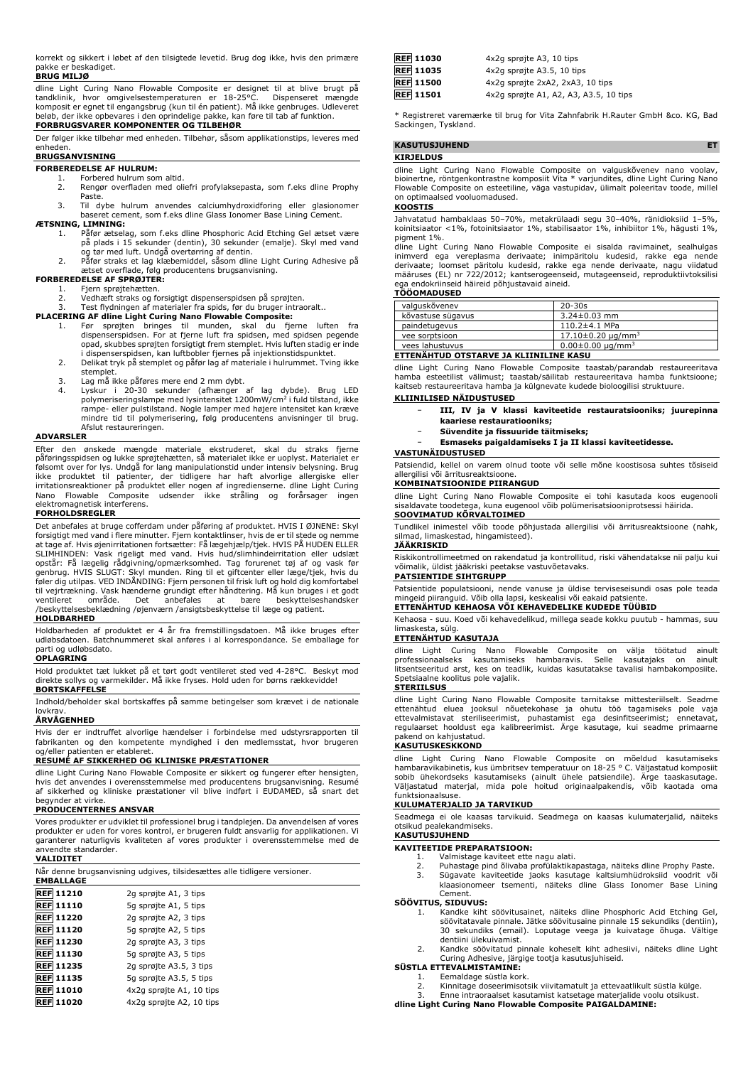korrekt og sikkert i løbet af den tilsigtede levetid. Brug dog ikke, hvis den primære pakke er beskadiget.

**BRUG MILJØ**

dline Light Curing Nano Flowable Composite er designet til at blive brugt på tandklinik, hvor omgivelsestemperaturen er 18-25°C. Dispenseret mængde komposit er egnet til engangsbrug (kun til én patient). Må ikke genbruges. Udleveret beløb, der ikke opbevares i den oprindelige pakke, kan føre til tab af funktion.

**FORBRUGSVARER KOMPONENTER OG TILBEHØR**

Der følger ikke tilbehør med enheden. Tilbehør, såsom applikationstips, leveres med enheden.

**BRUGSANVISNING**

**FORBEREDELSE AF HULRUM:**

1. Forbered hulrum som altid.
2. Rengør overfladen med oliefri profylaksepasta, som f.eks dline Prophy Paste.
3. Til dybe hulrum anvendes calciumhydroxidforing eller glasionomer baseret cement, som f.eks dline Glass Ionomer Base Lining Cement.

**ÆTSNING, LIMNING:**

1. Påfør ætselag, som f.eks dline Phosphoric Acid Etching Gel ætset være på plads i 15 sekunder (dentin), 30 sekunder (emalje). Skyl med vand og tør med luft. Undgå overtørring af dentin.
2. Påfør straks et lag klæbemiddel, såsom dline Light Curing Adhesive på ætset overflade, følg producentens brugsanvisning.

**FORBEREDELSE AF SPRØJTER:**

1. Fjern sprøjtehætten.
2. Vedhæft straks og forsigtigt dispenserspidsen på sprøjten.
3. Test flydningen af materialer fra spids, før du bruger intraoralt..

**PLACERING AF dline Light Curing Nano Flowable Composite:**

1. Før sprøjten bringes til munden, skal du fjerne luften fra dispenserspidsen. For at fjerne luft fra spidsen, med spidsen pegende opad, skubbes sprøjten forsigtigt frem stemplet. Hvis luften stadig er inde i dispenserspidsen, kan luftbobler fjernes på injektionstidspunktet.
2. Delikat tryk på stemplet og påfør lag af materiale i hulrummet. Tving ikke stemplet.
3. Lag må ikke påføres mere end 2 mm dybt.
4. Lyskur i 20-30 sekunder (afhænger af lag dybde). Brug LED polymeriseringslampe med lysintensitet 1200mW/cm² i fuld tilstand, ikke rampe- eller pulstilstand. Nogle lamper med højere intensitet kan kræve mindre tid til polymerisering, følg producentens anvisninger til brug. Afslut restaureringen.

**ADVARSLER**

Efter den ønskede mængde materiale ekstruderet, skal du straks fjerne påføringsspidsen og lukke sprøjtehætten, så materialet ikke er uoplyst. Materialet er følsomt over for lys. Undgå for lang manipulationstid under intensiv belysning. Brug ikke produktet til patienter, der tidligere har haft alvorlige allergiske eller irritationsreaktioner på produktet eller nogen af ingredienserne. dline Light Curing Nano Flowable Composite udsender ikke stråling og forårsager ingen elektromagnetisk interferens.

**FORHOLDSREGLER**

Det anbefales at bruge cofferdam under påføring af produktet. HVIS I ØJNENE: Skyl forsigtigt med vand i flere minutter. Fjern kontaktlinser, hvis de er til stede og nemme at tage af. Hvis øjenirritationen fortsætter: Få lægehjælp/tjek. HVIS PÅ HUDEN ELLER SLIMHINDEN: Vask rigeligt med vand. Hvis hud/slimhindeirritation eller udslæt opstår: Få lægelig rådgivning/opmærksomhed. Tag forurenet tøj af og vask før genbrug. HVIS SLUGT: Skyl munden. Ring til et giftcenter eller læge/tjek, hvis du føler dig utilpas. VED INDÅNDING: Fjern personen til frisk luft og hold dig komfortabel til vejrtrækning. Vask hænderne grundigt efter håndtering. Må kun bruges i et godt ventileret område. Det anbefales at bære beskyttelseshandsker /beskyttelsesbeklædning /øjenværn /ansigtsbeskyttelse til læge og patient.

**HOLDBARHED**

Holdbarheden af produktet er 4 år fra fremstillingsdatoen. Må ikke bruges efter udløbsdatoen. Batchnummeret skal anføres i al korrespondance. Se emballage for parti og udløbsdato.

**OPLAGRING**

Hold produktet tæt lukket på et tørt godt ventileret sted ved 4-28°C. Beskyt mod direkte sollys og varmekilder. Må ikke fryses. Hold uden for børns rækkevidde!

**BORTSKAFFELSE**

Indhold/beholder skal bortskaffes på samme betingelser som krævet i de nationale lovkrav.

**ÅRVÅGENHED**

Hvis der er indtruffet alvorlige hændelser i forbindelse med udstyrsrapporten til fabrikanten og den kompetente myndighed i den medlemsstat, hvor brugeren og/eller patienten er etableret.

**RESUMÉ AF SIKKERHED OG KLINISKE PRÆSTATIONER**

dline Light Curing Nano Flowable Composite er sikkert og fungerer efter hensigten, hvis det anvendes i overensstemmelse med producentens brugsanvisning. Resumé af sikkerhed og kliniske præstationer vil blive indført i EUDAMED, så snart det begynder at virke.

**PRODUCENTERNES ANSVAR**

Vores produkter er udviklet til professionel brug i tandplejen. Da anvendelsen af vores produkter er uden for vores kontrol, er brugeren fuldt ansvarlig for applikationen. Vi garanterer naturligvis kvaliteten af vores produkter i overensstemmelse med de anvendte standarder.

**VALIDITET**

Når denne brugsanvisning udgives, tilsidesættes alle tidligere versioner.

**EMBALLAGE**

| | |
|---|---|
| REF 11210 | 2g sprøjte A1, 3 tips |
| REF 11110 | 5g sprøjte A1, 5 tips |
| REF 11220 | 2g sprøjte A2, 3 tips |
| REF 11120 | 5g sprøjte A2, 5 tips |
| REF 11230 | 2g sprøjte A3, 3 tips |
| REF 11130 | 5g sprøjte A3, 5 tips |
| REF 11235 | 2g sprøjte A3.5, 3 tips |
| REF 11135 | 5g sprøjte A3.5, 5 tips |
| REF 11010 | 4x2g sprøjte A1, 10 tips |
| REF 11020 | 4x2g sprøjte A2, 10 tips |
| REF 11030 | 4x2g sprøjte A3, 10 tips |
| REF 11035 | 4x2g sprøjte A3.5, 10 tips |
| REF 11500 | 4x2g sprøjte 2xA2, 2xA3, 10 tips |
| REF 11501 | 4x2g sprøjte A1, A2, A3, A3.5, 10 tips |

\* Registreret varemærke til brug for Vita Zahnfabrik H.Rauter GmbH &co. KG, Bad Sackingen, Tyskland.

## KASUTUSJUHEND ET

**KIRJELDUS**

dline Light Curing Nano Flowable Composite on valguskõvenev nano voolav, bioinertne, röntgenkontrastne komposiit Vita * varjunditega, dline Light Curing Nano Flowable Composite on esteetiline, väga vastupidav, ülimalt poleeritav toode, millel on optimaalsed vooluomadused.

**KOOSTIS**

Jahvatatud hambaklaas 50–70%, metakrülaadi segu 30–40%, ränidioksiid 1–5%, koinitsiaator <1%, fotoinitsiaator 1%, stabilisaator 1%, inhibiitor 1%, hägusti 1%, pigment 1%.

dline Light Curing Nano Flowable Composite ei sisalda ravimaineid, sealhulgas inimverd ega vereplasma derivaate; inimpäritolu kudesid, rakke ega nende derivaate; loomset päritolu kudesid, rakke ega nende derivaate, nagu viidatud määruses (EL) nr 722/2012; kantserogeenseid, mutageenseid, reproduktiivtoksilisi ega endokriinseid häireid põhjustavaid aineid.

**TÖÖOMADUSED**

| | |
|---|---|
| valguskõvenev | 20-30s |
| kõvastuse sügavus | 3.24±0.03 mm |
| paindetugevus | 110.2±4.1 MPa |
| vee sorptsioon | 17.10±0.20 μg/mm³ |
| vees lahustuvus | 0.00±0.00 μg/mm³ |

**ETTENÄHTUD OTSTARVE JA KLIINILINE KASU**

dline Light Curing Nano Flowable Composite taastab/parandab restaureeritava hamba esteetilist välimust; taastab/säilitab restaureeritava hamba funktsioone; kaitseb restaureeritava hamba ja külgnevate kudede bioloogilisi struktuure.

**KLIINILISED NÄIDUSTUSED**

- **III, IV ja V klassi kaviteetide restauratsiooniks; juurepinna kaariese restauratsiooniks;**
- **Süvendite ja fissuuride täitmiseks;**
- **Esmaseks paigaldamiseks I ja II klassi kaviteetidesse.**

**VASTUNÄIDUSTUSED**

Patsiendid, kellel on varem olnud toote või selle mõne koostisosa suhtes tõsiseid allergilisi või ärritusreaktsioone.

**KOMBINATSIOONIDE PIIRANGUD**

dline Light Curing Nano Flowable Composite ei tohi kasutada koos eugenooli sisaldavate toodetega, kuna eugenool võib polümerisatsiooniprotsessi häirida.

**SOOVIMATUD KÕRVALTOIMED**

Tundlikel inimestel võib toode põhjustada allergilisi või ärritusreaktsioone (nahk, silmad, limaskestad, hingamisteed).

**JÄÄKRISKID**

Riskikontrollimeetmed on rakendatud ja kontrollitud, riski vähendatakse nii palju kui võimalik, üldist jääkriski peetakse vastuvõetavaks.

**PATSIENTIDE SIHTGRUPP**

Patsientide populatsiooni, nende vanuse ja üldise terviseseisundi osas pole teada mingeid piiranguid. Võib olla lapsi, keskealisi või eakaid patsiente.

**ETTENÄHTUD KEHAOSA VÕI KEHAVEDELIKE KUDEDE TÜÜBID**

Kehaosa - suu. Koed või kehavedelikud, millega seade kokku puutub - hammas, suu limaskesta, sülg.

**ETTENÄHTUD KASUTAJA**

dline Light Curing Nano Flowable Composite on välja töötatud ainult professionaalseks kasutamiseks hambaravis. Selle kasutajaks on ainult litsentseeritud arst, kes on teadlik, kuidas kasutatakse tavalisi hambakomposiite. Spetsiaalne koolitus pole vajalik.

**STERIILSUS**

dline Light Curing Nano Flowable Composite tarnitakse mittesteriilselt. Seadme ettenähtud eluea jooksul nõuetekohase ja ohutu töö tagamiseks pole vaja ettevalmistavat steriliseerimist, puhastamist ega desinfitseerimist; ennetavat, regulaarset hooldust ega kalibreerimist. Ärge kasutage, kui seadme primaarne pakend on kahjustatud.

**KASUTUSKESKKOND**

dline Light Curing Nano Flowable Composite on mõeldud kasutamiseks hambaravikabinetis, kus ümbritsev temperatuur on 18-25 ° C. Väljastatud komposiit sobib ühekordseks kasutamiseks (ainult ühele patsiendile). Ärge taaskasutage. Väljastatud materjal, mida pole hoitud originaalpakendis, võib kaotada oma funktsionaalsuse.

**KULUMATERJALID JA TARVIKUD**

Seadmega ei ole kaasas tarvikuid. Seadmega on kaasas kulumaterjalid, näiteks otsikud pealekandmiseks.

**KASUTUSJUHEND**

**KAVITEETIDE PREPARATSIOON:**

1. Valmistage kaviteet ette nagu alati.
2. Puhastage pind õlivaba profülaktikapastaga, näiteks dline Prophy Paste.
3. Sügavate kaviteetide jaoks kasutage kaltsiumhüdroksiid voodrit või klaasionomeer tsementi, näiteks dline Glass Ionomer Base Lining Cement.

**SÖÖVITUS, SIDUVUS:**

1. Kandke kiht söövitusainet, näiteks dline Phosphoric Acid Etching Gel, söövitatavale pinnale. Jätke söövitusaine pinnale 15 sekundiks (dentiin), 30 sekundiks (email). Loputage veega ja kuivatage õhuga. Vältige dentiini ülekuivamist.
2. Kandke söövitatud pinnale koheselt kiht adhesiivi, näiteks dline Light Curing Adhesive, järgige tootja kasutusjuhiseid.

**SÜSTLA ETTEVALMISTAMINE:**

1. Eemaldage süstla kork.
2. Kinnitage doseerimisotsik viivitamatult ja ettevaatlikult süstla külge.
3. Enne intraoraalset kasutamist katsetage materjalide voolu otsikust.

**dline Light Curing Nano Flowable Composite PAIGALDAMINE:**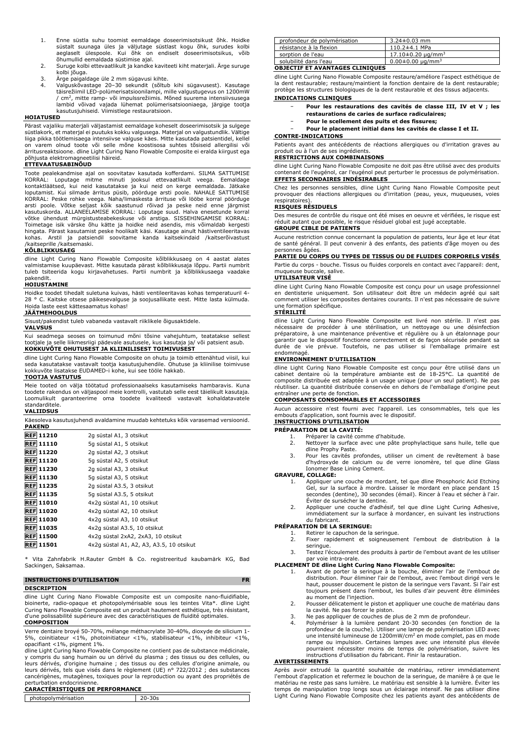1. Enne süstla suhu toomist eemaldage doseerimisotsikust õhk. Hoidke süstalt suunaga üles ja väljutage süstlast kogu õhk, surudes kolbi aeglaselt ülespoole. Kui õhk on endiselt doseerimisotsikus, võib õhumullid eemaldada süstimise ajal.
2. Suruge kolbi ettevaatlikult ja kandke kaviteeti kiht materjali. Ärge suruge kolbi jõuga.
3. Ärge paigaldage üle 2 mm sügavusi kihte.
4. Valguskõvastage 20–30 sekundit (sõltub kihi sügavusest). Kasutage täisrežiimil LED-polümerisatsioonilampi, mille valgustugevus on 1200mW / cm², mitte ramp- või impulssrežiimis. Mõned suurema intensiivsusega lambid võivad vajada lühemat polümerisatsiooniaega, järgige tootja kasutusjuhiseid. Viimistlege restauratsioon.

**HOIATUSED**

Pärast vajaliku materjali väljastamist eemaldage koheselt doseerimisotsik ja sulgege süstlakork, et materjal ei puutuks kokku valgusega. Materjal on valgustundlik. Vältige liiga pikka töötlemisaega intensiivse valguse käes. Mitte kasutada patsientidel, kellel on varem olnud toote või selle mõne koostisosa suhtes tõsiseid allergilisi või ärritusreaktsioone. dline Light Curing Nano Flowable Composite ei eralda kiirgust ega põhjusta elektromagneetilisi häireid.

**ETTEVAATUSABINÕUD**

Toote pealekandmise ajal on soovitatav kasutada kofferdami. SILMA SATTUMISE KORRAL: Loputage mitme minuti jooksul ettevaatlikult veega. Eemaldage kontaktläätsed, kui neid kasutatakse ja kui neid on kerge eemaldada. Jätkake loputamist. Kui silmade ärritus püsib, pöörduge arsti poole. NAHALE SATTUMISE KORRAL: Peske rohke veega. Naha/limaskesta ärrituse või lööbe korral pöörduge arsti poole. Võtke seljast kõik saastunud rõivad ja peske neid enne järgmist kasutuskorda. ALLANEELAMISE KORRAL: Loputage suud. Halva enesetunde korral võtke ühendust mürgistusteabekeskuse või arstiga. SISSEHINGAMISE KORRAL: Toimetage isik värske õhu kätte ja hoidke neid asendis, mis võimaldab kergesti hingata. Pärast kasutamist peske hoolikalt käsi. Kasutage ainult hästiventileeritavas kohas. Arstil ja patsiendil soovitame kanda kaitsekindaid /kaitseriõivastust /kaitseprille /kaitsemaski.

**KÕLBLIKKUSAEG**

dline Light Curing Nano Flowable Composite kõlblikkusaeg on 4 aastat alates valmistamise kuupäevast. Mitte kasutada pärast kõlblikkusaja lõppu. Partii numbrit tuleb tsiteerida kogu kirjavahetuses. Partii numbrit ja kõlblikkusaega vaadake pakendilt.

**HOIUSTAMINE**

Hoidke tooted tihedalt suletuna kuivas, hästi ventileeritavas kohas temperatuuril 4-28 ° C. Kaitske otsese päikesevalguse ja soojusallikate eest. Mitte lasta külmuda. Hoida laste eest kättesaamatus kohas!

**JÄÄTMEHOOLDUS**

Sisust/pakendist tuleb vabaneda vastavalt riiklikele õigusaktidele.

**VALVSUS**

Kui seadmega seoses on toimunud mõni tõsine vahejuhtum, teatatakse sellest tootjale ja selle liikmesriigi pädevale asutusele, kus kasutaja ja/ või patsient asub.

**KOKKUVÕTE OHUTUSEST JA KLIINILISEST TOIMIVUSEST**

dline Light Curing Nano Flowable Composite on ohutu ja toimib ettenähtud viisil, kui seda kasutatakse vastavalt tootja kasutusjuhendile. Ohutuse ja kliinilise toimivuse kokkuvõte lisatakse EUDAMED-i kohe, kui see tööle hakkab.

**TOOTJA VASTUTUS**

Meie tooted on välja töötatud professionaalseks kasutamiseks hambaravis. Kuna toodete rakendus on väljaspool meie kontrolli, vastutab selle eest täielikult kasutaja. Loomulikult garanteerime oma toodete kvaliteedi vastavalt kohaldatavatele standarditele.

**VALIIDSUS**

Käesoleva kasutusjuhendi avaldamine muudab kehtetuks kõik varasemad versioonid.

**PAKEND**

| | |
|---|---|
| REF 11210 | 2g süstal A1, 3 otsikut |
| REF 11110 | 5g süstal A1, 5 otsikut |
| REF 11220 | 2g süstal A2, 3 otsikut |
| REF 11120 | 5g süstal A2, 5 otsikut |
| REF 11230 | 2g süstal A3, 3 otsikut |
| REF 11130 | 5g süstal A3, 5 otsikut |
| REF 11235 | 2g süstal A3.5, 3 otsikut |
| REF 11135 | 5g süstal A3.5, 5 otsikut |
| REF 11010 | 4x2g süstal A1, 10 otsikut |
| REF 11020 | 4x2g süstal A2, 10 otsikut |
| REF 11030 | 4x2g süstal A3, 10 otsikut |
| REF 11035 | 4x2g süstal A3.5, 10 otsikut |
| REF 11500 | 4x2g süstal 2xA2, 2xA3, 10 otsikut |
| REF 11501 | 4x2g süstal A1, A2, A3, A3.5, 10 otsikut |

\* Vita Zahnfabrik H.Rauter GmbH & Co. registreeritud kaubamärk KG, Bad Sackingen, Saksamaa.

## INSTRUCTIONS D'UTILISATION — FR

**DESCRIPTION**

dline Light Curing Nano Flowable Composite est un composite nano-fluidifiable, bioinerte, radio-opaque et photopolymérisable sous les teintes Vita*. dline Light Curing Nano Flowable Composite est un produit hautement esthétique, très résistant, d'une polissabilité supérieure avec des caractéristiques de fluidité optimales.

**COMPOSITION**

Verre dentaire broyé 50-70%, mélange méthacrylate 30-40%, dioxyde de silicium 1-5%, coinitiateur <1%, photoinitiateur <1%, stabilisateur <1%, inhibiteur <1%, opacifiant <1%, pigment 1%.

dline Light Curing Nano Flowable Composite ne contient pas de substance médicinale, y compris du sang humain ou un dérivé du plasma ; des tissus ou des cellules, ou leurs dérivés, d'origine humaine ; des tissus ou des cellules d'origine animale, ou leurs dérivés, tels que visés dans le règlement (UE) n° 722/2012 ; des substances cancérigènes, mutagènes, toxiques pour la reproduction ou ayant des propriétés de perturbation endocrinienne.

**CARACTÉRISTIQUES DE PERFORMANCE**

| | |
|---|---|
| photopolymérisation | 20-30s |
| profondeur de polymérisation | 3.24±0.03 mm |
| résistance à la flexion | 110.2±4.1 MPa |
| sorption de l'eau | 17.10±0.20 μg/mm³ |
| solubilité dans l'eau | 0.00±0.00 μg/mm³ |

**OBJECTIF ET AVANTAGES CLINIQUES**

dline Light Curing Nano Flowable Composite restaure/améliore l'aspect esthétique de la dent restaurable; restaure/maintient la fonction dentaire de la dent restaurable; protège les structures biologiques de la dent restaurable et des tissus adjacents.

**INDICATIONS CLINIQUES**

- **Pour les restaurations des cavités de classe III, IV et V ; les restaurations de caries de surface radiculaires;**
- **Pour le scellement des puits et des fissures;**
- **Pour le placement initial dans les cavités de classe I et II.**

**CONTRE-INDICATIONS**

Patients ayant des antécédents de réactions allergiques ou d'irritation graves au produit ou à l'un de ses ingrédients.

**RESTRICTIONS AUX COMBINAISONS**

dline Light Curing Nano Flowable Composite ne doit pas être utilisé avec des produits contenant de l'eugénol, car l'eugénol peut perturber le processus de polymérisation.

**EFFETS SECONDAIRES INDÉSIRABLES**

Chez les personnes sensibles, dline Light Curing Nano Flowable Composite peut provoquer des réactions allergiques ou d'irritation (peau, yeux, muqueuses, voies respiratoires).

**RISQUES RÉSIDUELS**

Des mesures de contrôle du risque ont été mises en oeuvre et vérifiées, le risque est réduit autant que possible, le risque résiduel global est jugé acceptable.

**GROUPE CIBLE DE PATIENTS**

Aucune restriction connue concernant la population de patients, leur âge et leur état de santé général. Il peut convenir à des enfants, des patients d'âge moyen ou des personnes âgées.

**PARTIE DU CORPS OU TYPES DE TISSUS OU DE FLUIDES CORPORELS VISÉS**

Partie du corps - bouche. Tissus ou fluides corporels en contact avec l'appareil: dent, muqueuse buccale, salive.

**UTILISATEUR VISÉ**

dline Light Curing Nano Flowable Composite est conçu pour un usage professionnel en dentisterie uniquement. Son utilisateur doit être un médecin agréé qui sait comment utiliser les composites dentaires courants. Il n'est pas nécessaire de suivre une formation spécifique.

**STÉRILITÉ**

dline Light Curing Nano Flowable Composite est livré non stérile. Il n'est pas nécessaire de procéder à une stérilisation, un nettoyage ou une désinfection préparatoire, à une maintenance préventive et régulière ou à un étalonnage pour garantir que le dispositif fonctionne correctement et de façon sécurisée pendant sa durée de vie prévue. Toutefois, ne pas utiliser si l'emballage primaire est endommagé.

**ENVIRONNEMENT D'UTILISATION**

dline Light Curing Nano Flowable Composite est conçu pour être utilisé dans un cabinet dentaire où la température ambiante est de 18-25°C. La quantité de composite distribuée est adaptée à un usage unique (pour un seul patient). Ne pas réutiliser. La quantité distribuée conservée en dehors de l'emballage d'origine peut entraîner une perte de fonction.

**COMPOSANTS CONSOMMABLES ET ACCESSOIRES**

Aucun accessoire n'est fourni avec l'appareil. Les consommables, tels que les embouts d'application, sont fournis avec le dispositif.

**INSTRUCTIONS D'UTILISATION**

**PRÉPARATION DE LA CAVITÉ:**

1. Préparer la cavité comme d'habitude.
2. Nettoyer la surface avec une pâte prophylactique sans huile, telle que dline Prophy Paste.
3. Pour les cavités profondes, utiliser un ciment de revêtement à base d'hydroxyde de calcium ou de verre ionomère, tel que dline Glass Ionomer Base Lining Cement.

**GRAVURE, COLLAGE:**

1. Appliquer une couche de mordant, tel que dline Phosphoric Acid Etching Gel, sur la surface à mordre. Laisser le mordant en place pendant 15 secondes (dentine), 30 secondes (émail). Rincer à l'eau et sécher à l'air. Éviter de sursécher la dentine.
2. Appliquer une couche d'adhésif, tel que dline Light Curing Adhesive, immédiatement sur la surface à mordancer, en suivant les instructions du fabricant.

**PRÉPARATION DE LA SERINGUE:**

1. Retirer le capuchon de la seringue.
2. Fixer rapidement et soigneusement l'embout de distribution à la seringue.
3. Testez l'écoulement des produits à partir de l'embout avant de les utiliser par voie intra-orale.

**PLACEMENT DE dline Light Curing Nano Flowable Composite:**

1. Avant de porter la seringue à la bouche, éliminer l'air de l'embout de distribution. Pour éliminer l'air de l'embout, avec l'embout dirigé vers le haut, pousser doucement le piston de la seringue vers l'avant. Si l'air est toujours présent dans l'embout, les bulles d'air peuvent être éliminées au moment de l'injection.
2. Pousser délicatement le piston et appliquer une couche de matériau dans la cavité. Ne pas forcer le piston.
3. Ne pas appliquer de couches de plus de 2 mm de profondeur.
4. Polymériser à la lumière pendant 20-30 secondes (en fonction de la profondeur de la couche). Utiliser une lampe de polymérisation LED avec une intensité lumineuse de 1200mW/cm² en mode complet, pas en mode rampe ou impulsion. Certaines lampes avec une intensité plus élevée pourraient nécessiter moins de temps de polymérisation, suivre les instructions d'utilisation du fabricant. Finir la restauration.

**AVERTISSEMENTS**

Après avoir extrudé la quantité souhaitée de matériau, retirer immédiatement l'embout d'application et refermez le bouchon de la seringue, de manière à ce que le matériau ne reste pas sans lumière. Le matériau est sensible à la lumière. Éviter les temps de manipulation trop longs sous un éclairage intensif. Ne pas utiliser dline Light Curing Nano Flowable Composite chez les patients ayant des antécédents de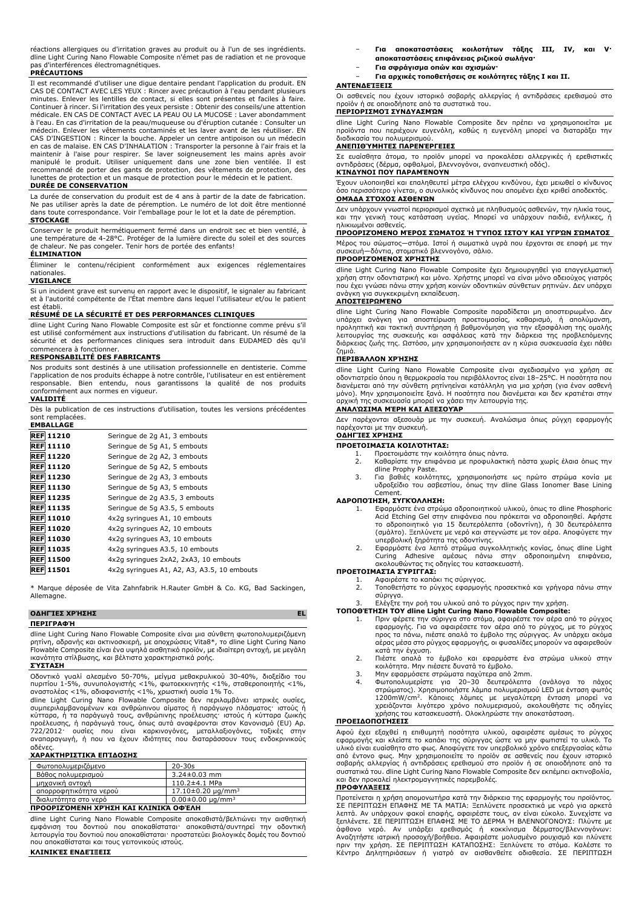réactions allergiques ou d'irritation graves au produit ou à l'un de ses ingrédients. dline Light Curing Nano Flowable Composite n'émet pas de radiation et ne provoque pas d'interférences électromagnétiques.

**PRÉCAUTIONS**

Il est recommandé d'utiliser une digue dentaire pendant l'application du produit. EN CAS DE CONTACT AVEC LES YEUX : Rincer avec précaution à l'eau pendant plusieurs minutes. Enlever les lentilles de contact, si elles sont présentes et faciles à faire. Continuer à rincer. Si l'irritation des yeux persiste : Obtenir des conseils/une attention médicale. EN CAS DE CONTACT AVEC LA PEAU OU LA MUCOSE : Laver abondamment à l'eau. En cas d'irritation de la peau/muqueuse ou d'éruption cutanée : Consulter un médecin. Enlever les vêtements contaminés et les laver avant de les réutiliser. EN CAS D'INGESTION : Rincer la bouche. Appeler un centre antipoison ou un médecin en cas de malaise. EN CAS D'INHALATION : Transporter la personne à l'air frais et la maintenir à l'aise pour respirer. Se laver soigneusement les mains après avoir manipulé le produit. Utiliser uniquement dans une zone bien ventilée. Il est recommandé de porter des gants de protection, des vêtements de protection, des lunettes de protection et un masque de protection pour le médecin et le patient.

**DURÉE DE CONSERVATION**

La durée de conservation du produit est de 4 ans à partir de la date de fabrication. Ne pas utiliser après la date de péremption. Le numéro de lot doit être mentionné dans toute correspondance. Voir l'emballage pour le lot et la date de péremption.

**STOCKAGE**

Conserver le produit hermétiquement fermé dans un endroit sec et bien ventilé, à une température de 4-28°C. Protéger de la lumière directe du soleil et des sources de chaleur. Ne pas congeler. Tenir hors de portée des enfants!

**ÉLIMINATION**

Éliminer le contenu/récipient conformément aux exigences réglementaires nationales.

**VIGILANCE**

Si un incident grave est survenu en rapport avec le dispositif, le signaler au fabricant et à l'autorité compétente de l'État membre dans lequel l'utilisateur et/ou le patient est établi.

**RÉSUMÉ DE LA SÉCURITÉ ET DES PERFORMANCES CLINIQUES**

dline Light Curing Nano Flowable Composite est sûr et fonctionne comme prévu s'il est utilisé conformément aux instructions d'utilisation du fabricant. Un résumé de la sécurité et des performances cliniques sera introduit dans EUDAMED dès qu'il commencera à fonctionner.

**RESPONSABILITÉ DES FABRICANTS**

Nos produits sont destinés à une utilisation professionnelle en dentisterie. Comme l'application de nos produits échappe à notre contrôle, l'utilisateur en est entièrement responsable. Bien entendu, nous garantissons la qualité de nos produits conformément aux normes en vigueur.

**VALIDITÉ**

Dès la publication de ces instructions d'utilisation, toutes les versions précédentes sont remplacées.

**EMBALLAGE**

| REF | Description |
|---|---|
| REF 11210 | Seringue de 2g A1, 3 embouts |
| REF 11110 | Seringue de 5g A1, 5 embouts |
| REF 11220 | Seringue de 2g A2, 3 embouts |
| REF 11120 | Seringue de 5g A2, 5 embouts |
| REF 11230 | Seringue de 2g A3, 3 embouts |
| REF 11130 | Seringue de 5g A3, 5 embouts |
| REF 11235 | Seringue de 2g A3.5, 3 embouts |
| REF 11135 | Seringue de 5g A3.5, 5 embouts |
| REF 11010 | 4x2g syringues A1, 10 embouts |
| REF 11020 | 4x2g syringues A2, 10 embouts |
| REF 11030 | 4x2g syringues A3, 10 embouts |
| REF 11035 | 4x2g syringues A3.5, 10 embouts |
| REF 11500 | 4x2g syringues 2xA2, 2xA3, 10 embouts |
| REF 11501 | 4x2g syringues A1, A2, A3, A3.5, 10 embouts |

* Marque déposée de Vita Zahnfabrik H.Rauter GmbH & Co. KG, Bad Sackingen, Allemagne.

## ΟΔΗΓΙΕΣ ΧΡΗΣΗΣ — EL

**ΠΕΡΙΓΡΑΦΉ**

dline Light Curing Nano Flowable Composite είναι μια σύνθετη φωτοπολυμεριζόμενη ρητίνη, αδρανής και ακτινοσκιερή, με αποχρώσεις Vita8*, το dline Light Curing Nano Flowable Composite είναι ένα υψηλά αισθητικό προϊόν, με ιδιαίτερη αντοχή, με μεγάλη ικανότητα στίλβωσης, και βέλτιστα χαρακτηριστικά ροής.

**ΣΎΣΤΑΣΗ**

Οδοντικό γυαλί αλεσμένο 50-70%, μείγμα μεθακρυλικού 30-40%, διοξείδιο του πυριτίου 1-5%, συνυπολογιστής <1%, φωτοεκκινητής <1%, σταθεροποιητής <1%, αναστολέας <1%, αδιαφανιστής <1%, χρωστική ουσία 1% Το.

dline Light Curing Nano Flowable Composite δεν περιλαμβάνει ιατρικές ουσίες, συμπεριλαμβανομένων και ανθρώπινου αίματος ή παράγωγο πλάσματος· ιστούς ή κύτταρα, ή τα παράγωγά τους, ανθρώπινης προέλευσης· ιστούς ή κύτταρα ζωικής προέλευσης, ή παράγωγά τους, όπως αυτά αναφέρονται στον Κανονισμό (EU) Αρ. 722/2012· ουσίες που είναι καρκινογόνες, μεταλλαξιογόνες, τοξικές στην αναπαραγωγή, ή που να έχουν ιδιότητες που διαταράσσουν τους ενδοκρινούς αδένες.

**ΧΑΡΑΚΤΗΡΙΣΤΙΚΆ ΕΠΊΔΟΣΗΣ**

| | |
|---|---|
| Φωτοπολυμεριζόμενο | 20-30s |
| Βάθος πολυμερισμού | 3.24±0.03 mm |
| μηχανική αντοχή | 110.2±4.1 MPa |
| απορροφητικότητα νερού | 17.10±0.20 μg/mm$^3$ |
| διαλυτότητα στο νερό | 0.00±0.00 μg/mm$^3$ |

**ΠΡΟΟΡΙΖΌΜΕΝΗ ΧΡΉΣΗ ΚΑΙ ΚΛΙΝΙΚΆ ΟΦΈΛΗ**

dline Light Curing Nano Flowable Composite αποκαθιστά/βελτιώνει την αισθητική εμφάνιση του δοντιού που αποκαθίσταται· αποκαθιστά/συντηρεί την οδοντική λειτουργία του δοντιού που αποκαθίσταται· προστατεύει βιολογικές δομές του δοντιού που αποκαθίσταται και τους γειτονικούς ιστούς.

**ΚΛΙΝΙΚΈΣ ΕΝΔΕΊΞΕΙΣ**

- **Για αποκαταστάσεις κοιλοτήτων τάξης III, IV, και V· αποκαταστάσεις επιφάνειας ριζικού σωλήνα·**
- **Για σφράγισμα οπών και σχισμών·**
- **Για αρχικές τοποθετήσεις σε κοιλότητες τάξης I και II.**

**ΑΝΤΕΝΔΕΊΞΕΙΣ**

Οι ασθενείς που έχουν ιστορικό σοβαρής αλλεργίας ή αντιδράσεις ερεθισμού στο προϊόν ή σε οποιοδήποτε από τα συστατικά του.

**ΠΕΡΙΟΡΙΣΜΟΊ ΣΥΝΔΥΑΣΜΏΝ**

dline Light Curing Nano Flowable Composite δεν πρέπει να χρησιμοποιείται με προϊόντα που περιέχουν ευγενόλη, καθώς η ευγενόλη μπορεί να διαταράξει την διαδικασία του πολυμερισμού.

**ΑΝΕΠΙΘΎΜΗΤΕΣ ΠΑΡΕΝΈΡΓΕΙΕΣ**

Σε ευαίσθητα άτομα, το προϊόν μπορεί να προκαλέσει αλλεργικές ή ερεθιστικές αντιδράσεις (δέρμα, οφθαλμοί, βλεννογόνοι, αναπνευστική οδός).

**ΚΊΝΔΥΝΟΙ ΠΟΥ ΠΑΡΑΜΈΝΟΥΝ**

Έχουν υλοποιηθεί και επαληθευτεί μέτρα ελέγχου κινδύνου, έχει μειωθεί ο κίνδυνος όσο περισσότερο γίνεται, ο συνολικός κίνδυνος που απομένει έχει κριθεί αποδεκτός.

**ΟΜΆΔΑ ΣΤΌΧΟΣ ΑΣΘΕΝΏΝ**

Δεν υπάρχουν γνωστοί περιορισμοί σχετικά με πληθυσμούς ασθενών, την ηλικία τους, και την γενική τους κατάσταση υγείας. Μπορεί να υπάρχουν παιδιά, ενήλικες, ή ηλικιωμένοι ασθενείς.

**ΠΡΟΟΡΙΖΌΜΕΝΟ ΜΈΡΟΣ ΣΏΜΑΤΟΣ Ή ΤΎΠΟΣ ΙΣΤΟΎ ΚΑΙ ΥΓΡΏΝ ΣΏΜΑΤΟΣ**

Μέρος του σώματος—στόμα. Ιστοί ή σωματικά υγρά που έρχονται σε επαφή με την συσκευή—δόντια, στοματικό βλεννογόνο, σάλιο.

**ΠΡΟΟΡΙΖΌΜΕΝΟΣ ΧΡΉΣΤΗΣ**

dline Light Curing Nano Flowable Composite έχει δημιουργηθεί για επαγγελματική χρήση στην οδοντιατρική και μόνο. Χρήστης μπορεί να είναι μόνο αδειούχος γιατρός που έχει γνώσει πάνω στην χρήση κοινών οδοντικών σύνθετων ρητινών. Δεν υπάρχει ανάγκη για συγκεκριμένη εκπαίδευση.

**ΑΠΟΣΤΕΙΡΩΜΈΝΟ**

dline Light Curing Nano Flowable Composite παραδίδεται μη αποστειρωμένο. Δεν υπάρχει ανάγκη για αποστείρωση προετοιμασίας, καθαρισμό, ή απολύμανση, προληπτική και τακτική συντήρηση ή βαθμονόμηση για την εξασφάλιση της ομαλής λειτουργίας της συσκευής και ασφάλειας κατά την διάρκεια της προβλεπόμενης διάρκειας ζωής της. Ωστόσο, μην χρησιμοποιήσετε αν η κύρια συσκευασία έχει πάθει ζημιά.

**ΠΕΡΙΒΆΛΛΟΝ ΧΡΉΣΗΣ**

dline Light Curing Nano Flowable Composite είναι σχεδιασμένο για χρήση σε οδοντιατρείο όπου η θερμοκρασία του περιβάλλοντος είναι 18–25°C. Η ποσότητα που διανέμεται από την σύνθετη ρητίνηείναι κατάλληλη για μια χρήση (για έναν ασθενή μόνο). Μην χρησιμοποιείτε ξανά. Η ποσότητα που διανέμεται και δεν κρατιέται στην αρχική της συσκευασία μπορεί να χάσει την λειτουργία της.

**ΑΝΑΛΏΣΙΜΑ ΜΈΡΗ ΚΑΙ ΑΞΕΣΟΥΆΡ**

Δεν παρέχονται αξεσουάρ με την συσκευή. Αναλώσιμα όπως ρύγχη εφαρμογής παρέχονται με την συσκευή.

**ΟΔΗΓΊΕΣ ΧΡΉΣΗΣ**

**ΠΡΟΕΤΟΙΜΑΣΊΑ ΚΟΙΛΌΤΗΤΑΣ:**

1. Προετοιμάστε την κοιλότητα όπως πάντα.
2. Καθαρίστε την επιφάνεια με προφυλακτική πάστα χωρίς έλαια όπως την dline Prophy Paste.
3. Για βαθιές κοιλότητες, χρησιμοποιήστε ως πρώτο στρώμα κονία με υδροξείδιο του ασβεστίου, όπως την dline Glass Ionomer Base Lining Cement.

**ΑΔΡΟΠΟΊΗΣΗ, ΣΥΓΚΌΛΛΗΣΗ:**

1. Εφαρμόστε ένα στρώμα αδροποιητικού υλικού, όπως το dline Phosphoric Acid Etching Gel στην επιφάνεια που πρόκειται να αδροποιηθεί. Αφήστε το αδροποιητικό για 15 δευτερόλεπτα (οδοντίνη), ή 30 δευτερόλεπτα (σμάλτο). Ξεπλύνετε με νερό και στεγνώστε με τον αέρα. Αποφύγετε την υπερβολική ξηρότητα της οδοντίνης.
2. Εφαρμόστε ένα λεπτό στρώμα συγκολλητικής κονίας, όπως dline Light Curing Adhesive αμέσως πάνω στην αδροποιημένη επιφάνεια, ακολουθώντας τις οδηγίες του κατασκευαστή.

**ΠΡΟΕΤΟΙΜΑΣΊΑ ΣΎΡΙΓΓΑΣ:**

1. Αφαιρέστε το καπάκι τις σύριγγας.
2. Τοποθετήστε το ρύγχος εφαρμογής προσεκτικά και γρήγορα πάνω στην σύριγγα.
3. Ελέγξτε την ροή του υλικού από το ρύγχος πριν την χρήση.

**ΤΟΠΟΘΈΤΗΣΗ ΤΟΥ dline Light Curing Nano Flowable Composite:**

1. Πριν φέρετε την σύριγγα στο στόμα, αφαιρέστε τον αέρα από το ρύγχος εφαρμογής. Για να αφαιρέσετε τον αέρα από το ρύγχος, με το ρύγχος προς τα πάνω, πιέστε απαλά το έμβολο της σύριγγας. Αν υπάρχει ακόμα αέρας μέσα στο ρύγχος εφαρμογής, οι φυσαλίδες μπορούν να αφαιρεθούν κατά την έγχυση.
2. Πιέστε απαλά το έμβολο και εφαρμόστε ένα στρώμα υλικού στην κοιλότητα. Μην πιέσετε δυνατά το έμβολο.
3. Μην εφαρμόσετε στρώματα παχύτερα από 2mm.
4. Φωτοπολυμερίστε για 20–30 δευτερόλεπτα (ανάλογα το πάχος στρώματος). Χρησιμοποιήστε λάμπα πολυμερισμού LED με ένταση φωτός 1200mW/cm$^2$. Κάποιες λάμπες με μεγαλύτερη ένταση μπορεί να χρειάζονται λιγότερο χρόνο πολυμερισμού, ακολουθήστε τις οδηγίες χρήσης του κατασκευαστή. Ολοκληρώστε την αποκατάσταση.

**ΠΡΟΕΙΔΟΠΟΙΉΣΕΙΣ**

Αφού έχει εξαχθεί η επιθυμητή ποσότητα υλικού, αφαιρέστε αμέσως το ρύγχος εφαρμογής και κλείστε το καπάκι της σύριγγας ώστε να μην φωτιστεί το υλικό. Το υλικό είναι ευαίσθητο στο φως. Αποφύγετε τον υπερβολικό χρόνο επεξεργασίας κάτω από έντονο φως. Μην χρησιμοποιείτε το προϊόν σε ασθενείς που έχουν ιστορικό σοβαρής αλλεργίας ή αντιδράσεις ερεθισμού στο προϊόν ή σε οποιοδήποτε από τα συστατικά του. dline Light Curing Nano Flowable Composite δεν εκπέμπει ακτινοβολία, και δεν προκαλεί ηλεκτρομαγνητικές παρεμβολές.

**ΠΡΟΦΥΛΆΞΕΙΣ**

Προτείνεται η χρήση απομονωτήρα κατά την διάρκεια της εφαρμογής του προϊόντος. ΣΕ ΠΕΡΙΠΤΩΣΗ ΕΠΑΦΗΣ ΜΕ ΤΑ ΜΑΤΙΑ: Ξεπλύνετε προσεκτικά με νερό για αρκετά λεπτά. Αν υπάρχουν φακοί επαφής, αφαιρέστε τους, αν είναι εύκολο. Συνεχίστε να ξεπλένετε. ΣΕ ΠΕΡΙΠΤΩΣΗ ΕΠΑΦΗΣ ΜΕ ΤΟ ΔΕΡΜΑ Ή ΒΛΕΝΝΟΓΟΝΟΥΣ: Πλύντε με άφθονο νερό. Αν υπάρξει ερεθισμός ή κοκκίνισμα δέρματος/βλεννογόνων: Αναζητήστε ιατρική προσοχή/βοήθεια. Αφαιρέστε μολυσμένο ρουχισμό και πλύνετε πριν την χρήση. ΣΕ ΠΕΡΙΠΤΩΣΗ ΚΑΤΑΠΟΣΗΣ: Ξεπλύνετε το στόμα. Καλέστε το Κέντρο Δηλητηριάσεων ή γιατρό αν αισθανθείτε αδιαθεσία. ΣΕ ΠΕΡΙΠΤΩΣΗ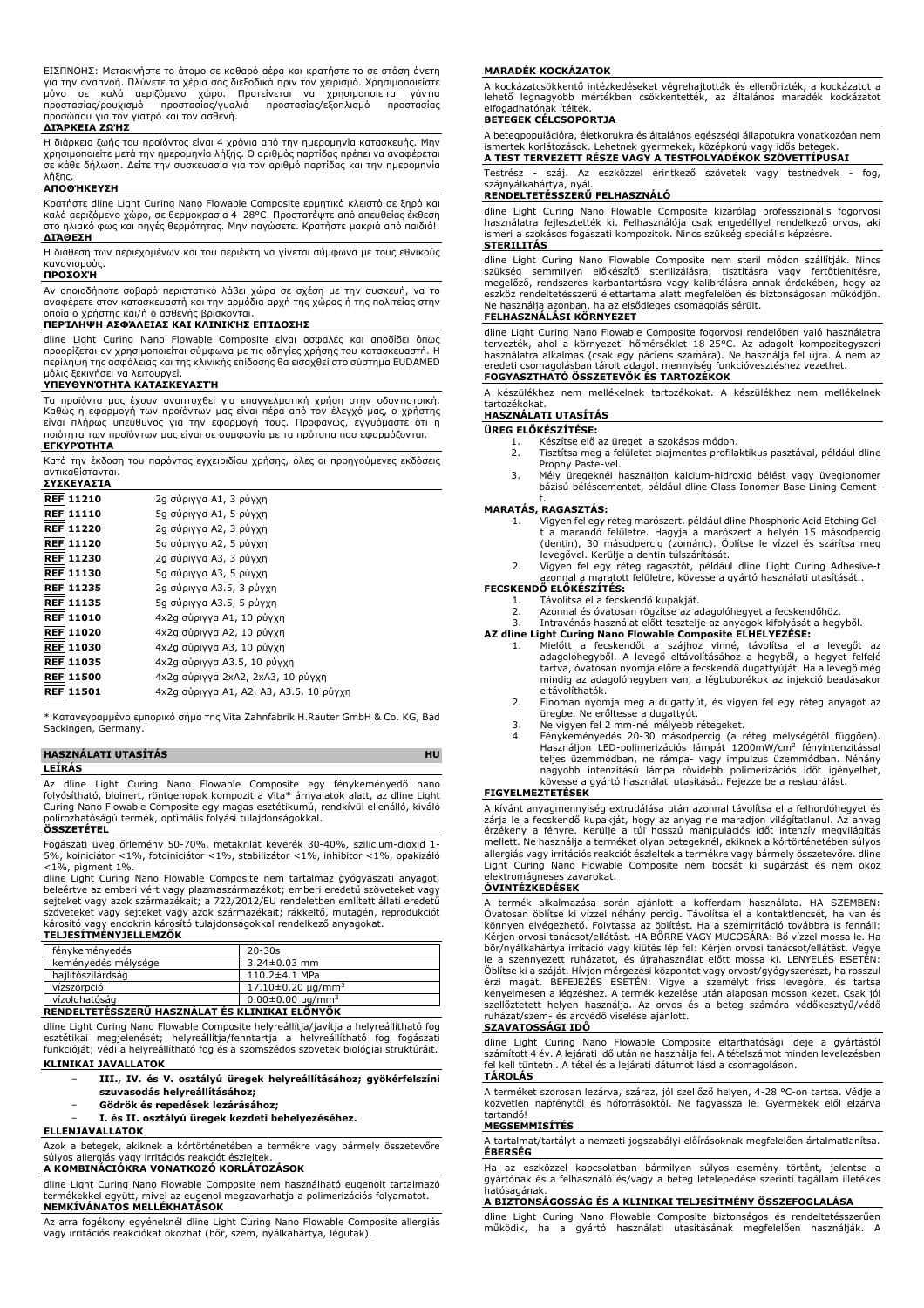ΕΙΣΠΝΟΗΣ: Μετακινήστε το άτομο σε καθαρό αέρα και κρατήστε το σε στάση άνετη για την αναπνοή. Πλύνετε τα χέρια σας διεξοδικά πριν τον χειρισμό. Χρησιμοποιείστε μόνο σε καλά αεριζόμενο χώρο. Προτείνεται να χρησιμοποιείται γάντια προστασίας/ρουχισμό προστασίας/γυαλιά προστασίας/εξοπλισμό προστασίας προσώπου για τον γιατρό και τον ασθενή.

**ΔΙΑΡΚΕΙΑ ΖΩΗΣ**

Η διάρκεια ζωής του προϊόντος είναι 4 χρόνια από την ημερομηνία κατασκευής. Μην χρησιμοποιείτε μετά την ημερομηνία λήξης. Ο αριθμός παρτίδας πρέπει να αναφέρεται σε κάθε δήλωση. Δείτε την συσκευασία για τον αριθμό παρτίδας και την ημερομηνία λήξης.

**ΑΠΟΘΉΚΕΥΣΗ**

Κρατήστε dline Light Curing Nano Flowable Composite ερμητικά κλειστό σε ξηρό και καλά αεριζόμενο χώρο, σε θερμοκρασία 4–28°C. Προστατέψτε από απευθείας έκθεση στο ηλιακό φως και πηγές θερμότητας. Μην παγώσετε. Κρατήστε μακριά από παιδιά!

**ΔΙΆΘΕΣΗ**

Η διάθεση των περιεχομένων και του περιέκτη να γίνεται σύμφωνα με τους εθνικούς κανονισμούς.

**ΠΡΟΣΟΧΉ**

Αν οποιοδήποτε σοβαρό περιστατικό λάβει χώρα σε σχέση με την συσκευή, να το αναφέρετε στον κατασκευαστή και την αρμόδια αρχή της χώρας ή της πολιτείας στην οποία ο χρήστης και/ή ο ασθενής βρίσκονται.

**ΠΕΡΊΛΗΨΗ ΑΣΦΆΛΕΙΑΣ ΚΑΙ ΚΛΙΝΙΚΉΣ ΕΠΊΔΟΣΗΣ**

dline Light Curing Nano Flowable Composite είναι ασφαλές και αποδίδει όπως προορίζεται αν χρησιμοποιείται σύμφωνα με τις οδηγίες χρήσης του κατασκευαστή. Η περίληψη της ασφάλειας και της κλινικής επίδοσης θα εισαχθεί στο σύστημα EUDAMED μόλις ξεκινήσει να λειτουργεί.

**ΥΠΕΥΘΥΝΌΤΗΤΑ ΚΑΤΑΣΚΕΥΑΣΤΉ**

Τα προϊόντα μας έχουν αναπτυχθεί για επαγγελματική χρήση στην οδοντιατρική. Καθώς η εφαρμογή των προϊόντων μας είναι πέρα από τον έλεγχό μας, ο χρήστης είναι πλήρως υπεύθυνος για την εφαρμογή τους. Προφανώς, εγγυόμαστε ότι η ποιότητα των προϊόντων μας είναι σε συμφωνία με τα πρότυπα που εφαρμόζονται.

**ΕΓΚΥΡΌΤΗΤΑ**

Κατά την έκδοση του παρόντος εγχειριδίου χρήσης, όλες οι προηγούμενες εκδόσεις αντικαθίστανται.

**ΣΥΣΚΕΥΑΣΊΑ**

| | |
|---|---|
| REF 11210 | 2g σύριγγα A1, 3 ρύγχη |
| REF 11110 | 5g σύριγγα A1, 5 ρύγχη |
| REF 11220 | 2g σύριγγα A2, 3 ρύγχη |
| REF 11120 | 5g σύριγγα A2, 5 ρύγχη |
| REF 11230 | 2g σύριγγα A3, 3 ρύγχη |
| REF 11130 | 5g σύριγγα A3, 5 ρύγχη |
| REF 11235 | 2g σύριγγα A3.5, 3 ρύγχη |
| REF 11135 | 5g σύριγγα A3.5, 5 ρύγχη |
| REF 11010 | 4x2g σύριγγα A1, 10 ρύγχη |
| REF 11020 | 4x2g σύριγγα A2, 10 ρύγχη |
| REF 11030 | 4x2g σύριγγα A3, 10 ρύγχη |
| REF 11035 | 4x2g σύριγγα A3.5, 10 ρύγχη |
| REF 11500 | 4x2g σύριγγα 2xA2, 2xA3, 10 ρύγχη |
| REF 11501 | 4x2g σύριγγα A1, A2, A3, A3.5, 10 ρύγχη |

* Καταγεγραμμένο εμπορικό σήμα της Vita Zahnfabrik H.Rauter GmbH & Co. KG, Bad Sackingen, Germany.

## HASZNÁLATI UTASÍTÁS HU

**LEÍRÁS**

Az dline Light Curing Nano Flowable Composite egy fénykeményedő nano folyósítható, bioinert, röntgenopak kompozit a Vita* árnyalatok alatt, az dline Light Curing Nano Flowable Composite egy magas esztétikumú, rendkívül ellenálló, kiváló polírozhatóságú termék, optimális folyási tulajdonságokkal.

**ÖSSZETÉTEL**

Fogászati üveg őrlemény 50-70%, metakrilát keverék 30-40%, szilícium-dioxid 1-5%, koiniciátor <1%, fotoiniciátor <1%, stabilizátor <1%, inhibitor <1%, opakizáló <1%, pigment 1%.

dline Light Curing Nano Flowable Composite nem tartalmaz gyógyászati anyagot, beleértve az emberi vért vagy plazmaszármazékot; emberi eredetű szöveteket vagy sejteket vagy azok származékait; a 722/2012/EU rendeletben említett állati eredetű szöveteket vagy sejteket vagy azok származékait; rákkeltő, mutagén, reprodukciót károsító vagy endokrin károsító tulajdonságokkal rendelkező anyagokat.

**TELJESÍTMÉNYJELLEMZŐK**

| | |
|---|---|
| fénykeményedés | 20-30s |
| keményedés mélysége | 3.24±0.03 mm |
| hajlítószilárdság | 110.2±4.1 MPa |
| vízszorpció | 17.10±0.20 µg/mm$^3$ |
| vízoldhatóság | 0.00±0.00 µg/mm$^3$ |

**RENDELTETÉSSZERŰ HASZNÁLAT ÉS KLINIKAI ELŐNYÖK**

dline Light Curing Nano Flowable Composite helyreállítja/javítja a helyreállítható fog esztétikai megjelenését; helyreállítja/fenntartja a helyreállítható fog fogászati funkcióját; védi a helyreállítható fog és a szomszédos szövetek biológiai struktúráit.

**KLINIKAI JAVALLATOK**

- **III., IV. és V. osztályú üregek helyreállításához; gyökérfelszíni szuvasodás helyreállításához;**
- **Gödrök és repedések lezárásához;**
- **I. és II. osztályú üregek kezdeti behelyezéséhez.**

**ELLENJAVALLATOK**

Azok a betegek, akiknek a kórtörténetében a termékre vagy bármely összetevőre súlyos allergiás vagy irritációs reakciót észleltek.

**A KOMBINÁCIÓKRA VONATKOZÓ KORLÁTOZÁSOK**

dline Light Curing Nano Flowable Composite nem használható eugenolt tartalmazó termékekkel együtt, mivel az eugenol megzavarhatja a polimerizációs folyamatot.

**NEMKÍVÁNATOS MELLÉKHATÁSOK**

Az arra fogékony egyéneknél dline Light Curing Nano Flowable Composite allergiás vagy irritációs reakciókat okozhat (bőr, szem, nyálkahártya, légutak).

**MARADÉK KOCKÁZATOK**

A kockázatcsökkentő intézkedéseket végrehajtották és ellenőrizték, a kockázatot a lehető legnagyobb mértékben csökkentették, az általános maradék kockázatot elfogadhatónak ítélték.

**BETEGEK CÉLCSOPORTJA**

A betegpopulációra, életkorukra és általános egészségi állapotukra vonatkozóan nem ismertek korlátozások. Lehetnek gyermekek, középkorú vagy idős betegek.

**A TEST TERVEZETT RÉSZE VAGY A TESTFOLYADÉKOK SZÖVETTÍPUSAI**

Testrész - száj. Az eszközzel érintkező szövetek vagy testnedvek - fog, szájnyálkahártya, nyál.

**RENDELTETÉSSZERŰ FELHASZNÁLÓ**

dline Light Curing Nano Flowable Composite kizárólag professzionális fogorvosi használatra fejlesztették ki. Felhasználója csak engedéllyel rendelkező orvos, aki ismeri a szokásos fogászati kompozitok. Nincs szükség speciális képzésre.

**STERILITÁS**

dline Light Curing Nano Flowable Composite nem steril módon szállítják. Nincs szükség semmilyen előkészítő sterilizálásra, tisztításra vagy fertőtlenítésre, megelőző, rendszeres karbantartásra vagy kalibrálásra annak érdekében, hogy az eszköz rendeltetésszerű élettartama alatt megfelelően és biztonságosan működjön. Ne használja azonban, ha az elsődleges csomagolás sérült.

**FELHASZNÁLÁSI KÖRNYEZET**

dline Light Curing Nano Flowable Composite fogorvosi rendelőben való használatra tervezték, ahol a környezeti hőmérséklet 18-25°C. Az adagolt kompozitegyszeri használatra alkalmas (csak egy páciens számára). Ne használja fel újra. A nem az eredeti csomagolásban tárolt adagolt mennyiség funkcióvesztéshez vezethet.

**FOGYASZTHATÓ ÖSSZETEVŐK ÉS TARTOZÉKOK**

A készülékhez nem mellékelnek tartozékokat. A készülékhez nem mellékelnek tartozékokat.

**HASZNÁLATI UTASÍTÁS**

**ÜREG ELŐKÉSZÍTÉSE:**

1. Készítse elő az üreget a szokásos módon.
2. Tisztítsa meg a felületet olajmentes profilaktikus pasztával, például dline Prophy Paste-vel.
3. Mély üregeknél használjon kalcium-hidroxid bélést vagy üvegionomer bázisú béléscementet, például dline Glass Ionomer Base Lining Cement-t.

**MARATÁS, RAGASZTÁS:**

1. Vigyen fel egy réteg marószert, például dline Phosphoric Acid Etching Gel-t a marandó felületre. Hagyja a marószert a helyén 15 másodpercig (dentin), 30 másodpercig (zománc). Öblítse le vízzel és szárítsa meg levegővel. Kerülje a dentin túlszárítását.
2. Vigyen fel egy réteg ragasztót, például dline Light Curing Adhesive-t azonnal a maratott felületre, kövesse a gyártó használati utasítását..

**FECSKENDŐ ELŐKÉSZÍTÉS:**

1. Távolítsa el a fecskendő kupakját.
2. Azonnal és óvatosan rögzítse az adagolóhegyet a fecskendőhöz.
3. Intravénás használat előtt tesztelje az anyagok kifolyását a hegyből.

**AZ dline Light Curing Nano Flowable Composite ELHELYEZÉSE:**

1. Mielőtt a fecskendőt a szájhoz vinné, távolítsa el a levegőt az adagolóhegyből. A levegő eltávolításához a hegyből, a hegyet felfelé tartva, óvatosan nyomja előre a fecskendő dugattyúját. Ha a levegő még mindig az adagolóhegyben van, a légbuborékok az injekció beadásakor eltávolíthatók.
2. Finoman nyomja meg a dugattyút, és vigyen fel egy réteg anyagot az üregbe. Ne erőltesse a dugattyút.
3. Ne vigyen fel 2 mm-nél mélyebb rétegeket.
4. Fénykeményedés 20-30 másodpercig (a réteg mélységétől függően). Használjon LED-polimerizációs lámpát 1200mW/cm$^2$ fényintenzitással teljes üzemmódban, ne rámpa- vagy impulzus üzemmódban. Néhány nagyobb intenzitású lámpa rövidebb polimerizációs időt igényelhet, kövesse a gyártó használati utasítását. Fejezze be a restaurálást.

**FIGYELMEZTETÉSEK**

A kívánt anyagmennyiség extrudálása után azonnal távolítsa el a felhordóhegyet és zárja le a fecskendő kupakját, hogy az anyag ne maradjon világítatlanul. Az anyag érzékeny a fényre. Kerülje a túl hosszú manipulációs időt intenzív megvilágítás mellett. Ne használja a terméket olyan betegeknél, akiknek a kórtörténetében súlyos allergiás vagy irritációs reakciót észleltek a termékre vagy bármely összetevőre. dline Light Curing Nano Flowable Composite nem bocsát ki sugárzást és nem okoz elektromágneses zavarokat.

**ÓVINTÉZKEDÉSEK**

A termék alkalmazása során ajánlott a kofferdam használata. HA SZEMBEN: Óvatosan öblítse ki vízzel néhány percig. Távolítsa el a kontaktlencsét, ha van és könnyen elvégezhető. Folytassa az öblítést. Ha a szemirritáció továbbra is fennáll: Kérjen orvosi tanácsot/ellátást. HA BŐRRE VAGY MUCOSÁRA: Bő vízzel mossa le. Ha bőr/nyálkahártya irritáció vagy kiütés lép fel: Kérjen orvosi tanácsot/ellátást. Vegye le a szennyezett ruházatot, és újrahasználat előtt mossa ki. LENYELÉS ESETÉN: Öblítse ki a száját. Hívjon mérgezési központot vagy orvost/gyógyszerészt, ha rosszul érzi magát. BEFEJEZÉS ESETÉN: Vigye a személyt friss levegőre, és tartsa kényelmesen a légzéshez. A termék kezelése után alaposan mosson kezet. Csak jól szellőztetett helyen használja. Az orvos és a beteg számára védőkesztyű/védő ruházat/szem- és arcvédő viselése ajánlott.

**SZAVATOSSÁGI IDŐ**

dline Light Curing Nano Flowable Composite eltarthatósági ideje a gyártástól számított 4 év. A lejárati idő után ne használja fel. A tételszámot minden levelezésben fel kell tüntetni. A tételt és a lejárati dátumot lásd a csomagoláson.

**TÁROLÁS**

A terméket szorosan lezárva, száraz, jól szellőző helyen, 4-28 °C-on tartsa. Védje a közvetlen napfénytől és hőforrásoktól. Ne fagyassza le. Gyermekek elől elzárva tartandó!

**MEGSEMMISÍTÉS**

A tartalmat/tartályt a nemzeti jogszabályi előírásoknak megfelelően ártalmatlanítsa.

**ÉBERSÉG**

Ha az eszközzel kapcsolatban bármilyen súlyos esemény történt, jelentse a gyártónak és a felhasználó és/vagy a beteg letelepedése szerinti tagállam illetékes hatóságának.

**A BIZTONSÁGOSSÁG ÉS A KLINIKAI TELJESÍTMÉNY ÖSSZEFOGLALÁSA**

dline Light Curing Nano Flowable Composite biztonságos és rendeltetésszerűen működik, ha a gyártó használati utasításának megfelelően használják. A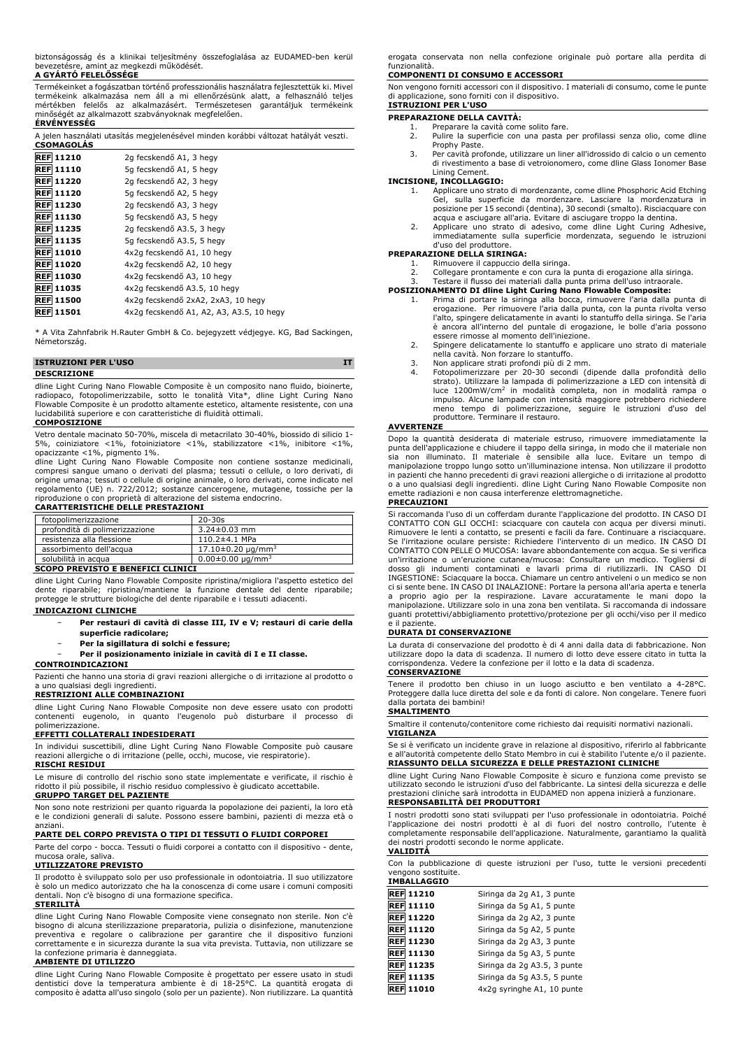biztonságosság és a klinikai teljesítmény összefoglalása az EUDAMED-ben kerül bevezetésre, amint az megkezdi működését.

**A GYÁRTÓ FELELŐSSÉGE**

Termékeinket a fogászatban történő professzionális használatra fejlesztettük ki. Mivel termékeink alkalmazása nem áll a mi ellenőrzésünk alatt, a felhasználó teljes mértékben felelős az alkalmazásért. Természetesen garantáljuk termékeink minőségét az alkalmazott szabványoknak megfelelően.

**ÉRVÉNYESSÉG**

A jelen használati utasítás megjelenésével minden korábbi változat hatályát veszti.

**CSOMAGOLÁS**

| | |
|---|---|
| REF 11210 | 2g fecskendő A1, 3 hegy |
| REF 11110 | 5g fecskendő A1, 5 hegy |
| REF 11220 | 2g fecskendő A2, 3 hegy |
| REF 11120 | 5g fecskendő A2, 5 hegy |
| REF 11230 | 2g fecskendő A3, 3 hegy |
| REF 11130 | 5g fecskendő A3, 5 hegy |
| REF 11235 | 2g fecskendő A3.5, 3 hegy |
| REF 11135 | 5g fecskendő A3.5, 5 hegy |
| REF 11010 | 4x2g fecskendő A1, 10 hegy |
| REF 11020 | 4x2g fecskendő A2, 10 hegy |
| REF 11030 | 4x2g fecskendő A3, 10 hegy |
| REF 11035 | 4x2g fecskendő A3.5, 10 hegy |
| REF 11500 | 4x2g fecskendő 2xA2, 2xA3, 10 hegy |
| REF 11501 | 4x2g fecskendő A1, A2, A3, A3.5, 10 hegy |

\* A Vita Zahnfabrik H.Rauter GmbH & Co. bejegyzett védjegye. KG, Bad Sackingen, Németország.

## ISTRUZIONI PER L'USO — IT

**DESCRIZIONE**

dline Light Curing Nano Flowable Composite è un composito nano fluido, bioinerte, radiopaco, fotopolimerizzabile, sotto le tonalità Vita\*, dline Light Curing Nano Flowable Composite è un prodotto altamente estetico, altamente resistente, con una lucidabilità superiore e con caratteristiche di fluidità ottimali.

**COMPOSIZIONE**

Vetro dentale macinato 50-70%, miscela di metacrilato 30-40%, biossido di silicio 1-5%, coiniziatore <1%, fotoiniziatore <1%, stabilizzatore <1%, inibitore <1%, opacizzante <1%, pigmento 1%.

dline Light Curing Nano Flowable Composite non contiene sostanze medicinali, compresi sangue umano o derivati del plasma; tessuti o cellule, o loro derivati, di origine umana; tessuti o cellule di origine animale, o loro derivati, come indicato nel regolamento (UE) n. 722/2012; sostanze cancerogene, mutagene, tossiche per la riproduzione o con proprietà di alterazione del sistema endocrino.

**CARATTERISTICHE DELLE PRESTAZIONI**

| | |
|---|---|
| fotopolimerizzazione | 20-30s |
| profondità di polimerizzazione | 3.24±0.03 mm |
| resistenza alla flessione | 110.2±4.1 MPa |
| assorbimento dell'acqua | 17.10±0.20 μg/mm$^3$ |
| solubilità in acqua | 0.00±0.00 μg/mm$^3$ |

**SCOPO PREVISTO E BENEFICI CLINICI**

dline Light Curing Nano Flowable Composite ripristina/migliora l'aspetto estetico del dente riparabile; ripristina/mantiene la funzione dentale del dente riparabile; protegge le strutture biologiche del dente riparabile e i tessuti adiacenti.

**INDICAZIONI CLINICHE**

- **Per restauri di cavità di classe III, IV e V; restauri di carie della superficie radicolare;**
- **Per la sigillatura di solchi e fessure;**
- **Per il posizionamento iniziale in cavità di I e II classe.**

**CONTROINDICAZIONI**

Pazienti che hanno una storia di gravi reazioni allergiche o di irritazione al prodotto o a uno qualsiasi degli ingredienti.

**RESTRIZIONI ALLE COMBINAZIONI**

dline Light Curing Nano Flowable Composite non deve essere usato con prodotti contenenti eugenolo, in quanto l'eugenolo può disturbare il processo di polimerizzazione.

**EFFETTI COLLATERALI INDESIDERATI**

In individui suscettibili, dline Light Curing Nano Flowable Composite può causare reazioni allergiche o di irritazione (pelle, occhi, mucose, vie respiratorie).

**RISCHI RESIDUI**

Le misure di controllo del rischio sono state implementate e verificate, il rischio è ridotto il più possibile, il rischio residuo complessivo è giudicato accettabile.

**GRUPPO TARGET DEL PAZIENTE**

Non sono note restrizioni per quanto riguarda la popolazione dei pazienti, la loro età e le condizioni generali di salute. Possono essere bambini, pazienti di mezza età o anziani.

**PARTE DEL CORPO PREVISTA O TIPI DI TESSUTI O FLUIDI CORPOREI**

Parte del corpo - bocca. Tessuti o fluidi corporei a contatto con il dispositivo - dente, mucosa orale, saliva.

**UTILIZZATORE PREVISTO**

Il prodotto è sviluppato solo per uso professionale in odontoiatria. Il suo utilizzatore è solo un medico autorizzato che ha la conoscenza di come usare i comuni compositi dentali. Non c'è bisogno di una formazione specifica.

**STERILITÀ**

dline Light Curing Nano Flowable Composite viene consegnato non sterile. Non c'è bisogno di alcuna sterilizzazione preparatoria, pulizia o disinfezione, manutenzione preventiva e regolare o calibrazione per garantire che il dispositivo funzioni correttamente e in sicurezza durante la sua vita prevista. Tuttavia, non utilizzare se la confezione primaria è danneggiata.

**AMBIENTE DI UTILIZZO**

dline Light Curing Nano Flowable Composite è progettato per essere usato in studi dentistici dove la temperatura ambiente è di 18-25°C. La quantità erogata di composito è adatta all'uso singolo (solo per un paziente). Non riutilizzare. La quantità erogata conservata non nella confezione originale può portare alla perdita di funzionalità.

**COMPONENTI DI CONSUMO E ACCESSORI**

Non vengono forniti accessori con il dispositivo. I materiali di consumo, come le punte di applicazione, sono forniti con il dispositivo.

**ISTRUZIONI PER L'USO**

**PREPARAZIONE DELLA CAVITÀ:**

1. Preparare la cavità come solito fare.
2. Pulire la superficie con una pasta per profilassi senza olio, come dline Prophy Paste.
3. Per cavità profonde, utilizzare un liner all'idrossido di calcio o un cemento di rivestimento a base di vetroionomero, come dline Glass Ionomer Base Lining Cement.

**INCISIONE, INCOLLAGGIO:**

1. Applicare uno strato di mordenzante, come dline Phosphoric Acid Etching Gel, sulla superficie da mordenzare. Lasciare la mordenzatura in posizione per 15 secondi (dentina), 30 secondi (smalto). Risciacquare con acqua e asciugare all'aria. Evitare di asciugare troppo la dentina.
2. Applicare uno strato di adesivo, come dline Light Curing Adhesive, immediatamente sulla superficie mordenzata, seguendo le istruzioni d'uso del produttore.

**PREPARAZIONE DELLA SIRINGA:**

1. Rimuovere il cappuccio della siringa.
2. Collegare prontamente e con cura la punta di erogazione alla siringa.
3. Testare il flusso dei materiali dalla punta prima dell'uso intraorale.

**POSIZIONAMENTO DI dline Light Curing Nano Flowable Composite:**

1. Prima di portare la siringa alla bocca, rimuovere l'aria dalla punta di erogazione. Per rimuovere l'aria dalla punta, con la punta rivolta verso l'alto, spingere delicatamente in avanti lo stantuffo della siringa. Se l'aria è ancora all'interno del puntale di erogazione, le bolle d'aria possono essere rimosse al momento dell'iniezione.
2. Spingere delicatamente lo stantuffo e applicare uno strato di materiale nella cavità. Non forzare lo stantuffo.
3. Non applicare strati profondi più di 2 mm.
4. Fotopolimerizzare per 20-30 secondi (dipende dalla profondità dello strato). Utilizzare la lampada di polimerizzazione a LED con intensità di luce 1200mW/cm$^2$ in modalità completa, non in modalità rampa o impulso. Alcune lampade con intensità maggiore potrebbero richiedere meno tempo di polimerizzazione, seguire le istruzioni d'uso del produttore. Terminare il restauro.

**AVVERTENZE**

Dopo la quantità desiderata di materiale estruso, rimuovere immediatamente la punta dell'applicazione e chiudere il tappo della siringa, in modo che il materiale non sia non illuminato. Il materiale è sensibile alla luce. Evitare un tempo di manipolazione troppo lungo sotto un'illuminazione intensa. Non utilizzare il prodotto in pazienti che hanno precedenti di gravi reazioni allergiche o di irritazione al prodotto o a uno qualsiasi degli ingredienti. dline Light Curing Nano Flowable Composite non emette radiazioni e non causa interferenze elettromagnetiche.

**PRECAUZIONI**

Si raccomanda l'uso di un cofferdam durante l'applicazione del prodotto. IN CASO DI CONTATTO CON GLI OCCHI: sciacquare con cautela con acqua per diversi minuti. Rimuovere le lenti a contatto, se presenti e facili da fare. Continuare a risciacquare. Se l'irritazione oculare persiste: Richiedere l'intervento di un medico. IN CASO DI CONTATTO CON PELLE O MUCOSA: lavare abbondantemente con acqua. Se si verifica un'irritazione o un'eruzione cutanea/mucosa: Consultare un medico. Togliersi di dosso gli indumenti contaminati e lavarli prima di riutilizzarli. IN CASO DI INGESTIONE: Sciacquare la bocca. Chiamare un centro antiveleni o un medico se non ci si sente bene. IN CASO DI INALAZIONE: Portare la persona all'aria aperta e tenerla a proprio agio per la respirazione. Lavare accuratamente le mani dopo la manipolazione. Utilizzare solo in una zona ben ventilata. Si raccomanda di indossare guanti protettivi/abbigliamento protettivo/protezione per gli occhi/viso per il medico e il paziente.

**DURATA DI CONSERVAZIONE**

La durata di conservazione del prodotto è di 4 anni dalla data di fabbricazione. Non utilizzare dopo la data di scadenza. Il numero di lotto deve essere citato in tutta la corrispondenza. Vedere la confezione per il lotto e la data di scadenza.

**CONSERVAZIONE**

Tenere il prodotto ben chiuso in un luogo asciutto e ben ventilato a 4-28°C. Proteggere dalla luce diretta del sole e da fonti di calore. Non congelare. Tenere fuori dalla portata dei bambini!

**SMALTIMENTO**

Smaltire il contenuto/contenitore come richiesto dai requisiti normativi nazionali.

**VIGILANZA**

Se si è verificato un incidente grave in relazione al dispositivo, riferirlo al fabbricante e all'autorità competente dello Stato Membro in cui è stabilito l'utente e/o il paziente.

**RIASSUNTO DELLA SICUREZZA E DELLE PRESTAZIONI CLINICHE**

dline Light Curing Nano Flowable Composite è sicuro e funziona come previsto se utilizzato secondo le istruzioni d'uso del fabbricante. La sintesi della sicurezza e delle prestazioni cliniche sarà introdotta in EUDAMED non appena inizierà a funzionare.

**RESPONSABILITÀ DEI PRODUTTORI**

I nostri prodotti sono stati sviluppati per l'uso professionale in odontoiatria. Poiché l'applicazione dei nostri prodotti è al di fuori del nostro controllo, l'utente è completamente responsabile dell'applicazione. Naturalmente, garantiamo la qualità dei nostri prodotti secondo le norme applicate.

**VALIDITÀ**

Con la pubblicazione di queste istruzioni per l'uso, tutte le versioni precedenti vengono sostituite.

**IMBALLAGGIO**

| | |
|---|---|
| REF 11210 | Siringa da 2g A1, 3 punte |
| REF 11110 | Siringa da 5g A1, 5 punte |
| REF 11220 | Siringa da 2g A2, 3 punte |
| REF 11120 | Siringa da 5g A2, 5 punte |
| REF 11230 | Siringa da 2g A3, 3 punte |
| REF 11130 | Siringa da 5g A3, 5 punte |
| REF 11235 | Siringa da 2g A3.5, 3 punte |
| REF 11135 | Siringa da 5g A3.5, 5 punte |
| REF 11010 | 4x2g syringhe A1, 10 punte |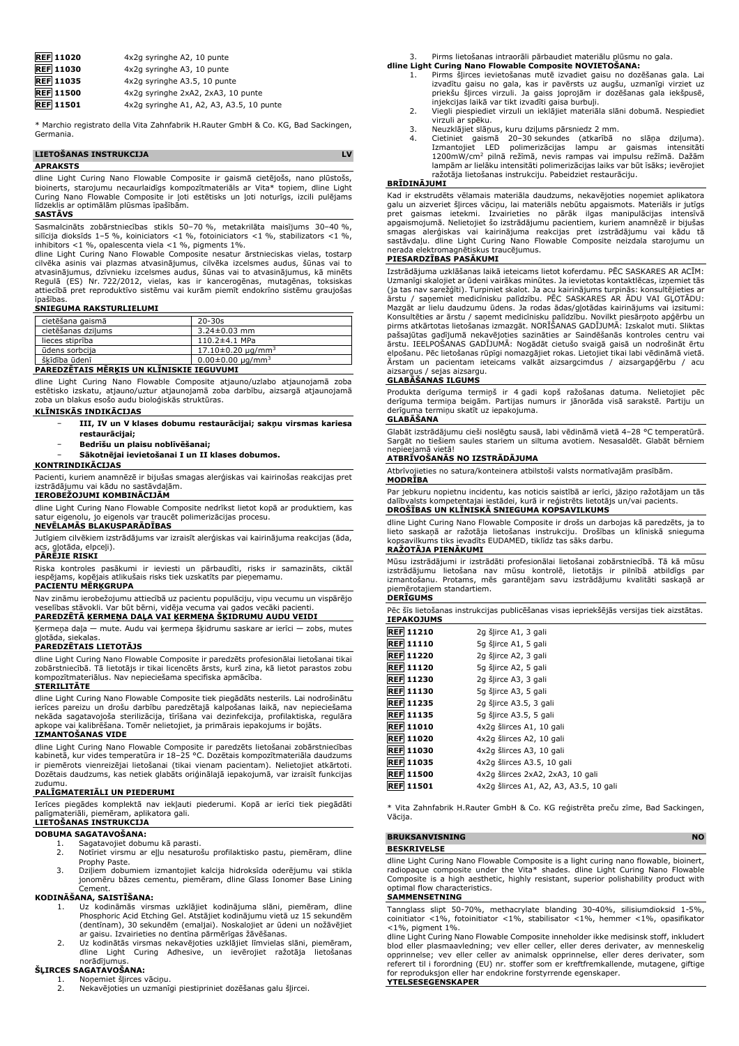| REF | |
|---|---|
| REF 11020 | 4x2g syringhe A2, 10 punte |
| REF 11030 | 4x2g syringhe A3, 10 punte |
| REF 11035 | 4x2g syringhe A3.5, 10 punte |
| REF 11500 | 4x2g syringhe 2xA2, 2xA3, 10 punte |
| REF 11501 | 4x2g syringhe A1, A2, A3, A3.5, 10 punte |

* Marchio registrato della Vita Zahnfabrik H.Rauter GmbH & Co. KG, Bad Sackingen, Germania.

## LIETOŠANAS INSTRUKCIJA — LV

### APRAKSTS

dline Light Curing Nano Flowable Composite ir gaismā cietējošs, nano plūstošs, bioinerts, starojumu necaurlaidīgs kompozītmateriāls ar Vita* toņiem, dline Light Curing Nano Flowable Composite ir ļoti estētisks un ļoti noturīgs, izcili pulējams līdzeklis ar optimālām plūsmas īpašībām.

### SASTĀVS

Sasmalcināts zobārstniecības stikls 50–70 %, metakrilāta maisījums 30–40 %, silīcija dioksīds 1–5 %, koiniciators <1 %, fotoiniciators <1 %, stabilizators <1 %, inhibitors <1 %, opalescenta viela <1 %, pigments 1%.

dline Light Curing Nano Flowable Composite nesatur ārstnieciskas vielas, tostarp cilvēka asinis vai plazmas atvasinājumus, cilvēka izcelsmes audus, šūnas vai to atvasinājumus, dzīvnieku izcelsmes audus, šūnas vai to atvasinājumus, kā minēts Regulā (ES) Nr. 722/2012, vielas, kas ir kancerogēnas, mutagēnas, toksiskas attiecībā pret reproduktīvo sistēmu vai kurām piemīt endokrīno sistēmu graujošas īpašības.

### SNIEGUMA RAKSTURLIELUMI

| | |
|---|---|
| cietēšana gaismā | 20-30s |
| cietēšanas dziļums | 3.24±0.03 mm |
| lieces stiprība | 110.2±4.1 MPa |
| ūdens sorbcija | 17.10±0.20 µg/mm$^3$ |
| šķīdība ūdenī | 0.00±0.00 µg/mm$^3$ |

### PAREDZĒTAIS MĒRĶIS UN KLĪNISKIE IEGUVUMI

dline Light Curing Nano Flowable Composite atjauno/uzlabo atjaunojamā zoba estētisko izskatu, atjauno/uztur atjaunojamā zoba darbību, aizsargā atjaunojamā zoba un blakus esošo audu bioloģiskās struktūras.

### KLĪNISKĀS INDIKĀCIJAS

- **III, IV un V klases dobumu restaurācijai; sakņu virsmas kariesa restaurācijai;**
- **Bedrīšu un plaisu noblīvēšanai;**
- **Sākotnējai ievietošanai I un II klases dobumos.**

### KONTRINDIKĀCIJAS

Pacienti, kuriem anamnēzē ir bijušas smagas alerģiskas vai kairinošas reakcijas pret izstrādājumu vai kādu no sastāvdaļām.

### IEROBEŽOJUMI KOMBINĀCIJĀM

dline Light Curing Nano Flowable Composite nedrīkst lietot kopā ar produktiem, kas satur eigenolu, jo eigenols var traucēt polimerizācijas procesu.

### NEVĒLAMĀS BLAKUSPARĀDĪBAS

Jutīgiem cilvēkiem izstrādājums var izraisīt alerģiskas vai kairinājuma reakcijas (āda, acs, gļotāda, elpceļi).

### PĀRĒJIE RISKI

Riska kontroles pasākumi ir ieviesti un pārbaudīti, risks ir samazināts, ciktāl iespējams, kopējais atlikušais risks tiek uzskatīts par pieņemamu.

### PACIENTU MĒRĶGRUPA

Nav zināmu ierobežojumu attiecībā uz pacientu populāciju, viņu vecumu un vispārējo veselības stāvokli. Var būt bērni, vidēja vecuma vai gados vecāki pacienti.

### PAREDZĒTĀ ĶERMEŅA DAĻA VAI ĶERMEŅA ŠĶIDRUMU AUDU VEIDI

Ķermeņa daļa — mute. Audu vai ķermeņa šķidrumu saskare ar ierīci — zobs, mutes gļotāda, siekalas.

### PAREDZĒTAIS LIETOTĀJS

dline Light Curing Nano Flowable Composite ir paredzēts profesionālai lietošanai tikai zobārstniecībā. Tā lietotājs ir tikai licencēts ārsts, kurš zina, kā lietot parastos zobu kompozītmateriālus. Nav nepieciešama specifiska apmācība.

### STERILITĀTE

dline Light Curing Nano Flowable Composite tiek piegādāts nesterils. Lai nodrošinātu ierīces pareizu un drošu darbību paredzētajā kalpošanas laikā, nav nepieciešama nekāda sagatavojoša sterilizācija, tīrīšana vai dezinfekcija, profilaktiska, regulāra apkope vai kalibrēšana. Tomēr nelietojiet, ja primārais iepakojums ir bojāts.

### IZMANTOŠANAS VIDE

dline Light Curing Nano Flowable Composite ir paredzēts lietošanai zobārstniecības kabinetā, kur vides temperatūra ir 18–25 °C. Dozētais kompozītmateriāla daudzums ir piemērots vienreizējai lietošanai (tikai vienam pacientam). Nelietojiet atkārtoti. Dozētais daudzums, kas netiek glabāts oriģinālajā iepakojumā, var izraisīt funkcijas zudumu.

### PALĪGMATERIĀLI UN PIEDERUMI

Ierīces piegādes komplektā nav iekļauti piederumi. Kopā ar ierīci tiek piegādāti palīgmateriāli, piemēram, aplikatora gali.

### LIETOŠANAS INSTRUKCIJA

**DOBUMA SAGATAVOŠANA:**

1. Sagatavojiet dobumu kā parasti.
2. Notīriet virsmu ar eļļu nesaturošu profilaktisko pastu, piemēram, dline Prophy Paste.
3. Dziļiem dobumiem izmantojiet kalcija hidroksīda oderējumu vai stikla jonomēru bāzes cementu, piemēram, dline Glass Ionomer Base Lining Cement.

**KODINĀŠANA, SAISTĪŠANA:**

1. Uz kodināmās virsmas uzklājiet kodinājuma slāni, piemēram, dline Phosphoric Acid Etching Gel. Atstājiet kodinājumu vietā uz 15 sekundēm (dentīnam), 30 sekundēm (emaljai). Noskalojiet ar ūdeni un nožāvējiet ar gaisu. Izvairieties no dentīna pārmērīgas žāvēšanas.
2. Uz kodinātās virsmas nekavējoties uzklājiet līmvielas slāni, piemēram, dline Light Curing Adhesive, un ievērojiet ražotāja lietošanas norādījumus.

**ŠĻIRCES SAGATAVOŠANA:**

1. Noņemiet šļirces vāciņu.
2. Nekavējoties un uzmanīgi piestipriniet dozēšanas galu šļircei.
3. Pirms lietošanas intraorāli pārbaudiet materiālu plūsmu no gala.

**dline Light Curing Nano Flowable Composite NOVIETOŠANA:**

1. Pirms šļirces ievietošanas mutē izvadiet gaisu no dozēšanas gala. Lai izvadītu gaisu no gala, kas ir pavērsts uz augšu, uzmanīgi virziet uz priekšu šļirces virzuli. Ja gaiss joprojām ir dozēšanas gala iekšpusē, injekcijas laikā var tikt izvadīti gaisa burbuļi.
2. Viegli piespiediet virzuli un ieklājiet materiāla slāni dobumā. Nespiediet virzuli ar spēku.
3. Neuzklājiet slāņus, kuru dziļums pārsniedz 2 mm.
4. Cietiniet gaismā 20–30 sekundes (atkarībā no slāņa dziļuma). Izmantojiet LED polimerizācijas lampu ar gaismas intensitāti 1200mW/cm$^2$ pilnā režīmā, nevis rampas vai impulsu režīmā. Dažām lampām ar lielāku intensitāti polimerizācijas laiks var būt īsāks; ievērojiet ražotāja lietošanas instrukciju. Pabeidziet restaurāciju.

### BRĪDINĀJUMI

Kad ir ekstrudēts vēlamais materiāla daudzums, nekavējoties noņemiet aplikatora galu un aizveriet šļirces vāciņu, lai materiāls nebūtu apgaismots. Materiāls ir jutīgs pret gaismas ietekmi. Izvairieties no pārāk ilgas manipulācijas intensīvā apgaismojumā. Nelietojiet šo izstrādājumu pacientiem, kuriem anamnēzē ir bijušas smagas alerģiskas vai kairinājuma reakcijas pret izstrādājumu vai kādu tā sastāvdaļu. dline Light Curing Nano Flowable Composite neizdala starojumu un nerada elektromagnētiskus traucējumus.

### PIESARDZĪBAS PASĀKUMI

Izstrādājuma uzklāšanas laikā ieteicams lietot koferdamu. PĒC SASKARES AR ACĪM: Uzmanīgi skalojiet ar ūdeni vairākas minūtes. Ja ievietotas kontaktlēcas, izņemiet tās (ja tas nav sarežģīti). Turpiniet skalot. Ja acu kairinājums turpinās: konsultējieties ar ārstu / saņemiet medicīnisku palīdzību. PĒC SASKARES AR ĀDU VAI GĻOTĀDU: Mazgāt ar lielu daudzumu ūdens. Ja rodas ādas/gļotādas kairinājums vai izsitumi: Konsultēties ar ārstu / saņemt medicīnisku palīdzību. Novilkt piesārņoto apģērbu un pirms atkārtotas lietošanas izmazgāt. NORĪŠANAS GADĪJUMĀ: Izskalot muti. Sliktas pašsajūtas gadījumā nekavējoties sazināties ar Saindēšanās kontroles centru vai ārstu. IEELPOŠANAS GADĪJUMĀ: Nogādāt cietušo svaigā gaisā un nodrošināt ērtu elpošanu. Pēc lietošanas rūpīgi nomazgājiet rokas. Lietojiet tikai labi vēdināmā vietā. Ārstam un pacientam ieteicams valkāt aizsargcimdus / aizsargapģērbu / acu aizsargus / sejas aizsargu.

### GLABĀŠANAS ILGUMS

Produkta derīguma termiņš ir 4 gadi kopš ražošanas datuma. Nelietojiet pēc derīguma termiņa beigām. Partijas numurs ir jānorāda visā sarakstē. Partiju un derīguma termiņu skatīt uz iepakojuma.

### GLABĀŠANA

Glabāt izstrādājumu cieši noslēgtu sausā, labi vēdināmā vietā 4–28 °C temperatūrā. Sargāt no tiešiem saules stariem un siltuma avotiem. Nesasaldēt. Glabāt bērniem nepieejamā vietā!

### ATBRĪVOŠANĀS NO IZSTRĀDĀJUMA

Atbrīvojieties no satura/konteinera atbilstoši valsts normatīvajām prasībām.

### MODRĪBA

Par jebkuru nopietnu incidentu, kas noticis saistībā ar ierīci, jāziņo ražotājam un tās dalībvalsts kompetentajai iestādei, kurā ir reģistrēts lietotājs un/vai pacients.

### DROŠĪBAS UN KLĪNISKĀ SNIEGUMA KOPSAVILKUMS

dline Light Curing Nano Flowable Composite ir drošs un darbojas kā paredzēts, ja to lieto saskaņā ar ražotāja lietošanas instrukciju. Drošības un klīniskā snieguma kopsavilkums tiks ievadīts EUDAMED, tiklīdz tas sāks darbu.

### RAŽOTĀJA PIENĀKUMI

Mūsu izstrādājumi ir izstrādāti profesionālai lietošanai zobārstniecībā. Tā kā mūsu izstrādājumu lietošana nav mūsu kontrolē, lietotājs ir pilnībā atbildīgs par izmantošanu. Protams, mēs garantējam savu izstrādājumu kvalitāti saskaņā ar piemērotajiem standartiem.

### DERĪGUMS

Pēc šīs lietošanas instrukcijas publicēšanas visas iepriekšējās versijas tiek aizstātas.

### IEPAKOJUMS

| REF | |
|---|---|
| REF 11210 | 2g šļirce A1, 3 gali |
| REF 11110 | 5g šļirce A1, 5 gali |
| REF 11220 | 2g šļirce A2, 3 gali |
| REF 11120 | 5g šļirce A2, 5 gali |
| REF 11230 | 2g šļirce A3, 3 gali |
| REF 11130 | 5g šļirce A3, 5 gali |
| REF 11235 | 2g šļirce A3.5, 3 gali |
| REF 11135 | 5g šļirce A3.5, 5 gali |
| REF 11010 | 4x2g šlirces A1, 10 gali |
| REF 11020 | 4x2g šlirces A2, 10 gali |
| REF 11030 | 4x2g šlirces A3, 10 gali |
| REF 11035 | 4x2g šlirces A3.5, 10 gali |
| REF 11500 | 4x2g šlirces 2xA2, 2xA3, 10 gali |
| REF 11501 | 4x2g šlirces A1, A2, A3, A3.5, 10 gali |

* Vita Zahnfabrik H.Rauter GmbH & Co. KG reģistrēta preču zīme, Bad Sackingen, Vācija.

## BRUKSANVISNING — NO

### BESKRIVELSE

dline Light Curing Nano Flowable Composite is a light curing nano flowable, bioinert, radiopaque composite under the Vita* shades. dline Light Curing Nano Flowable Composite is a high aesthetic, highly resistant, superior polishability product with optimal flow characteristics.

### SAMMENSETNING

Tannglass slipt 50-70%, methacrylate blanding 30-40%, silisiumdioksid 1-5%, coinitiator <1%, fotoinitiator <1%, stabilisator <1%, hemmer <1%, opasifikator <1%, pigment 1%.

dline Light Curing Nano Flowable Composite inneholder ikke medisinsk stoff, inkludert blod eller plasmaavledning; vev eller celler, eller deres derivater, av menneskelig opprinnelse; vev eller celler av animalsk opprinnelse, eller deres derivater, som referert til i forordning (EU) nr. stoffer som er kreftfremkallende, mutagene, giftige for reproduksjon eller har endokrine forstyrrende egenskaper.

### YTELSESEGENSKAPER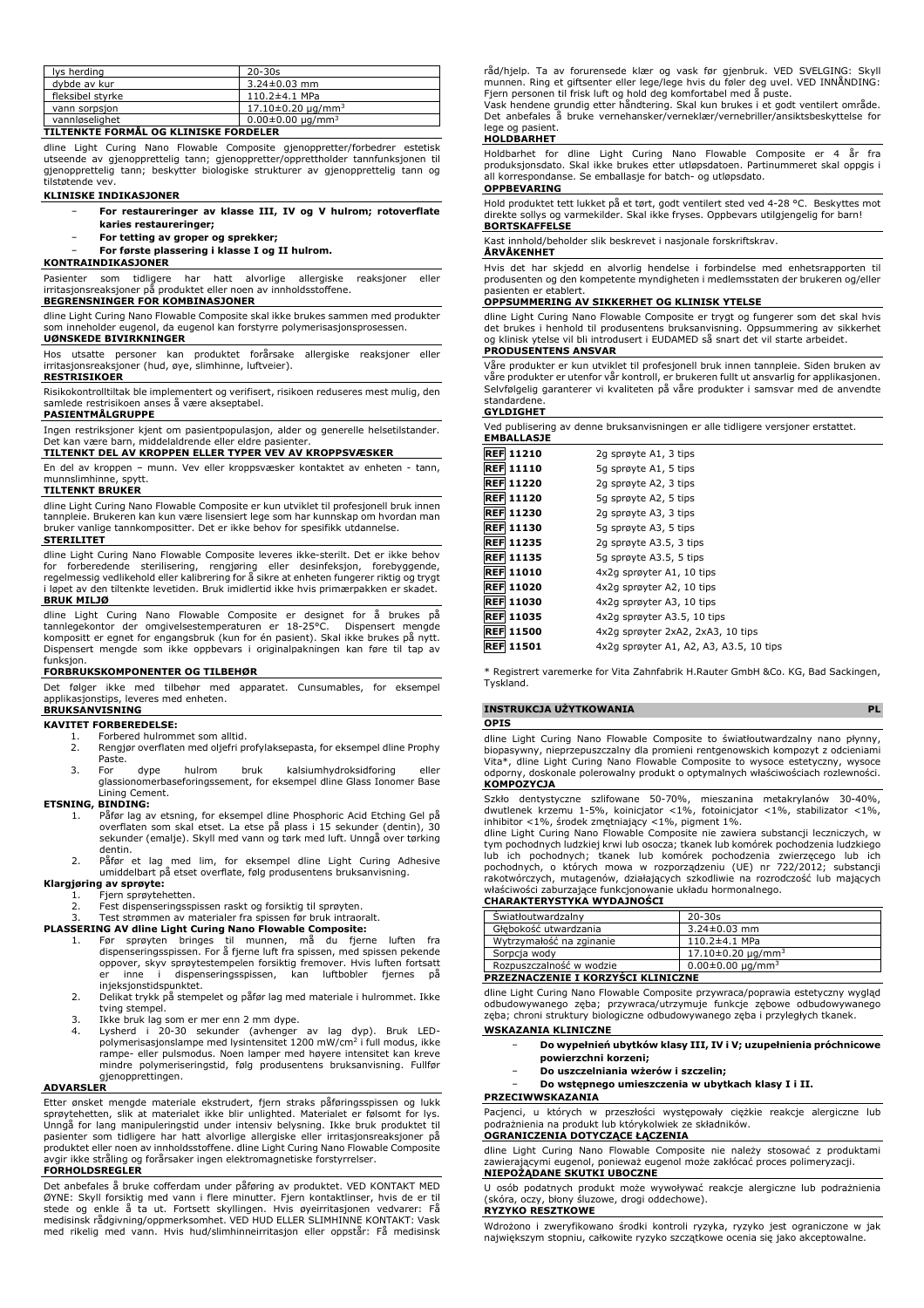| lys herding | 20-30s |
|---|---|
| dybde av kur | 3.24±0.03 mm |
| fleksibel styrke | 110.2±4.1 MPa |
| vann sorpsjon | 17.10±0.20 μg/mm³ |
| vannløselighet | 0.00±0.00 μg/mm³ |

**TILTENKTE FORMÅL OG KLINISKE FORDELER**

dline Light Curing Nano Flowable Composite gjenoppretter/forbedrer estetisk utseende av gjenopprettelig tann; gjenoppretter/opprettholder tannfunksjonen til gjenopprettelig tann; beskytter biologiske strukturer av gjenopprettelig tann og tilstøtende vev.

**KLINISKE INDIKASJONER**

- **For restaureringer av klasse III, IV og V hulrom; rotoverflate karies restaureringer;**
- **For tetting av groper og sprekker;**
- **For første plassering i klasse I og II hulrom.**

**KONTRAINDIKASJONER**

Pasienter som tidligere har hatt alvorlige allergiske reaksjoner eller irritasjonsreaksjoner på produktet eller noen av innholdsstoffene.

**BEGRENSNINGER FOR KOMBINASJONER**

dline Light Curing Nano Flowable Composite skal ikke brukes sammen med produkter som inneholder eugenol, da eugenol kan forstyrre polymerisasjonsprosessen.

**UØNSKEDE BIVIRKNINGER**

Hos utsatte personer kan produktet forårsake allergiske reaksjoner eller irritasjonsreaksjoner (hud, øye, slimhinne, luftveier).

**RESTRISIKOER**

Risikokontrolltiltak ble implementert og verifisert, risikoen reduseres mest mulig, den samlede restrisikoen anses å være akseptabel.

**PASIENTMÅLGRUPPE**

Ingen restriksjoner kjent om pasientpopulasjon, alder og generelle helsetilstander. Det kan være barn, middelaldrende eller eldre pasienter.

**TILTENKT DEL AV KROPPEN ELLER TYPER VEV AV KROPPSVÆSKER**

En del av kroppen – munn. Vev eller kroppsvæsker kontaktet av enheten - tann, munnslimhinne, spytt.

**TILTENKT BRUKER**

dline Light Curing Nano Flowable Composite er kun utviklet til profesjonell bruk innen tannpleie. Brukeren kan kun være lisensiert lege som har kunnskap om hvordan man bruker vanlige tannkompositter. Det er ikke behov for spesifikk utdannelse.

**STERILITET**

dline Light Curing Nano Flowable Composite leveres ikke-sterilt. Det er ikke behov for forberedende sterilisering, rengjøring eller desinfeksjon, forebyggende, regelmessig vedlikehold eller kalibrering for å sikre at enheten fungerer riktig og trygt i løpet av den tiltenkte levetiden. Bruk imidlertid ikke hvis primærpakken er skadet.

**BRUK MILJØ**

dline Light Curing Nano Flowable Composite er designet for å brukes på tannlegekontor der omgivelsestemperaturen er 18-25°C. Dispensert mengde kompositt er egnet for engangsbruk (kun for én pasient). Skal ikke brukes på nytt. Dispensert mengde som ikke oppbevars i originalpakningen kan føre til tap av funksjon.

**FORBRUKSKOMPONENTER OG TILBEHØR**

Det følger ikke med tilbehør med apparatet. Cunsumables, for eksempel applikasjonstips, leveres med enheten.

**BRUKSANVISNING**

**KAVITET FORBEREDELSE:**

1. Forbered hulrommet som alltid.
2. Rengjør overflaten med oljefri profylaksepasta, for eksempel dline Prophy Paste.
3. For dype hulrom bruk kalsiumhydroksidforing eller glassionomerbaseforingssement, for eksempel dline Glass Ionomer Base Lining Cement.

**ETSNING, BINDING:**

1. Påfør lag av etsning, for eksempel dline Phosphoric Acid Etching Gel på overflaten som skal etset. La etse på plass i 15 sekunder (dentin), 30 sekunder (emalje). Skyll med vann og tørk med luft. Unngå over tørking dentin.
2. Påfør et lag med lim, for eksempel dline Light Curing Adhesive umiddelbart på etset overflate, følg produsentens bruksanvisning.

**Klargjøring av sprøyte:**

1. Fjern sprøytehetten.
2. Fest dispenseringsspissen raskt og forsiktig til sprøyten.
3. Test strømmen av materialer fra spissen før bruk intraoralt.

**PLASSERING AV dline Light Curing Nano Flowable Composite:**

1. Før sprøyten bringes til munnen, må du fjerne luften fra dispenseringsspissen. For å fjerne luft fra spissen, med spissen pekende oppover, skyv sprøytestempelen forsiktig fremover. Hvis luften fortsatt er inne i dispenseringsspissen, kan luftbobler fjernes på injeksjonstidspunktet.
2. Delikat trykk på stempelet og påfør lag med materiale i hulrommet. Ikke tving stempel.
3. Ikke bruk lag som er mer enn 2 mm dype.
4. Lysherd i 20-30 sekunder (avhenger av lag dyp). Bruk LED-polymerisasjonslampe med lysintensitet 1200 mW/cm² i full modus, ikke rampe- eller pulsmodus. Noen lamper med høyere intensitet kan kreve mindre polymeriseringstid, følg produsentens bruksanvisning. Fullfør gjenopprettingen.

**ADVARSLER**

Etter ønsket mengde materiale ekstrudert, fjern straks påføringsspissen og lukk sprøytehetten, slik at materialet ikke blir unghlighet. Materialet er følsomt for lys. Unngå for lang manipuleringstid under intensiv belysning. Ikke bruk produktet til pasienter som tidligere har hatt alvorlige allergiske eller irritasjonsreaksjoner på produktet eller noen av innholdsstoffene. dline Light Curing Nano Flowable Composite avgir ikke stråling og forårsaker ingen elektromagnetiske forstyrrelser.

**FORHOLDSREGLER**

Det anbefales å bruke cofferdam under påføring av produktet. VED KONTAKT MED ØYNE: Skyll forsiktig med vann i flere minutter. Fjern kontaktlinser, hvis de er til stede og enkle å ta ut. Fortsett skyllingen. Hvis øyeirritasjonen vedvarer: Få medisinsk rådgivning/oppmerksomhet. VED HUD ELLER SLIMHINNE KONTAKT: Vask med rikelig med vann. Hvis hud/slimhinneirritasjon eller oppstår: Få medisinsk råd/hjelp. Ta av forurensede klær og vask før gjenbruk. VED SVELGING: Skyll munnen. Ring et giftsenter eller lege/lege hvis du føler deg uvel. VED INNÅNDING: Fjern personen til frisk luft og hold deg komfortabel med å puste.

Vask hendene grundig etter håndtering. Skal kun brukes i et godt ventilert område. Det anbefales å bruke vernehansker/verneklær/vernebriller/ansiktsbeskyttelse for lege og pasient.

**HOLDBARHET**

Holdbarhet for dline Light Curing Nano Flowable Composite er 4 år fra produksjonsdato. Skal ikke brukes etter utløpsdatoen. Partinummeret skal oppgis i all korrespondanse. Se emballasje for batch- og utløpsdato.

**OPPBEVARING**

Hold produktet tett lukket på et tørt, godt ventilert sted ved 4-28 °C. Beskyttes mot direkte sollys og varmekilder. Skal ikke fryses. Oppbevars utilgjengelig for barn!

**BORTSKAFFELSE**

Kast innhold/beholder slik beskrevet i nasjonale forskriftskrav.

**ÅRVÅKENHET**

Hvis det har skjedd en alvorlig hendelse i forbindelse med enhetsrapporten til produsenten og den kompetente myndigheten i medlemsstaten der brukeren og/eller pasienten er etablert.

**OPPSUMMERING AV SIKKERHET OG KLINISK YTELSE**

dline Light Curing Nano Flowable Composite er trygt og fungerer som det skal hvis det brukes i henhold til produsentens bruksanvisning. Oppsummering av sikkerhet og klinisk ytelse vil bli introdusert i EUDAMED så snart det vil starte arbeidet.

**PRODUSENTENS ANSVAR**

Våre produkter er kun utviklet til profesjonell bruk innen tannpleie. Siden bruken av våre produkter er utenfor vår kontroll, er brukeren fullt ut ansvarlig for applikasjonen. Selvfølgelig garanterer vi kvaliteten på våre produkter i samsvar med de anvendte standardene.

**GYLDIGHET**

Ved publisering av denne bruksanvisningen er alle tidligere versjoner erstattet.

**EMBALLASJE**

| | |
|---|---|
| REF 11210 | 2g sprøyte A1, 3 tips |
| REF 11110 | 5g sprøyte A1, 5 tips |
| REF 11220 | 2g sprøyte A2, 3 tips |
| REF 11120 | 5g sprøyte A2, 5 tips |
| REF 11230 | 2g sprøyte A3, 3 tips |
| REF 11130 | 5g sprøyte A3, 5 tips |
| REF 11235 | 2g sprøyte A3.5, 3 tips |
| REF 11135 | 5g sprøyte A3.5, 5 tips |
| REF 11010 | 4x2g sprøyter A1, 10 tips |
| REF 11020 | 4x2g sprøyter A2, 10 tips |
| REF 11030 | 4x2g sprøyter A3, 10 tips |
| REF 11035 | 4x2g sprøyter A3.5, 10 tips |
| REF 11500 | 4x2g sprøyter 2xA2, 2xA3, 10 tips |
| REF 11501 | 4x2g sprøyter A1, A2, A3, A3.5, 10 tips |

\* Registrert varemerke for Vita Zahnfabrik H.Rauter GmbH &Co. KG, Bad Sackingen, Tyskland.

## INSTRUKCJA UŻYTKOWANIA — PL

**OPIS**

dline Light Curing Nano Flowable Composite to światłoutwardzalny nano płynny, biopasywny, nieprzepuszczalny dla promieni rentgenowskich kompozyt z odcieniami Vita\*, dline Light Curing Nano Flowable Composite to wysoce estetyczny, wysoce odporny, doskonale polerowalny produkt o optymalnych właściwościach rozlewności.

**KOMPOZYCJA**

Szkło dentystyczne szlifowane 50-70%, mieszanina metakrylanów 30-40%, dwutlenek krzemu 1-5%, koinicjator <1%, fotoinicjator <1%, stabilizator <1%, inhibitor <1%, środek zmętniający <1%, pigment 1%.

dline Light Curing Nano Flowable Composite nie zawiera substancji leczniczych, w tym pochodnych ludzkiej krwi lub osocza; tkanek lub komórek pochodzenia ludzkiego lub ich pochodnych; tkanek lub komórek pochodzenia zwierzęcego lub ich pochodnych, o których mowa w rozporządzeniu (UE) nr 722/2012; substancji rakotwórczych, mutagenów, działających szkodliwie na rozrodczość lub mających właściwości zaburzające funkcjonowanie układu hormonalnego.

**CHARAKTERYSTYKA WYDAJNOŚCI**

| Światłoutwardzalny | 20-30s |
|---|---|
| Głębokość utwardzania | 3.24±0.03 mm |
| Wytrzymałość na zginanie | 110.2±4.1 MPa |
| Sorpcja wody | 17.10±0.20 μg/mm³ |
| Rozpuszczalność w wodzie | 0.00±0.00 μg/mm³ |

**PRZEZNACZENIE I KORZYŚCI KLINICZNE**

dline Light Curing Nano Flowable Composite przywraca/poprawia estetyczny wygląd odbudowywanego zęba; przywraca/utrzymuje funkcje zębowe odbudowywanego zęba; chroni struktury biologiczne odbudowywanego zęba i przyległych tkanek.

**WSKAZANIA KLINICZNE**

- **Do wypełnień ubytków klasy III, IV i V; uzupełnienia próchnicowe powierzchni korzeni;**
- **Do uszczelniania wżerów i szczelin;**
- **Do wstępnego umieszczenia w ubytkach klasy I i II.**

**PRZECIWWSKAZANIA**

Pacjenci, u których w przeszłości występowały ciężkie reakcje alergiczne lub podrażnienia na produkt lub którykolwiek ze składników.

**OGRANICZENIA DOTYCZĄCE ŁĄCZENIA**

dline Light Curing Nano Flowable Composite nie należy stosować z produktami zawierającymi eugenol, ponieważ eugenol może zakłócać proces polimeryzacji.

**NIEPOŻĄDANE SKUTKI UBOCZNE**

U osób podatnych produkt może wywoływać reakcje alergiczne lub podrażnienia (skóra, oczy, błony śluzowe, drogi oddechowe).

**RYZYKO RESZTKOWE**

Wdrożono i zweryfikowano środki kontroli ryzyka, ryzyko jest ograniczone w jak największym stopniu, całkowite ryzyko szczątkowe ocenia się jako akceptowalne.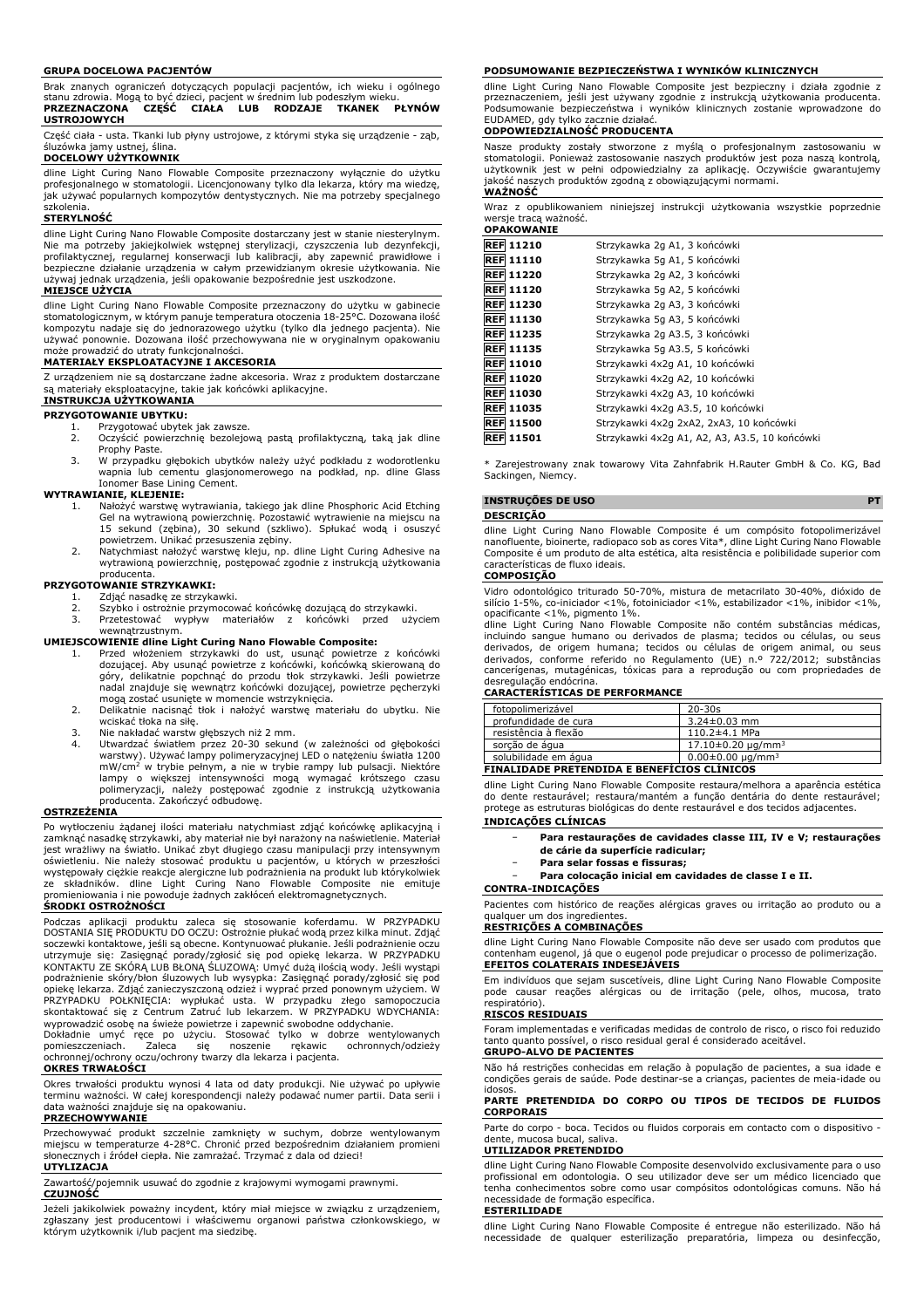**GRUPA DOCELOWA PACJENTÓW**

Brak znanych ograniczeń dotyczących populacji pacjentów, ich wieku i ogólnego stanu zdrowia. Mogą to być dzieci, pacjent w średnim lub podeszłym wieku.

**PRZEZNACZONA CZĘŚĆ CIAŁA LUB RODZAJE TKANEK PŁYNÓW USTROJOWYCH**

Część ciała - usta. Tkanki lub płyny ustrojowe, z którymi styka się urządzenie - ząb, śluzówka jamy ustnej, ślina.

**DOCELOWY UŻYTKOWNIK**

dline Light Curing Nano Flowable Composite przeznaczony wyłącznie do użytku profesjonalnego w stomatologii. Licencjonowany tylko dla lekarza, który ma wiedzę, jak używać popularnych kompozytów dentystycznych. Nie ma potrzeby specjalnego szkolenia.

**STERYLNOŚĆ**

dline Light Curing Nano Flowable Composite dostarczany jest w stanie niesterylnym. Nie ma potrzeby jakiejkolwiek wstępnej sterylizacji, czyszczenia lub dezynfekcji, profilaktycznej, regularnej konserwacji lub kalibracji, aby zapewnić prawidłowe i bezpieczne działanie urządzenia w całym przewidzianym okresie użytkowania. Nie używaj jednak urządzenia, jeśli opakowanie bezpośrednie jest uszkodzone.

**MIEJSCE UŻYCIA**

dline Light Curing Nano Flowable Composite przeznaczony do użytku w gabinecie stomatologicznym, w którym panuje temperatura otoczenia 18-25°C. Dozowana ilość kompozytu nadaje się do jednorazowego użytku (tylko dla jednego pacjenta). Nie używać ponownie. Dozowana ilość przechowywana nie w oryginalnym opakowaniu może prowadzić do utraty funkcjonalności.

**MATERIAŁY EKSPLOATACYJNE I AKCESORIA**

Z urządzeniem nie są dostarczane żadne akcesoria. Wraz z produktem dostarczane są materiały eksploatacyjne, takie jak końcówki aplikacyjne.

**INSTRUKCJA UŻYTKOWANIA**

**PRZYGOTOWANIE UBYTKU:**

1. Przygotować ubytek jak zawsze.
2. Oczyścić powierzchnię bezolejową pastą profilaktyczną, taką jak dline Prophy Paste.
3. W przypadku głębokich ubytków należy użyć podkładu z wodorotlenku wapnia lub cementu glasjonomerowego na podkład, np. dline Glass Ionomer Base Lining Cement.

**WYTRAWIANIE, KLEJENIE:**

1. Nałożyć warstwę wytrawiania, takiego jak dline Phosphoric Acid Etching Gel na wytrawioną powierzchnię. Pozostawić wytrawienie na miejscu na 15 sekund (zębina), 30 sekund (szkliwo). Spłukać wodą i osuszyć powietrzem. Unikać przesuszenia zębiny.
2. Natychmiast nałożyć warstwę kleju, np. dline Light Curing Adhesive na wytrawioną powierzchnię, postępować zgodnie z instrukcją użytkowania producenta.

**PRZYGOTOWANIE STRZYKAWKI:**

1. Zdjąć nasadkę ze strzykawki.
2. Szybko i ostrożnie przymocować końcówkę dozującą do strzykawki.
3. Przetestować wypływ materiałów z końcówki przed użyciem wewnątrzustnym.

**UMIEJSCOWIENIE dline Light Curing Nano Flowable Composite:**

1. Przed włożeniem strzykawki do ust, usunąć powietrze z końcówki dozującej. Aby usunąć powietrze z końcówki, końcówką skierowaną do góry, delikatnie popchnąć do przodu tłok strzykawki. Jeśli powietrze nadal znajduje się wewnątrz końcówki dozującej, powietrze pęcherzyki mogą zostać usunięte w momencie wstrzyknięcia.
2. Delikatnie nacisnąć tłok i nałożyć warstwę materiału do ubytku. Nie wciskać tłoka na siłę.
3. Nie nakładać warstw głębszych niż 2 mm.
4. Utwardzać światłem przez 20-30 sekund (w zależności od głębokości warstwy). Używać lampy polimeryzacyjnej LED o natężeniu światła 1200 mW/cm$^2$ w trybie pełnym, a nie w trybie rampy lub pulsacji. Niektóre lampy o większej intensywności mogą wymagać krótszego czasu polimeryzacji, należy postępować zgodnie z instrukcją użytkowania producenta. Zakończyć odbudowę.

**OSTRZEŻENIA**

Po wytłoczeniu żądanej ilości materiału natychmiast zdjąć końcówkę aplikacyjną i zamknąć nasadkę strzykawki, aby materiał nie był narażony na naświetlenie. Materiał jest wrażliwy na światło. Unikać zbyt długiego czasu manipulacji przy intensywnym oświetleniu. Nie należy stosować produktu u pacjentów, u których w przeszłości występowały ciężkie reakcje alergiczne lub podrażnienia na produkt lub którykolwiek ze składników. dline Light Curing Nano Flowable Composite nie emituje promieniowania i nie powoduje żadnych zakłóceń elektromagnetycznych.

**ŚRODKI OSTROŻNOŚCI**

Podczas aplikacji produktu zaleca się stosowanie koferdamu. W PRZYPADKU DOSTANIA SIĘ PRODUKTU DO OCZU: Ostrożnie płukać wodą przez kilka minut. Zdjąć soczewki kontaktowe, jeśli są obecne. Kontynuować płukanie. Jeśli podrażnienie oczu utrzymuje się: Zasięgnąć porady/zgłosić się pod opiekę lekarza. W PRZYPADKU KONTAKTU ZE SKÓRĄ LUB BŁONĄ ŚLUZOWĄ: Umyć dużą ilością wody. Jeśli wystąpi podrażnienie skóry/błon śluzowych lub wysypka: Zasięgnąć porady/zgłosić się pod opiekę lekarza. Zdjąć zanieczyszczoną odzież i wyprać przed ponownym użyciem. W PRZYPADKU POŁKNIĘCIA: wypłukać usta. W przypadku złego samopoczucia skontaktować się z Centrum Zatruć lub lekarzem. W PRZYPADKU WDYCHANIA: wyprowadzić osobę na świeże powietrze i zapewnić swobodne oddychanie.

Dokładnie umyć ręce po użyciu. Stosować tylko w dobrze wentylowanych pomieszczeniach. Zaleca się noszenie rękawic ochronnych/odzieży ochronnej/ochrony oczu/ochrony twarzy dla lekarza i pacjenta.

**OKRES TRWAŁOŚCI**

Okres trwałości produktu wynosi 4 lata od daty produkcji. Nie używać po upływie terminu ważności. W całej korespondencji należy podawać numer partii. Data serii i data ważności znajduje się na opakowaniu.

**PRZECHOWYWANIE**

Przechowywać produkt szczelnie zamknięty w suchym, dobrze wentylowanym miejscu w temperaturze 4-28°C. Chronić przed bezpośrednim działaniem promieni słonecznych i źródeł ciepła. Nie zamrażać. Trzymać z dala od dzieci!

**UTYLIZACJA**

Zawartość/pojemnik usuwać do zgodnie z krajowymi wymogami prawnymi.

**CZUJNOŚĆ**

Jeżeli jakikolwiek poważny incydent, który miał miejsce w związku z urządzeniem, zgłaszany jest producentowi i właściwemu organowi państwa członkowskiego, w którym użytkownik i/lub pacjent ma siedzibę.

**PODSUMOWANIE BEZPIECZEŃSTWA I WYNIKÓW KLINICZNYCH**

dline Light Curing Nano Flowable Composite jest bezpieczny i działa zgodnie z przeznaczeniem, jeśli jest używany zgodnie z instrukcją użytkowania producenta. Podsumowanie bezpieczeństwa i wyników klinicznych zostanie wprowadzone do EUDAMED, gdy tylko zacznie działać.

**ODPOWIEDZIALNOŚĆ PRODUCENTA**

Nasze produkty zostały stworzone z myślą o profesjonalnym zastosowaniu w stomatologii. Ponieważ zastosowanie naszych produktów jest poza naszą kontrolą, użytkownik jest w pełni odpowiedzialny za aplikację. Oczywiście gwarantujemy jakość naszych produktów zgodną z obowiązującymi normami.

**WAŻNOŚĆ**

Wraz z opublikowaniem niniejszej instrukcji użytkowania wszystkie poprzednie wersje tracą ważność.

**OPAKOWANIE**

| REF | Opis |
|---|---|
| REF 11210 | Strzykawka 2g A1, 3 końcówki |
| REF 11110 | Strzykawka 5g A1, 5 końcówki |
| REF 11220 | Strzykawka 2g A2, 3 końcówki |
| REF 11120 | Strzykawka 5g A2, 5 końcówki |
| REF 11230 | Strzykawka 2g A3, 3 końcówki |
| REF 11130 | Strzykawka 5g A3, 5 końcówki |
| REF 11235 | Strzykawka 2g A3.5, 3 końcówki |
| REF 11135 | Strzykawka 5g A3.5, 5 końcówki |
| REF 11010 | Strzykawki 4x2g A1, 10 końcówki |
| REF 11020 | Strzykawki 4x2g A2, 10 końcówki |
| REF 11030 | Strzykawki 4x2g A3, 10 końcówki |
| REF 11035 | Strzykawki 4x2g A3.5, 10 końcówki |
| REF 11500 | Strzykawki 4x2g 2xA2, 2xA3, 10 końcówki |
| REF 11501 | Strzykawki 4x2g A1, A2, A3, A3.5, 10 końcówki |

\* Zarejestrowany znak towarowy Vita Zahnfabrik H.Rauter GmbH & Co. KG, Bad Sackingen, Niemcy.

## INSTRUÇÕES DE USO PT

**DESCRIÇÃO**

dline Light Curing Nano Flowable Composite é um compósito fotopolimerizável nanofluente, bioinerte, radiopaco sob as cores Vita*, dline Light Curing Nano Flowable Composite é um produto de alta estética, alta resistência e polibilidade superior com características de fluxo ideais.

**COMPOSIÇÃO**

Vidro odontológico triturado 50-70%, mistura de metacrilato 30-40%, dióxido de silício 1-5%, co-iniciador <1%, fotoiniciador <1%, estabilizador <1%, inibidor <1%, opacificante <1%, pigmento 1%.

dline Light Curing Nano Flowable Composite não contém substâncias médicas, incluindo sangue humano ou derivados de plasma; tecidos ou células, ou seus derivados, de origem humana; tecidos ou células de origem animal, ou seus derivados, conforme referido no Regulamento (UE) n.º 722/2012; substâncias cancerígenas, mutagénicas, tóxicas para a reprodução ou com propriedades de desregulação endócrina.

**CARACTERÍSTICAS DE PERFORMANCE**

| | |
|---|---|
| fotopolimerizável | 20-30s |
| profundidade de cura | 3.24±0.03 mm |
| resistência à flexão | 110.2±4.1 MPa |
| sorção de água | 17.10±0.20 µg/mm$^3$ |
| solubilidade em água | 0.00±0.00 µg/mm$^3$ |

**FINALIDADE PRETENDIDA E BENEFÍCIOS CLÍNICOS**

dline Light Curing Nano Flowable Composite restaura/melhora a aparência estética do dente restaurável; restaura/mantém a função dentária do dente restaurável; protege as estruturas biológicas do dente restaurável e dos tecidos adjacentes.

**INDICAÇÕES CLÍNICAS**

- **Para restaurações de cavidades classe III, IV e V; restaurações de cárie da superfície radicular;**
- **Para selar fossas e fissuras;**
- **Para colocação inicial em cavidades de classe I e II.**

**CONTRA-INDICAÇÕES**

Pacientes com histórico de reações alérgicas graves ou irritação ao produto ou a qualquer um dos ingredientes.

**RESTRIÇÕES A COMBINAÇÕES**

dline Light Curing Nano Flowable Composite não deve ser usado com produtos que contenham eugenol, já que o eugenol pode prejudicar o processo de polimerização.

**EFEITOS COLATERAIS INDESEJÁVEIS**

Em indivíduos que sejam suscetíveis, dline Light Curing Nano Flowable Composite pode causar reações alérgicas ou de irritação (pele, olhos, mucosa, trato respiratório).

**RISCOS RESIDUAIS**

Foram implementadas e verificadas medidas de controlo de risco, o risco foi reduzido tanto quanto possível, o risco residual geral é considerado aceitável.

**GRUPO-ALVO DE PACIENTES**

Não há restrições conhecidas em relação à população de pacientes, a sua idade e condições gerais de saúde. Pode destinar-se a crianças, pacientes de meia-idade ou idosos.

**PARTE PRETENDIDA DO CORPO OU TIPOS DE TECIDOS DE FLUIDOS CORPORAIS**

Parte do corpo - boca. Tecidos ou fluidos corporais em contacto com o dispositivo - dente, mucosa bucal, saliva.

**UTILIZADOR PRETENDIDO**

dline Light Curing Nano Flowable Composite desenvolvido exclusivamente para o uso profissional em odontologia. O seu utilizador deve ser um médico licenciado que tenha conhecimentos sobre como usar compósitos odontológicas comuns. Não há necessidade de formação específica.

**ESTERILIDADE**

dline Light Curing Nano Flowable Composite é entregue não esterilizado. Não há necessidade de qualquer esterilização preparatória, limpeza ou desinfecção,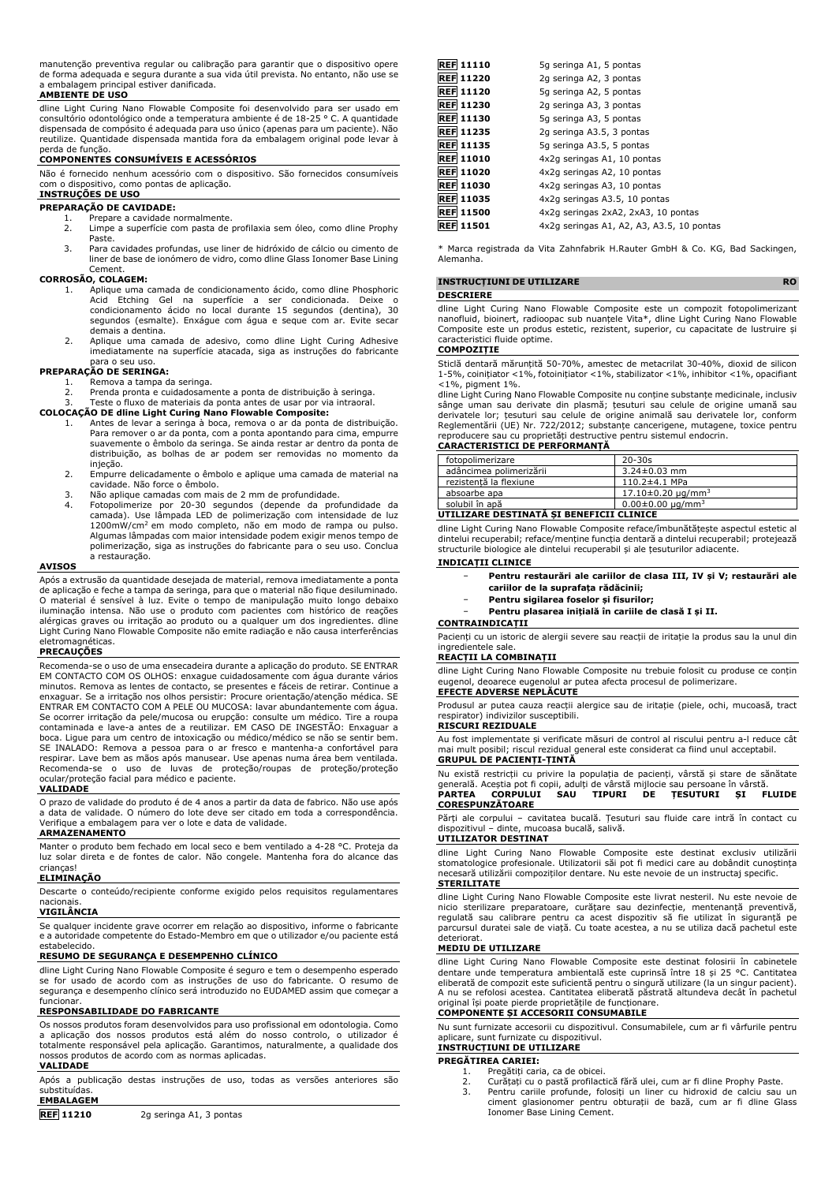manutenção preventiva regular ou calibração para garantir que o dispositivo opere de forma adequada e segura durante a sua vida útil prevista. No entanto, não use se a embalagem principal estiver danificada.

**AMBIENTE DE USO**

dline Light Curing Nano Flowable Composite foi desenvolvido para ser usado em consultório odontológico onde a temperatura ambiente é de 18-25 ° C. A quantidade dispensada de compósito é adequada para uso único (apenas para um paciente). Não reutilize. Quantidade dispensada mantida fora da embalagem original pode levar à perda de função.

**COMPONENTES CONSUMÍVEIS E ACESSÓRIOS**

Não é fornecido nenhum acessório com o dispositivo. São fornecidos consumíveis com o dispositivo, como pontas de aplicação.

**INSTRUÇÕES DE USO**

**PREPARAÇÃO DE CAVIDADE:**

1. Prepare a cavidade normalmente.
2. Limpe a superfície com pasta de profilaxia sem óleo, como dline Prophy Paste.
3. Para cavidades profundas, use liner de hidróxido de cálcio ou cimento de liner de base de ionômero de vidro, como dline Glass Ionomer Base Lining Cement.

**CORROSÃO, COLAGEM:**

1. Aplique uma camada de condicionamento ácido, como dline Phosphoric Acid Etching Gel na superfície a ser condicionada. Deixe o condicionamento ácido no local durante 15 segundos (dentina), 30 segundos (esmalte). Enxágue com água e seque com ar. Evite secar demais a dentina.
2. Aplique uma camada de adesivo, como dline Light Curing Adhesive imediatamente na superfície atacada, siga as instruções do fabricante para o seu uso.

**PREPARAÇÃO DE SERINGA:**

1. Remova a tampa da seringa.
2. Prenda pronta e cuidadosamente a ponta de distribuição à seringa.
3. Teste o fluxo de materiais da ponta antes de usar por via intraoral.

**COLOCAÇÃO DE dline Light Curing Nano Flowable Composite:**

1. Antes de levar a seringa à boca, remova o ar da ponta de distribuição. Para remover o ar da ponta, com a ponta apontando para cima, empurre suavemente o êmbolo da seringa. Se ainda restar ar dentro da ponta de distribuição, as bolhas de ar podem ser removidas no momento da injeção.
2. Empurre delicadamente o êmbolo e aplique uma camada de material na cavidade. Não force o êmbolo.
3. Não aplique camadas com mais de 2 mm de profundidade.
4. Fotopolimerize por 20-30 segundos (depende da profundidade da camada). Use lâmpada LED de polimerização com intensidade de luz 1200mW/cm² em modo completo, não em modo de rampa ou pulso. Algumas lâmpadas com maior intensidade podem exigir menos tempo de polimerização, siga as instruções do fabricante para o seu uso. Conclua a restauração.

**AVISOS**

Após a extrusão da quantidade desejada de material, remova imediatamente a ponta de aplicação e feche a tampa da seringa, para que o material não fique desiluminado. O material é sensível à luz. Evite o tempo de manipulação muito longo debaixo iluminação intensa. Não use o produto com pacientes com histórico de reações alérgicas graves ou irritação ao produto ou a qualquer um dos ingredientes. dline Light Curing Nano Flowable Composite não emite radiação e não causa interferências eletromagnéticas.

**PRECAUÇÕES**

Recomenda-se o uso de uma ensecadeira durante a aplicação do produto. SE ENTRAR EM CONTACTO COM OS OLHOS: enxague cuidadosamente com água durante vários minutos. Remova as lentes de contacto, se presentes e fáceis de retirar. Continue a enxaguar. Se a irritação nos olhos persistir: Procure orientação/atenção médica. SE ENTRAR EM CONTACTO COM A PELE OU MUCOSA: lavar abundantemente com água. Se ocorrer irritação da pele/mucosa ou erupção: consulte um médico. Tire a roupa contaminada e lave-a antes de a reutilizar. EM CASO DE INGESTÃO: Enxaguar a boca. Ligue para um centro de intoxicação ou médico/médico se não se sentir bem. SE INALADO: Remova a pessoa para o ar fresco e mantenha-a confortável para respirar. Lave bem as mãos após manusear. Use apenas numa área bem ventilada. Recomenda-se o uso de luvas de proteção/roupas de proteção/proteção ocular/proteção facial para médico e paciente.

**VALIDADE**

O prazo de validade do produto é de 4 anos a partir da data de fabrico. Não use após a data de validade. O número do lote deve ser citado em toda a correspondência. Verifique a embalagem para ver o lote e data de validade.

**ARMAZENAMENTO**

Manter o produto bem fechado em local seco e bem ventilado a 4-28 °C. Proteja da luz solar direta e de fontes de calor. Não congele. Mantenha fora do alcance das crianças!

**ELIMINAÇÃO**

Descarte o conteúdo/recipiente conforme exigido pelos requisitos regulamentares nacionais.

**VIGILÂNCIA**

Se qualquer incidente grave ocorrer em relação ao dispositivo, informe o fabricante e a autoridade competente do Estado-Membro em que o utilizador e/ou paciente está estabelecido.

**RESUMO DE SEGURANÇA E DESEMPENHO CLÍNICO**

dline Light Curing Nano Flowable Composite é seguro e tem o desempenho esperado se for usado de acordo com as instruções de uso do fabricante. O resumo de segurança e desempenho clínico será introduzido no EUDAMED assim que começar a funcionar.

**RESPONSABILIDADE DO FABRICANTE**

Os nossos produtos foram desenvolvidos para uso profissional em odontologia. Como a aplicação dos nossos produtos está além do nosso controlo, o utilizador é totalmente responsável pela aplicação. Garantimos, naturalmente, a qualidade dos nossos produtos de acordo com as normas aplicadas.

**VALIDADE**

Após a publicação destas instruções de uso, todas as versões anteriores são substituídas.

**EMBALAGEM**

| | |
|---|---|
| REF 11210 | 2g seringa A1, 3 pontas |
| REF 11110 | 5g seringa A1, 5 pontas |
| REF 11220 | 2g seringa A2, 3 pontas |
| REF 11120 | 5g seringa A2, 5 pontas |
| REF 11230 | 2g seringa A3, 3 pontas |
| REF 11130 | 5g seringa A3, 5 pontas |
| REF 11235 | 2g seringa A3.5, 3 pontas |
| REF 11135 | 5g seringa A3.5, 5 pontas |
| REF 11010 | 4x2g seringas A1, 10 pontas |
| REF 11020 | 4x2g seringas A2, 10 pontas |
| REF 11030 | 4x2g seringas A3, 10 pontas |
| REF 11035 | 4x2g seringas A3.5, 10 pontas |
| REF 11500 | 4x2g seringas 2xA2, 2xA3, 10 pontas |
| REF 11501 | 4x2g seringas A1, A2, A3, A3.5, 10 pontas |

* Marca registrada da Vita Zahnfabrik H.Rauter GmbH & Co. KG, Bad Sackingen, Alemanha.

## INSTRUCȚIUNI DE UTILIZARE RO

**DESCRIERE**

dline Light Curing Nano Flowable Composite este un compozit fotopolimerizant nanofluid, bioinert, radioopac sub nuanțele Vita*, dline Light Curing Nano Flowable Composite este un produs estetic, rezistent, superior, cu capacitate de lustruire și caracteristici fluide optime.

**COMPOZIȚIE**

Sticlă dentară mărunțită 50-70%, amestec de metacrilat 30-40%, dioxid de silicon 1-5%, coinițiator <1%, fotoinițiator <1%, stabilizator <1%, inhibitor <1%, opacifiant <1%, pigment 1%.

dline Light Curing Nano Flowable Composite nu conține substanțe medicinale, inclusiv sânge uman sau derivate din plasmă; țesuturi sau celule de origine umană sau derivatele lor; țesuturi sau celule de origine animală sau derivatele lor, conform Reglementării (UE) Nr. 722/2012; substanțe cancerigene, mutagene, toxice pentru reproducere sau cu proprietăți destructive pentru sistemul endocrin.

**CARACTERISTICI DE PERFORMANȚĂ**

| | |
|---|---|
| fotopolimerizare | 20-30s |
| adâncimea polimerizării | 3.24±0.03 mm |
| rezistență la flexiune | 110.2±4.1 MPa |
| absoarbe apa | 17.10±0.20 μg/mm³ |
| solubil în apă | 0.00±0.00 μg/mm³ |

**UTILIZAREA DESTINATĂ ȘI BENEFICII CLINICE**

dline Light Curing Nano Flowable Composite reface/îmbunătățește aspectul estetic al dintelui recuperabil; reface/menține funcția dentară a dintelui recuperabil; protejează structurile biologice ale dintelui recuperabil și ale țesuturilor adiacente.

**INDICAȚII CLINICE**

- **Pentru restaurări ale cariilor de clasa III, IV și V; restaurări ale cariilor de la suprafața rădăcinii;**
- **Pentru sigilarea foselor și fisurilor;**
- **Pentru plasarea inițială în cariile de clasă I și II.**

**CONTRAINDICAȚII**

Pacienți cu un istoric de alergii severe sau reacții de iritație la produs sau la unul din ingredientele sale.

**REACȚII LA COMBINAȚII**

dline Light Curing Nano Flowable Composite nu trebuie folosit cu produse ce conțin eugenol, deoarece eugenolul ar putea afecta procesul de polimerizare.

**EFECTE ADVERSE NEPLĂCUTE**

Produsul ar putea cauza reacții alergice sau de iritație (piele, ochi, mucoasă, tract respirator) indivizilor susceptibili.

**RISCURI REZIDUALE**

Au fost implementate și verificate măsuri de control al riscului pentru a-l reduce cât mai mult posibil; riscul rezidual general este considerat ca fiind unul acceptabil.

**GRUPUL DE PACIENȚI-ȚINTĂ**

Nu există restricții cu privire la populația de pacienți, vârstă și stare de sănătate generală. Aceștia pot fi copii, adulți de vârstă mijlocie sau persoane în vârstă.

**PARTEA CORPULUI SAU TIPURI DE ȚESUTURI ȘI FLUIDE CORESPUNZĂTOARE**

Părți ale corpului – cavitatea bucală. Țesuturi sau fluide care intră în contact cu dispozitivul – dinte, mucoasa bucală, salivă.

**UTILIZATOR DESTINAT**

dline Light Curing Nano Flowable Composite este destinat exclusiv utilizării stomatologice profesionale. Utilizatorii săi pot fi medici care au dobândit cunoștința necesară utilizării compozițiilor dentare. Nu este nevoie de un instructaj specific.

**STERILITATE**

dline Light Curing Nano Flowable Composite este livrat nesteril. Nu este nevoie de nicio sterilizare preparatoare, curățare sau dezinfecție, mentenanță preventivă, regulată sau calibrare pentru ca acest dispozitiv să fie utilizat în siguranță pe parcursul duratei sale de viață. Cu toate acestea, a nu se utiliza dacă pachetul este deteriorat.

**MEDIU DE UTILIZARE**

dline Light Curing Nano Flowable Composite este destinat folosirii în cabinetele dentare unde temperatura ambientală este cuprinsă între 18 și 25 °C. Cantitatea eliberată de compozit este suficientă pentru o singură utilizare (la un singur pacient). A nu se refolosi acestea. Cantitatea eliberată păstrată altundeva decât în pachetul original își poate pierde proprietățile de funcționare.

**COMPONENTE ȘI ACCESORII CONSUMABILE**

Nu sunt furnizate accesorii cu dispozitivul. Consumabilele, cum ar fi vârfurile pentru aplicare, sunt furnizate cu dispozitivul.

**INSTRUCȚIUNI DE UTILIZARE**

**PREGĂTIREA CARIEI:**

1. Pregătiți caria, ca de obicei.
2. Curățați cu o pastă profilactică fără ulei, cum ar fi dline Prophy Paste.
3. Pentru cariile profunde, folosiți un liner cu hidroxid de calciu sau un ciment glasionomer pentru obturații de bază, cum ar fi dline Glass Ionomer Base Lining Cement.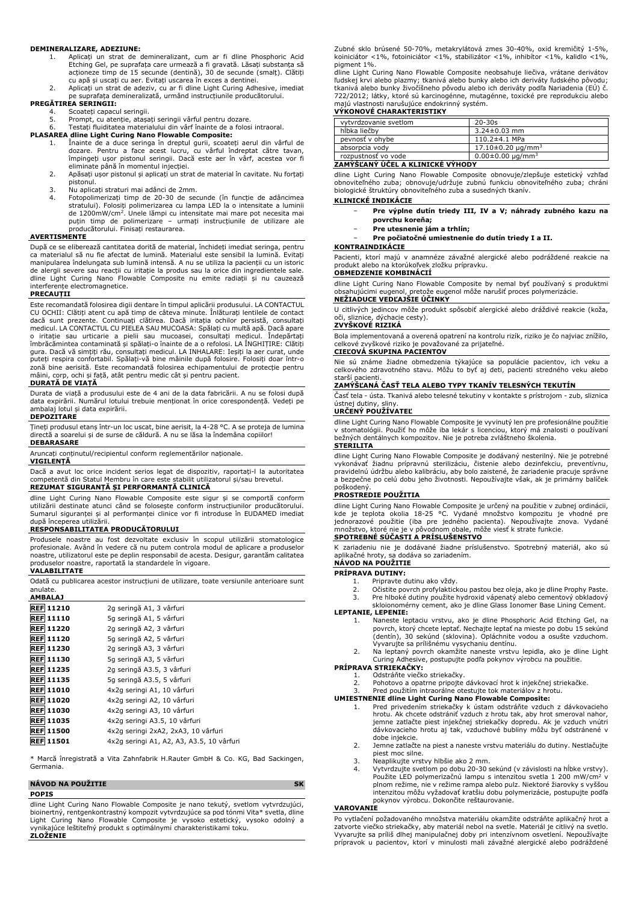**DEMINERALIZARE, ADEZIUNE:**

1. Aplicați un strat de demineralizant, cum ar fi dline Phosphoric Acid Etching Gel, pe suprafața care urmează a fi gravată. Lăsați substanța să acționeze timp de 15 secunde (dentină), 30 de secunde (smalț). Clătiți cu apă și uscați cu aer. Evitați uscarea în exces a dentinei.
2. Aplicați un strat de adeziv, cu ar fi dline Light Curing Adhesive, imediat pe suprafața demineralizată, urmând instrucțiunile producătorului.

**PREGĂTIREA SERINGII:**

4. Scoateți capacul seringii.
5. Prompt, cu atenție, atașați seringii vârful pentru dozare.
6. Testați fluiditatea materialului din vârf înainte de a folosi intraoral.

**PLASAREA dline Light Curing Nano Flowable Composite:**

1. Înainte de a duce seringa în dreptul gurii, scoateți aerul din vârful de dozare. Pentru a face acest lucru, cu vârful îndreptat către tavan, împingeți ușor pistonul seringii. Dacă este aer în vârf, acestea vor fi eliminate până în momentul injecției.
2. Apăsați ușor pistonul și aplicați un strat de material în cavitate. Nu forțați pistonul.
3. Nu aplicați straturi mai adânci de 2mm.
4. Fotopolimerizați timp de 20-30 de secunde (în funcție de adâncimea stratului). Folosiți polimerizarea cu lampa LED la o intensitate a luminii de 1200mW/cm$^2$. Unele lămpi cu intensitate mai mare pot necesita mai puțin timp de polimerizare – urmați instrucțiunile de utilizare ale producătorului. Finisați restaurarea.

**AVERTISMENTE**

După ce se eliberează cantitatea dorită de material, închideți imediat seringa, pentru ca materialul să nu fie afectat de lumină. Materialul este sensibil la lumină. Evitați manipularea îndelungata sub lumină intensă. A nu se utiliza la pacienții cu un istoric de alergii severe sau reacții cu iritație la produs sau la orice din ingredientele sale. dline Light Curing Nano Flowable Composite nu emite radiații și nu cauzează interferențe electromagnetice.

**PRECAUȚII**

Este recomandată folosirea digii dentare în timpul aplicării produsului. LA CONTACTUL CU OCHII: Clătiți atent cu apă timp de câteva minute. Înlăturați lentilele de contact dacă sunt prezente. Continuați clătirea. Dacă iritația ochilor persistă, consultați medicul. LA CONTACTUL CU PIELEA SAU MUCOASA: Spălați cu multă apă. Dacă apare o iritație sau urticarie a pielii sau mucoasei, consultați medicul. Îndepărtați îmbrăcămintea contaminată și spălați-o înainte de a o refolosi. LA ÎNGHIȚIRE: Clătiți gura. Dacă vă simțiți rău, consultați medicul. LA INHALARE: Ieșiți la aer curat, unde puteți respira confortabil. Spălați-vă bine mâinile după folosire. Folosiți doar într-o zonă bine aerisită. Este recomandată folosirea echipamentului de protecție pentru mâini, corp, ochi și față, atât pentru medic cât și pentru pacient.

**DURATĂ DE VIAȚĂ**

Durata de viață a produsului este de 4 ani de la data fabricării. A nu se folosi după data expirării. Numărul lotului trebuie menționat în orice corespondență. Vedeți pe ambalaj lotul și data expirării.

**DEPOZITARE**

Țineți produsul etanș într-un loc uscat, bine aerisit, la 4-28 °C. A se proteja de lumina directă a soarelui și de surse de căldură. A nu se lăsa la îndemâna copiilor!

**DEBARASARE**

Aruncați conținutul/recipientul conform reglementărilor naționale.

**VIGILENȚĂ**

Dacă a avut loc orice incident serios legat de dispozitiv, raportați-l la autoritatea competentă din Statul Membru în care este stabilit utilizatorul și/sau brevetul.

**REZUMAT SIGURANȚĂ ȘI PERFORMANȚĂ CLINICĂ**

dline Light Curing Nano Flowable Composite este sigur și se comportă conform utilizării destinate atunci când se folosește conform instrucțiunilor producătorului. Sumarul siguranței și al performanței clinice vor fi introduse în EUDAMED imediat după începerea utilizării.

**RESPONSABILITATEA PRODUCĂTORULUI**

Produsele noastre au fost dezvoltate exclusiv în scopul utilizării stomatologice profesionale. Având în vedere că nu putem controla modul de aplicare a produselor noastre, utilizatorul este pe deplin responsabil de acesta. Desigur, garantăm calitatea produselor noastre, raportată la standardele în vigoare.

**VALABILITATE**

Odată cu publicarea acestor instrucțiuni de utilizare, toate versiunile anterioare sunt anulate.

**AMBALAJ**

| | |
|---|---|
| REF 11210 | 2g seringă A1, 3 vârfuri |
| REF 11110 | 5g seringă A1, 5 vârfuri |
| REF 11220 | 2g seringă A2, 3 vârfuri |
| REF 11120 | 5g seringă A2, 5 vârfuri |
| REF 11230 | 2g seringă A3, 3 vârfuri |
| REF 11130 | 5g seringă A3, 5 vârfuri |
| REF 11235 | 2g seringă A3.5, 3 vârfuri |
| REF 11135 | 5g seringă A3.5, 5 vârfuri |
| REF 11010 | 4x2g seringi A1, 10 vârfuri |
| REF 11020 | 4x2g seringi A2, 10 vârfuri |
| REF 11030 | 4x2g seringi A3, 10 vârfuri |
| REF 11035 | 4x2g seringi A3.5, 10 vârfuri |
| REF 11500 | 4x2g seringi 2xA2, 2xA3, 10 vârfuri |
| REF 11501 | 4x2g seringi A1, A2, A3, A3.5, 10 vârfuri |

\* Marcă înregistrată a Vita Zahnfabrik H.Rauter GmbH & Co. KG, Bad Sackingen, Germania.

## NÁVOD NA POUŽITIE — SK

**POPIS**

dline Light Curing Nano Flowable Composite je nano tekutý, svetlom vytvrdzujúci, bioinertný, rentgenkontrastný kompozit vytvrdzujúce sa pod tónmi Vita* svetla, dline Light Curing Nano Flowable Composite je vysoko estetický, vysoko odolný a vynikajúce leštiteľný produkt s optimálnymi charakteristikami toku.

**ZLOŽENIE**

Zubné sklo brúsené 50-70%, metakrylátová zmes 30-40%, oxid kremičitý 1-5%, koiniciátor <1%, fotoiniciátor <1%, stabilizátor <1%, inhibítor <1%, kalidlo <1%, pigment 1%.

dline Light Curing Nano Flowable Composite neobsahuje liečiva, vrátane derivátov ľudskej krvi alebo plazmy; tkanivá alebo bunky alebo ich deriváty ľudského pôvodu; tkanivá alebo bunky živočíšneho pôvodu alebo ich deriváty podľa Nariadenia (EÚ) č. 722/2012; látky, ktoré sú karcinogénne, mutagénne, toxické pre reprodukciu alebo majú vlastnosti narušujúce endokrinný systém.

**VÝKONOVÉ CHARAKTERISTIKY**

| | |
|---|---|
| vytvrdzovanie svetlom | 20-30s |
| hĺbka liečby | 3.24±0.03 mm |
| pevnosť v ohybe | 110.2±4.1 MPa |
| absorpcia vody | 17.10±0.20 μg/mm$^3$ |
| rozpustnosť vo vode | 0.00±0.00 μg/mm$^3$ |

**ZAMÝŠĽANÝ ÚČEL A KLINICKÉ VÝHODY**

dline Light Curing Nano Flowable Composite obnovuje/zlepšuje estetický vzhľad obnoviteľného zuba; obnovuje/udržuje zubnú funkciu obnoviteľného zuba; chráni biologické štruktúry obnoviteľného zuba a susedných tkanív.

**KLINICKÉ INDIKÁCIE**

- **Pre výplne dutín triedy III, IV a V; náhrady zubného kazu na povrchu koreňa;**
- **Pre utesnenie jám a trhlín;**
- **Pre počiatočné umiestnenie do dutín triedy I a II.**

**KONTRAINDIKÁCIE**

Pacienti, ktorí majú v anamnéze závažné alergické alebo podráždené reakcie na produkt alebo na ktorúkoľvek zložku prípravku.

**OBMEDZENIE KOMBINÁCIÍ**

dline Light Curing Nano Flowable Composite by nemal byť používaný s produktmi obsahujúcimi eugenol, pretože eugenol môže narušiť proces polymerizácie.

**NEŽIADUCE VEDĽAJŠIE ÚČINKY**

U citlivých jedincov môže produkt spôsobiť alergické alebo dráždivé reakcie (koža, oči, sliznice, dýchacie cesty).

**ZVYŠKOVÉ RIZIKÁ**

Bola implementovaná a overená opatrení na kontrolu rizík, riziko je čo najviac znížilo, celkové zvyškové riziko je považované za prijateľné.

**CIEĽOVÁ SKUPINA PACIENTOV**

Nie sú známe žiadne obmedzenia týkajúce sa populácie pacientov, ich veku a celkového zdravotného stavu. Môžu to byť aj deti, pacienti stredného veku alebo starší pacienti.

**ZAMÝŠĽANÁ ČASŤ TELA ALEBO TYPY TKANÍV TELESNÝCH TEKUTÍN**

Časť tela - ústa. Tkanivá alebo telesné tekutiny v kontakte s prístrojom - zub, sliznica ústnej dutiny, sliny.

**URČENÝ POUŽÍVATEĽ**

dline Light Curing Nano Flowable Composite je vyvinutý len pre profesionálne použitie v stomatológii. Použiť ho môže iba lekár s licenciou, ktorý má znalosti o používaní bežných dentálnych kompozitov. Nie je potreba zvláštneho školenia.

**STERILITA**

dline Light Curing Nano Flowable Composite je dodávaný nesterilný. Nie je potrebné vykonávať žiadnu prípravnú sterilizáciu, čistenie alebo dezinfekciu, preventívnu, pravidelnú údržbu alebo kalibráciu, aby bolo zaistené, že zariadenie pracuje správne a bezpečne po celú dobu jeho životnosti. Nepoužívajte však, ak je primárny balíček poškodený.

**PROSTREDIE POUŽITIA**

dline Light Curing Nano Flowable Composite je určený na použitie v zubnej ordinácii, kde je teplota okolia 18-25 °C. Vydané množstvo kompozitu je vhodné pre jednorazové použitie (iba pre jedného pacienta). Nepoužívajte znova. Vydané množstvo, ktoré nie je v pôvodnom obale, môže viesť k strate funkcie.

**SPOTREBNÉ SÚČASTI A PRÍSLUŠENSTVO**

K zariadeniu nie je dodávané žiadne príslušenstvo. Spotrebný materiál, ako sú aplikačné hroty, sa dodáva so zariadením.

**NÁVOD NA POUŽITIE**

**PRÍPRAVA DUTINY:**

1. Pripravte dutinu ako vždy.
2. Očistite povrch profylaktickou pastou bez oleja, ako je dline Prophy Paste.
3. Pre hlboké dutiny použite hydroxid vápenatý alebo cementový obkladový skloionomérny cement, ako je dline Glass Ionomer Base Lining Cement.

**LEPTANIE, LEPENIE:**

1. Naneste leptaciu vrstvu, ako je dline Phosphoric Acid Etching Gel, na povrch, ktorý chcete leptať. Nechajte leptať na mieste po dobu 15 sekúnd (dentín), 30 sekúnd (sklovina). Opláchnite vodou a osušte vzduchom. Vyvarujte sa prílišnému vysychaniu dentínu.
2. Na leptaný povrch okamžite naneste vrstvu lepidla, ako je dline Light Curing Adhesive, postupujte podľa pokynov výrobcu na použitie.

**PRÍPRAVA STRIEKAČKY:**

1. Odstráňte viečko striekačky.
2. Pohotovo a opatrne pripojte dávkovací hrot k injekčnej striekačke.
3. Pred použitím intraorálne otestujte tok materiálov z hrotu.

**UMIESTNENIE dline Light Curing Nano Flowable Composite:**

1. Pred privedením striekačky k ústam odstráňte vzduch z dávkovacieho hrotu. Ak chcete odstrániť vzduch z hrotu tak, aby hrot smeroval nahor, jemne zatlačte piest injekčnej striekačky dopredu. Ak je vzduch vnútri dávkovacieho hrotu aj tak, vzduchové bubliny môžu byť odstránené v dobe injekcie.
2. Jemne zatlačte na piest a naneste vrstvu materiálu do dutiny. Nestlačujte piest moc silne.
3. Neaplikujte vrstvy hlbšie ako 2 mm.
4. Vytvrdzujte svetlom po dobu 20-30 sekúnd (v závislosti na hĺbke vrstvy). Použite LED polymerizačnú lampu s intenzitou svetla 1 200 mW/cm$^2$ v plnom režime, nie v režime rampa alebo pulz. Niektoré žiarovky s vyššou intenzitou môžu vyžadovať kratšiu dobu polymerizácie, postupujte podľa pokynov výrobcu. Dokončite reštaurovanie.

**VAROVANIE**

Po vytlačení požadovaného množstva materiálu okamžite odstráňte aplikačný hrot a zatvorte viečko striekačky, aby materiál nebol na svetle. Materiál je citlivý na svetlo. Vyvarujte sa príliš dlhej manipulačnej doby pri intenzívnom osvetlení. Nepoužívajte prípravok u pacientov, ktorí v minulosti mali závažné alergické alebo podráždené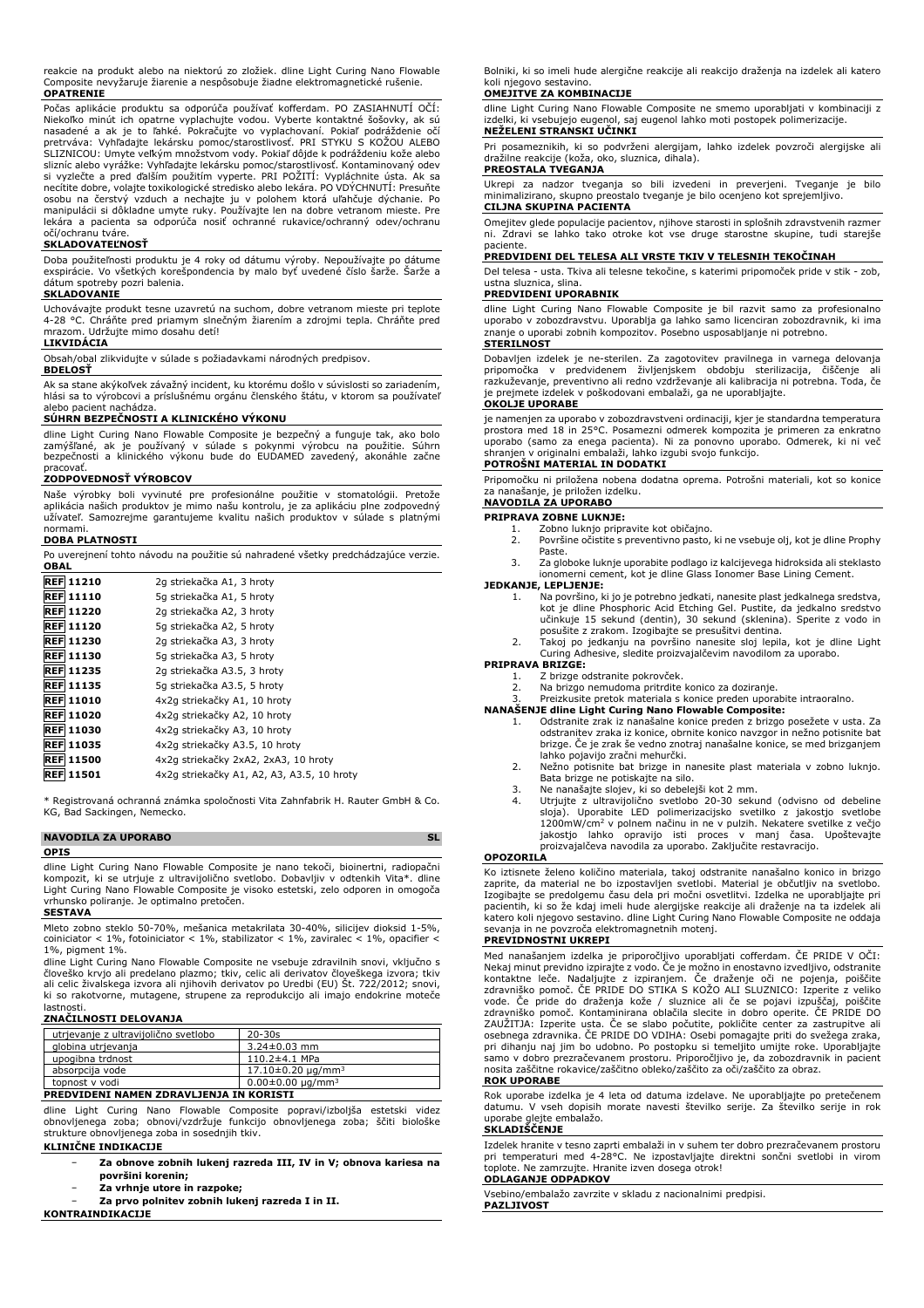reakcie na produkt alebo na niektorú zo zložiek. dline Light Curing Nano Flowable Composite nevyžaruje žiarenie a nespôsobuje žiadne elektromagnetické rušenie.

**OPATRENIE**

Počas aplikácie produktu sa odporúča používať kofferdam. PO ZASIAHNUTÍ OČÍ: Niekoľko minút ich opatrne vyplachujte vodou. Vyberte kontaktné šošovky, ak sú nasadené a ak je to ľahké. Pokračujte vo vyplachovaní. Pokiaľ podráždenie očí pretrváva: Vyhľadajte lekársku pomoc/starostlivosť. PRI STYKU S KOŽOU ALEBO SLIZNICOU: Umyte veľkým množstvom vody. Pokiaľ dôjde k podráždeniu kože alebo slizníc alebo vyrážke: Vyhľadajte lekársku pomoc/starostlivosť. Kontaminovaný odev si vyzlečte a pred ďalším použitím vyperte. PRI POŽITÍ: Vypláchnite ústa. Ak sa necítite dobre, volajte toxikologické stredisko alebo lekára. PO VDÝCHNUTÍ: Presuňte osobu na čerstvý vzduch a nechajte ju v polohe ktorá uľahčuje dýchanie. Po manipulácii si dôkladne umyte ruky. Používajte len na dobre vetranom mieste. Pre lekára a pacienta sa odporúča nosiť ochranné rukavice/ochranný odev/ochranu očí/ochranu tváre.

**SKLADOVATEĽNOSŤ**

Doba použiteľnosti produktu je 4 roky od dátumu výroby. Nepoužívajte po dátume exspirácie. Vo všetkých korešpondencia by malo byť uvedené číslo šarže. Šarže a dátum spotreby pozri balenia.

**SKLADOVANIE**

Uchovávajte produkt tesne uzavretú na suchom, dobre vetranom mieste pri teplote 4-28 °C. Chráňte pred priamym slnečným žiarením a zdrojmi tepla. Chráňte pred mrazom. Udržujte mimo dosahu detí!

**LIKVIDÁCIA**

Obsah/obal zlikvidujte v súlade s požiadavkami národných predpisov.

**BDELOSŤ**

Ak sa stane akýkoľvek závažný incident, ku ktorému došlo v súvislosti so zariadením, hlási sa to výrobcovi a príslušnému orgánu členského štátu, v ktorom sa používateľ alebo pacient nachádza.

**SÚHRN BEZPEČNOSTI A KLINICKÉHO VÝKONU**

dline Light Curing Nano Flowable Composite je bezpečný a funguje tak, ako bolo zamýšľané, ak je používaný v súlade s pokynmi výrobcu na použitie. Súhrn bezpečnosti a klinického výkonu bude do EUDAMED zavedený, akonáhle začne pracovať.

**ZODPOVEDNOSŤ VÝROBCOV**

Naše výrobky boli vyvinuté pre profesionálne použitie v stomatológii. Pretože aplikácia našich produktov je mimo našu kontrolu, je za aplikáciu plne zodpovedný užívateľ. Samozrejme garantujeme kvalitu našich produktov v súlade s platnými normami.

**DOBA PLATNOSTI**

Po uverejnení tohto návodu na použitie sú nahradené všetky predchádzajúce verzie.

**OBAL**

| | |
|---|---|
| REF 11210 | 2g striekačka A1, 3 hroty |
| REF 11110 | 5g striekačka A1, 5 hroty |
| REF 11220 | 2g striekačka A2, 3 hroty |
| REF 11120 | 5g striekačka A2, 5 hroty |
| REF 11230 | 2g striekačka A3, 3 hroty |
| REF 11130 | 5g striekačka A3, 5 hroty |
| REF 11235 | 2g striekačka A3.5, 3 hroty |
| REF 11135 | 5g striekačka A3.5, 5 hroty |
| REF 11010 | 4x2g striekačky A1, 10 hroty |
| REF 11020 | 4x2g striekačky A2, 10 hroty |
| REF 11030 | 4x2g striekačky A3, 10 hroty |
| REF 11035 | 4x2g striekačky A3.5, 10 hroty |
| REF 11500 | 4x2g striekačky 2xA2, 2xA3, 10 hroty |
| REF 11501 | 4x2g striekačky A1, A2, A3, A3.5, 10 hroty |

* Registrovaná ochranná známka spoločnosti Vita Zahnfabrik H. Rauter GmbH & Co. KG, Bad Sackingen, Nemecko.

## NAVODILA ZA UPORABO — SL

**OPIS**

dline Light Curing Nano Flowable Composite je nano tekoči, bioinertni, radiopačni kompozit, ki se utrjuje z ultravijolično svetlobo. Dobavljiv v odtenkih Vita*. dline Light Curing Nano Flowable Composite je visoko estetski, zelo odporen in omogoča vrhunsko poliranje. Je optimalno pretočen.

**SESTAVA**

Mleto zobno steklo 50-70%, mešanica metakrilata 30-40%, silicijev dioksid 1-5%, coiniciator < 1%, fotoiniciator < 1%, stabilizator < 1%, zaviralec < 1%, opacifier < 1%, pigment 1%.

dline Light Curing Nano Flowable Composite ne vsebuje zdravilnih snovi, vključno s človeško krvjo ali predelano plazmo; tkiv, celic ali derivatov človeškega izvora; tkiv ali celic živalskega izvora ali njihovih derivatov po Uredbi (EU) Št. 722/2012; snovi, ki so rakotvorne, mutagene, strupene za reprodukcijo ali imajo endokrine moteče lastnosti.

**ZNAČILNOSTI DELOVANJA**

| | |
|---|---|
| utrjevanje z ultravijolično svetlobo | 20-30s |
| globina utrjevanja | 3.24±0.03 mm |
| upogibna trdnost | 110.2±4.1 MPa |
| absorpcija vode | 17.10±0.20 μg/mm³ |
| topnost v vodi | 0.00±0.00 μg/mm³ |

**PREDVIDENI NAMEN ZDRAVLJENJA IN KORISTI**

dline Light Curing Nano Flowable Composite popravi/izboljša estetski videz obnovljenega zoba; obnovi/vzdržuje funkcijo obnovljenega zoba; ščiti biološke strukture obnovljenega zoba in sosednjih tkiv.

**KLINIČNE INDIKACIJE**

- **Za obnove zobnih lukenj razreda III, IV in V; obnova kariesa na površini korenin;**
- **Za vrhnje utore in razpoke;**
- **Za prvo polnitev zobnih lukenj razreda I in II.**

**KONTRAINDIKACIJE**

Bolniki, ki so imeli hude alergične reakcije ali reakcijo draženja na izdelek ali katero koli njegovo sestavino.

**OMEJITVE ZA KOMBINACIJE**

dline Light Curing Nano Flowable Composite ne smemo uporabljati v kombinaciji z izdelki, ki vsebujejo eugenol, saj eugenol lahko moti postopek polimerizacije.

**NEŽELENI STRANSKI UČINKI**

Pri posameznikih, ki so podvrženi alergijam, lahko izdelek povzroči alergijske ali dražilne reakcije (koža, oko, sluznica, dihala).

**PREOSTALA TVEGANJA**

Ukrepi za nadzor tveganja so bili izvedeni in preverjeni. Tveganje je bilo minimalizirano, skupno preostalo tveganje je bilo ocenjeno kot sprejemljivo.

**CILJNA SKUPINA PACIENTA**

Omejitev glede populacije pacientov, njihove starosti in splošnih zdravstvenih razmer ni. Zdravi se lahko tako otroke kot vse druge starostne skupine, tudi starejše paciente.

**PREDVIDENI DEL TELESA ALI VRSTE TKIV V TELESNIH TEKOČINAH**

Del telesa - usta. Tkiva ali telesne tekočine, s katerimi pripomoček pride v stik - zob, ustna sluznica, slina.

**PREDVIDENI UPORABNIK**

dline Light Curing Nano Flowable Composite je bil razvit samo za profesionalno uporabo v zobozdravstvu. Uporablja ga lahko samo licenciran zobozdravnik, ki ima znanje o uporabi zobnih kompozitov. Posebno usposabljanje ni potrebno.

**STERILNOST**

Dobavljen izdelek je ne-sterilen. Za zagotovitev pravilnega in varnega delovanja pripomočka v predvidenem življenjskem obdobju sterilizacija, čiščenje ali razkuževanje, preventivno ali redno vzdrževanje ali kalibracija ni potrebna. Toda, če je prejmete izdelek v poškodovani embalaži, ga ne uporabljajte.

**OKOLJE UPORABE**

je namenjen za uporabo v zobozdravstveni ordinaciji, kjer je standardna temperatura prostora med 18 in 25°C. Posamezni odmerek kompozita je primeren za enkratno uporabo (samo za enega pacienta). Ni za ponovno uporabo. Odmerek, ki ni več shranjen v originalni embalaži, lahko izgubi svojo funkcijo.

**POTROŠNI MATERIAL IN DODATKI**

Pripomočku ni priložena nobena dodatna oprema. Potrošni materiali, kot so konice za nanašanje, je priložen izdelku.

**NAVODILA ZA UPORABO**

**PRIPRAVA ZOBNE LUKNJE:**

1. Zobno luknjo pripravite kot običajno.
2. Površine očistite s preventivno pasto, ki ne vsebuje olj, kot je dline Prophy Paste.
3. Za globoke luknje uporabite podlago iz kalcijevega hidroksida ali steklasto ionomerni cement, kot je dline Glass Ionomer Base Lining Cement.

**JEDKANJE, LEPLJENJE:**

1. Na površino, ki jo je potrebno jedkati, nanesite plast jedkalnega sredstva, kot je dline Phosphoric Acid Etching Gel. Pustite, da jedkalno sredstvo učinkuje 15 sekund (dentin), 30 sekund (sklenina). Sperite z vodo in posušite z zrakom. Izogibajte se presušitvi dentina.
2. Takoj po jedkanju na površino nanesite sloj lepila, kot je dline Light Curing Adhesive, sledite proizvajalčevim navodilom za uporabo.

**PRIPRAVA BRIZGE:**

1. Z brizge odstranite pokrovček.
2. Na brizgo nemudoma pritrdite konico za doziranje.
3. Preizkusite pretok materiala s konice preden uporabite intraoralno.

**NANAŠENJE dline Light Curing Nano Flowable Composite:**

1. Odstranite zrak iz nanašalne konice preden z brizgo posežete v usta. Za odstranitev zraka iz konice, obrnite konico navzgor in nežno potisnite bat brizge. Če je zrak še vedno znotraj nanašalne konice, se med brizganjem lahko pojavijo zračni mehurčki.
2. Nežno potisnite bat brizge in nanesite plast materiala v zobno luknjo. Bata brizge ne potiskajte na silo.
3. Ne nanašajte slojev, ki so debelejši kot 2 mm.
4. Utrjujte z ultravijolično svetlobo 20-30 sekund (odvisno od debeline sloja). Uporabite LED polimerizacijsko svetilko z jakostjo svetlobe 1200mW/cm² v polnem načinu in ne v pulzih. Nekatere svetilke z večjo jakostjo lahko opravijo isti proces v manj časa. Upoštevajte proizvajalčeva navodila za uporabo. Zaključite restavracijo.

**OPOZORILA**

Ko iztisnete želeno količino materiala, takoj odstranite nanašalno konico in brizgo zaprite, da material ne bo izpostavljen svetlobi. Material je občutljiv na svetlobo. Izogibajte se predolgemu času dela pri močni osvetlitvi. Izdelka ne uporabljajte pri pacientih, ki so že kdaj imeli hude alergijske reakcije ali draženje na ta izdelek ali katero koli njegovo sestavino. dline Light Curing Nano Flowable Composite ne oddaja sevanja in ne povzroča elektromagnetnih motenj.

**PREVIDNOSTNI UKREPI**

Med nanašanjem izdelka je priporočljivo uporabljati cofferdam. ČE PRIDE V OČI: Nekaj minut previdno izpirajte z vodo. Če je možno in enostavno izvedljivo, odstranite kontaktne leče. Nadaljujte z izpiranjem. Če draženje oči ne pojenja, poiščite zdravniško pomoč. ČE PRIDE DO STIKA S KOŽO ALI SLUZNICO: Izperite z veliko vode. Če pride do draženja kože / sluznice ali če se pojavi izpuščaj, poiščite zdravniško pomoč. Kontaminirana oblačila slecite in dobro operite. ČE PRIDE DO ZAUŽITJA: Izperite usta. Če se slabo počutite, pokličite center za zastrupitve ali osebnega zdravnika. ČE PRIDE DO VDIHA: Osebi pomagajte priti do svežega zraka, pri dihanju naj jim bo udobno. Po postopku si temeljito umijte roke. Uporabljajte samo v dobro prezračevanem prostoru. Priporočljivo je, da zobozdravnik in pacient nosita zaščitne rokavice/zaščitno obleko/zaščito za oči/zaščito za obraz.

**ROK UPORABE**

Rok uporabe izdelka je 4 leta od datuma izdelave. Ne uporabljajte po pretečenem datumu. V vseh dopisih morate navesti številko serije. Za številko serije in rok uporabe glejte embalažo.

**SKLADIŠČENJE**

Izdelek hranite v tesno zaprti embalaži in v suhem ter dobro prezračevanem prostoru pri temperaturi med 4-28°C. Ne izpostavljajte direktni sončni svetlobi in virom toplote. Ne zamrzujte. Hranite izven dosega otrok!

**ODLAGANJE ODPADKOV**

Vsebino/embalažo zavrzite v skladu z nacionalnimi predpisi.

**PAZLJIVOST**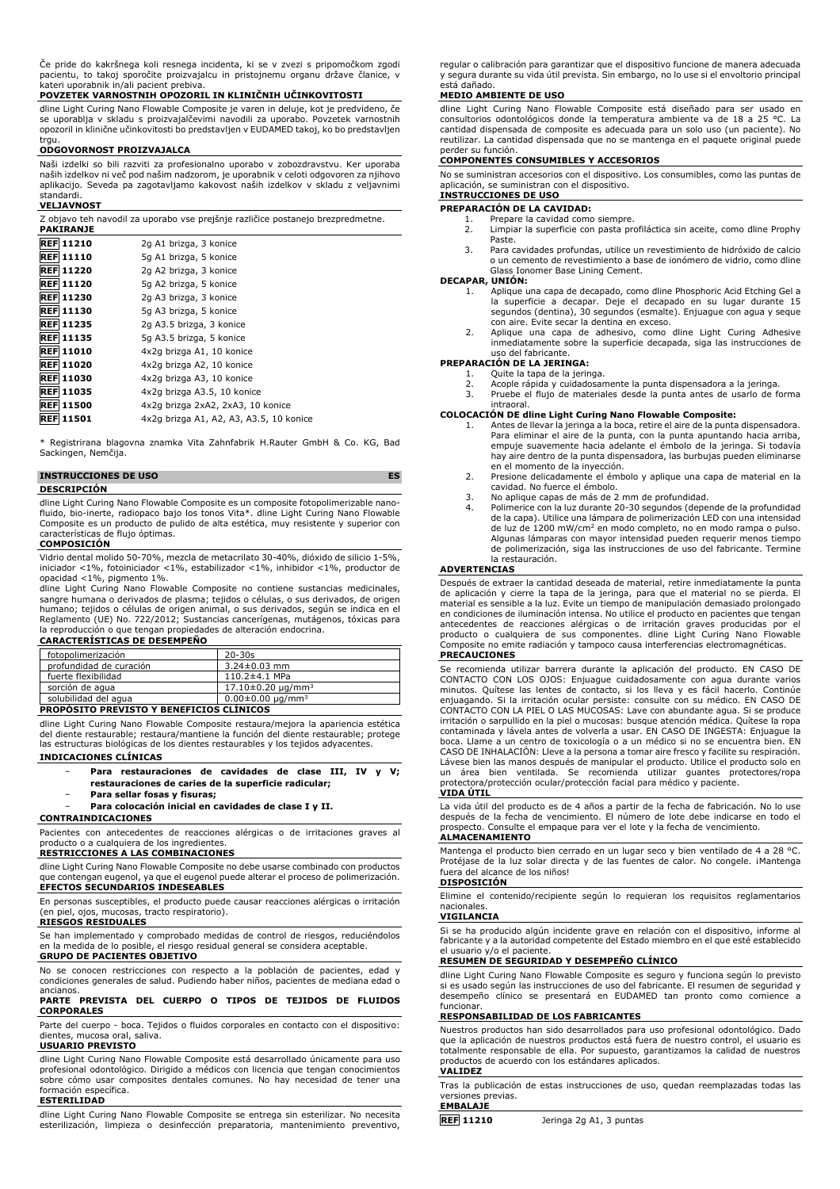Če pride do kakršnega koli resnega incidenta, ki se v zvezi s pripomočkom zgodi pacientu, to takoj sporočite proizvajalcu in pristojnemu organu države članice, v kateri uporabnik in/ali pacient prebiva.

**POVZETEK VARNOSTNIH OPOZORIL IN KLINIČNIH UČINKOVITOSTI**

dline Light Curing Nano Flowable Composite je varen in deluje, kot je predvideno, če se uporablja v skladu s proizvajalčevimi navodili za uporabo. Povzetek varnostnih opozoril in klinični učinkovitosti bo predstavljen v EUDAMED takoj, ko bo predstavljen trgu.

**ODGOVORNOST PROIZVAJALCA**

Naši izdelki so bili razviti za profesionalno uporabo v zobozdravstvu. Ker uporaba naših izdelkov ni več pod našim nadzorom, je uporabnik v celoti odgovoren za njihovo aplikacijo. Seveda pa zagotavljamo kakovost naših izdelkov v skladu z veljavnimi standardi.

**VELJAVNOST**

Z objavo teh navodil za uporabo vse prejšnje različice postanejo brezpredmetne.

**PAKIRANJE**

| | |
|---|---|
| REF 11210 | 2g A1 brizga, 3 konice |
| REF 11110 | 5g A1 brizga, 5 konice |
| REF 11220 | 2g A2 brizga, 3 konice |
| REF 11120 | 5g A2 brizga, 5 konice |
| REF 11230 | 2g A3 brizga, 3 konice |
| REF 11130 | 5g A3 brizga, 5 konice |
| REF 11235 | 2g A3.5 brizga, 3 konice |
| REF 11135 | 5g A3.5 brizga, 5 konice |
| REF 11010 | 4x2g brizga A1, 10 konice |
| REF 11020 | 4x2g brizga A2, 10 konice |
| REF 11030 | 4x2g brizga A3, 10 konice |
| REF 11035 | 4x2g brizga A3.5, 10 konice |
| REF 11500 | 4x2g brizga 2xA2, 2xA3, 10 konice |
| REF 11501 | 4x2g brizga A1, A2, A3, A3.5, 10 konice |

* Registrirana blagovna znamka Vita Zahnfabrik H.Rauter GmbH & Co. KG, Bad Sackingen, Nemčija.

## INSTRUCCIONES DE USO — ES

**DESCRIPCIÓN**

dline Light Curing Nano Flowable Composite es un composite fotopolimerizable nano-fluido, bio-inerte, radiopaco bajo los tonos Vita*. dline Light Curing Nano Flowable Composite es un producto de pulido de alta estética, muy resistente y superior con características de flujo óptimas.

**COMPOSICIÓN**

Vidrio dental molido 50-70%, mezcla de metacrilato 30-40%, dióxido de silicio 1-5%, iniciador <1%, fotoiniciador <1%, estabilizador <1%, inhibidor <1%, productor de opacidad <1%, pigmento 1%.

dline Light Curing Nano Flowable Composite no contiene sustancias medicinales, sangre humana o derivados de plasma; tejidos o células, o sus derivados, de origen humano; tejidos o células de origen animal, o sus derivados, según se indica en el Reglamento (UE) No. 722/2012; Sustancias cancerígenas, mutágenos, tóxicas para la reproducción o que tengan propiedades de alteración endocrina.

**CARACTERÍSTICAS DE DESEMPEÑO**

| | |
|---|---|
| fotopolimerización | 20-30s |
| profundidad de curación | 3.24±0.03 mm |
| fuerte flexibilidad | 110.2±4.1 MPa |
| sorción de agua | 17.10±0.20 µg/mm$^3$ |
| solubilidad del agua | 0.00±0.00 µg/mm$^3$ |

**PROPÓSITO PREVISTO Y BENEFICIOS CLÍNICOS**

dline Light Curing Nano Flowable Composite restaura/mejora la apariencia estética del diente restaurable; restaura/mantiene la función del diente restaurable; protege las estructuras biológicas de los dientes restaurables y los tejidos adyacentes.

**INDICACIONES CLÍNICAS**

- **Para restauraciones de cavidades de clase III, IV y V; restauraciones de caries de la superficie radicular;**
- **Para sellar fosas y fisuras;**
- **Para colocación inicial en cavidades de clase I y II.**

**CONTRAINDICACIONES**

Pacientes con antecedentes de reacciones alérgicas o de irritaciones graves al producto o a cualquiera de los ingredientes.

**RESTRICCIONES A LAS COMBINACIONES**

dline Light Curing Nano Flowable Composite no debe usarse combinado con productos que contengan eugenol, ya que el eugenol puede alterar el proceso de polimerización.

**EFECTOS SECUNDARIOS INDESEABLES**

En personas susceptibles, el producto puede causar reacciones alérgicas o irritación (en piel, ojos, mucosas, tracto respiratorio).

**RIESGOS RESIDUALES**

Se han implementado y comprobado medidas de control de riesgos, reduciéndolos en la medida de lo posible, el riesgo residual general se considera aceptable.

**GRUPO DE PACIENTES OBJETIVO**

No se conocen restricciones con respecto a la población de pacientes, edad y condiciones generales de salud. Pudiendo haber niños, pacientes de mediana edad o ancianos.

**PARTE PREVISTA DEL CUERPO O TIPOS DE TEJIDOS DE FLUIDOS CORPORALES**

Parte del cuerpo - boca. Tejidos o fluidos corporales en contacto con el dispositivo: dientes, mucosa oral, saliva.

**USUARIO PREVISTO**

dline Light Curing Nano Flowable Composite está desarrollado únicamente para uso profesional odontológico. Dirigido a médicos con licencia que tengan conocimientos sobre cómo usar composites dentales comunes. No hay necesidad de tener una formación específica.

**ESTERILIDAD**

dline Light Curing Nano Flowable Composite se entrega sin esterilizar. No necesita esterilización, limpieza o desinfección preparatoria, mantenimiento preventivo, regular o calibración para garantizar que el dispositivo funcione de manera adecuada y segura durante su vida útil prevista. Sin embargo, no lo use si el envoltorio principal está dañado.

**MEDIO AMBIENTE DE USO**

dline Light Curing Nano Flowable Composite está diseñado para ser usado en consultorios odontológicos donde la temperatura ambiente va de 18 a 25 °C. La cantidad dispensada de composite es adecuada para un solo uso (un paciente). No reutilizar. La cantidad dispensada que no se mantenga en el paquete original puede perder su función.

**COMPONENTES CONSUMIBLES Y ACCESORIOS**

No se suministran accesorios con el dispositivo. Los consumibles, como las puntas de aplicación, se suministran con el dispositivo.

**INSTRUCCIONES DE USO**

**PREPARACIÓN DE LA CAVIDAD:**

1. Prepare la cavidad como siempre.
2. Limpiar la superficie con pasta profiláctica sin aceite, como dline Prophy Paste.
3. Para cavidades profundas, utilice un revestimiento de hidróxido de calcio o un cemento de revestimiento a base de ionómero de vidrio, como dline Glass Ionomer Base Lining Cement.

**DECAPAR, UNIÓN:**

1. Aplique una capa de decapado, como dline Phosphoric Acid Etching Gel a la superficie a decapar. Deje el decapado en su lugar durante 15 segundos (dentina), 30 segundos (esmalte). Enjuague con agua y seque con aire. Evite secar la dentina en exceso.
2. Aplique una capa de adhesivo, como dline Light Curing Adhesive inmediatamente sobre la superficie decapada, siga las instrucciones de uso del fabricante.

**PREPARACIÓN DE LA JERINGA:**

1. Quite la tapa de la jeringa.
2. Acople rápida y cuidadosamente la punta dispensadora a la jeringa.
3. Pruebe el flujo de materiales desde la punta antes de usarlo de forma intraoral.

**COLOCACIÓN DE dline Light Curing Nano Flowable Composite:**

1. Antes de llevar la jeringa a la boca, retire el aire de la punta dispensadora. Para eliminar el aire de la punta, con la punta apuntando hacia arriba, empuje suavemente hacia adelante el émbolo de la jeringa. Si todavía hay aire dentro de la punta dispensadora, las burbujas pueden eliminarse en el momento de la inyección.
2. Presione delicadamente el émbolo y aplique una capa de material en la cavidad. No fuerce el émbolo.
3. No aplique capas de más de 2 mm de profundidad.
4. Polimerice con la luz durante 20-30 segundos (depende de la profundidad de la capa). Utilice una lámpara de polimerización LED con una intensidad de luz de 1200 mW/cm$^2$ en modo completo, no en modo rampa o pulso. Algunas lámparas con mayor intensidad pueden requerir menos tiempo de polimerización, siga las instrucciones de uso del fabricante. Termine la restauración.

**ADVERTENCIAS**

Después de extraer la cantidad deseada de material, retire inmediatamente la punta de aplicación y cierre la tapa de la jeringa, para que el material no se pierda. El material es sensible a la luz. Evite un tiempo de manipulación demasiado prolongado en condiciones de iluminación intensa. No utilice el producto en pacientes que tengan antecedentes de reacciones alérgicas o de irritación graves producidas por el producto o cualquiera de sus componentes. dline Light Curing Nano Flowable Composite no emite radiación y tampoco causa interferencias electromagnéticas.

**PRECAUCIONES**

Se recomienda utilizar barrera durante la aplicación del producto. EN CASO DE CONTACTO CON LOS OJOS: Enjuague cuidadosamente con agua durante varios minutos. Quítese las lentes de contacto, si los lleva y es fácil hacerlo. Continúe enjuagando. Si la irritación ocular persiste: consulte con su médico. EN CASO DE CONTACTO CON LA PIEL O LAS MUCOSAS: Lave con abundante agua. Si se produce irritación o sarpullido en la piel o mucosas: busque atención médica. Quítese la ropa contaminada y lávela antes de volverla a usar. EN CASO DE INGESTA: Enjuague la boca. Llame a un centro de toxicología o a un médico si no se encuentra bien. EN CASO DE INHALACIÓN: Lleve a la persona a tomar aire fresco y facilite su respiración. Lávese bien las manos después de manipular el producto. Utilice el producto solo en un área bien ventilada. Se recomienda utilizar guantes protectores/ropa protectora/protección ocular/protección facial para médico y paciente.

**VIDA ÚTIL**

La vida útil del producto es de 4 años a partir de la fecha de fabricación. No lo use después de la fecha de vencimiento. El número de lote debe indicarse en todo el prospecto. Consulte el empaque para ver el lote y la fecha de vencimiento.

**ALMACENAMIENTO**

Mantenga el producto bien cerrado en un lugar seco y bien ventilado de 4 a 28 °C. Protéjase de la luz solar directa y de las fuentes de calor. No congele. ¡Mantenga fuera del alcance de los niños!

**DISPOSICIÓN**

Elimine el contenido/recipiente según lo requieran los requisitos reglamentarios nacionales.

**VIGILANCIA**

Si se ha producido algún incidente grave en relación con el dispositivo, informe al fabricante y a la autoridad competente del Estado miembro en el que esté establecido el usuario y/o el paciente.

**RESUMEN DE SEGURIDAD Y DESEMPEÑO CLÍNICO**

dline Light Curing Nano Flowable Composite es seguro y funciona según lo previsto si es usado según las instrucciones de uso del fabricante. El resumen de seguridad y desempeño clínico se presentará en EUDAMED tan pronto como comience a funcionar.

**RESPONSABILIDAD DE LOS FABRICANTES**

Nuestros productos han sido desarrollados para uso profesional odontológico. Dado que la aplicación de nuestros productos está fuera de nuestro control, el usuario es totalmente responsable de ella. Por supuesto, garantizamos la calidad de nuestros productos de acuerdo con los estándares aplicados.

**VALIDEZ**

Tras la publicación de estas instrucciones de uso, quedan reemplazadas todas las versiones previas.

**EMBALAJE**

| | |
|---|---|
| REF 11210 | Jeringa 2g A1, 3 puntas |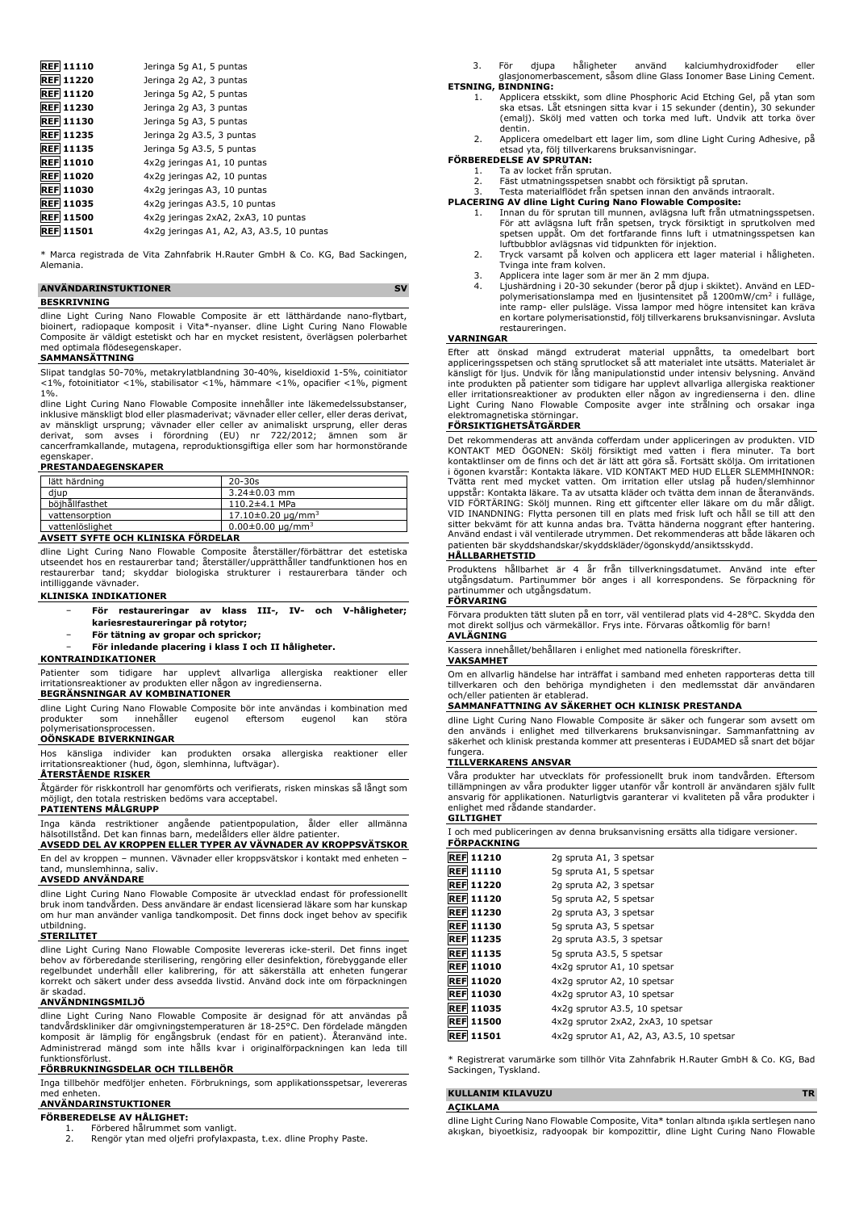| | |
|---|---|
| REF 11110 | Jeringa 5g A1, 5 puntas |
| REF 11220 | Jeringa 2g A2, 3 puntas |
| REF 11120 | Jeringa 5g A2, 5 puntas |
| REF 11230 | Jeringa 2g A3, 3 puntas |
| REF 11130 | Jeringa 5g A3, 5 puntas |
| REF 11235 | Jeringa 2g A3.5, 3 puntas |
| REF 11135 | Jeringa 5g A3.5, 5 puntas |
| REF 11010 | 4x2g jeringas A1, 10 puntas |
| REF 11020 | 4x2g jeringas A2, 10 puntas |
| REF 11030 | 4x2g jeringas A3, 10 puntas |
| REF 11035 | 4x2g jeringas A3.5, 10 puntas |
| REF 11500 | 4x2g jeringas 2xA2, 2xA3, 10 puntas |
| REF 11501 | 4x2g jeringas A1, A2, A3, A3.5, 10 puntas |

* Marca registrada de Vita Zahnfabrik H.Rauter GmbH & Co. KG, Bad Sackingen, Alemania.

## ANVÄNDARINSTUKTIONER SV

### BESKRIVNING

dline Light Curing Nano Flowable Composite är ett lätthärdande nano-flytbart, bioinert, radiopaque komposit i Vita*-nyanser. dline Light Curing Nano Flowable Composite är väldigt estetiskt och har en mycket resistent, överlägsen polerbarhet med optimala flödesegenskaper.

### SAMMANSÄTTNING

Slipat tandglas 50-70%, metakrylatblandning 30-40%, kiseldioxid 1-5%, coinitiator <1%, fotoinitiator <1%, stabilisator <1%, hämmare <1%, opacifier <1%, pigment 1%.

dline Light Curing Nano Flowable Composite innehåller inte läkemedelssubstanser, inklusive mänskligt blod eller plasmaderivat; vävnader eller celler, eller deras derivat, av mänskligt ursprung; vävnader eller celler av animaliskt ursprung, eller deras derivat, som avses i förordning (EU) nr 722/2012; ämnen som är cancerframkallande, mutagena, reproduktionsgiftiga eller som har hormonstörande egenskaper.

### PRESTANDAEGENSKAPER

| | |
|---|---|
| lätt härdning | 20-30s |
| djup | 3.24±0.03 mm |
| böjhållfasthet | 110.2±4.1 MPa |
| vattensorption | 17.10±0.20 μg/mm$^3$ |
| vattenlöslighet | 0.00±0.00 μg/mm$^3$ |

### AVSETT SYFTE OCH KLINISKA FÖRDELAR

dline Light Curing Nano Flowable Composite återställer/förbättrar det estetiska utseendet hos en restaurerbar tand; återställer/upprätthåller tandfunktionen hos en restaurerbar tand; skyddar biologiska strukturer i restaurerbara tänder och intilliggande vävnader.

### KLINISKA INDIKATIONER

- **För restaureringar av klass III-, IV- och V-håligheter; kariesrestaureringar på rotytor;**
- **För tätning av gropar och sprickor;**
- **För inledande placering i klass I och II håligheter.**

### KONTRAINDIKATIONER

Patienter som tidigare har upplevt allvarliga allergiska reaktioner eller irritationsreaktioner av produkten eller någon av ingredienserna.

### BEGRÄNSNINGAR AV KOMBINATIONER

dline Light Curing Nano Flowable Composite bör inte användas i kombination med produkter som innehåller eugenol eftersom eugenol kan störa polymerisationsprocessen.

### OÖNSKADE BIVERKNINGAR

Hos känsliga individer kan produkten orsaka allergiska reaktioner eller irritationsreaktioner (hud, ögon, slemhinna, luftvägar).

### ÅTERSTÅENDE RISKER

Åtgärder för riskkontroll har genomförts och verifierats, risken minskas så långt som möjligt, den totala restrisken bedöms vara acceptabel.

### PATIENTENS MÅLGRUPP

Inga kända restriktioner angående patientpopulation, ålder eller allmänna hälsotillstånd. Det kan finnas barn, medelålders eller äldre patienter.

### AVSEDD DEL AV KROPPEN ELLER TYPER AV VÄVNADER AV KROPPSVÄTSKOR

En del av kroppen – munnen. Vävnader eller kroppsvätskor i kontakt med enheten – tand, munslemhinna, saliv.

### AVSEDD ANVÄNDARE

dline Light Curing Nano Flowable Composite är utvecklad endast för professionellt bruk inom tandvården. Dess användare är endast licensierad läkare som har kunskap om hur man använder vanliga tandkomposit. Det finns dock inget behov av specifik utbildning.

### STERILITET

dline Light Curing Nano Flowable Composite levereras icke-steril. Det finns inget behov av förberedande sterilisering, rengöring eller desinfektion, förebyggande eller regelbundet underhåll eller kalibrering, för att säkerställa att enheten fungerar korrekt och säkert under dess avsedda livstid. Använd dock inte om förpackningen är skadad.

### ANVÄNDNINGSMILJÖ

dline Light Curing Nano Flowable Composite är designad för att användas på tandvårdskliniker där omgivningstemperaturen är 18-25°C. Den fördelade mängden komposit är lämplig för engångsbruk (endast för en patient). Återanvänd inte. Administrerad mängd som inte hålls kvar i originalförpackningen kan leda till funktionsförlust.

### FÖRBRUKNINGSDELAR OCH TILLBEHÖR

Inga tillbehör medföljer enheten. Förbruknings, som applikationsspetsar, levereras med enheten.

### ANVÄNDARINSTUKTIONER

**FÖRBEREDELSE AV HÅLIGHET:**

1. Förbered hålrummet som vanligt.
2. Rengör ytan med oljefri profylaxpasta, t.ex. dline Prophy Paste.
3. För djupa håligheter använd kalciumhydroxidfoder eller glasjonomerbascement, såsom dline Glass Ionomer Base Lining Cement.

**ETSNING, BINDNING:**

1. Applicera etsskikt, som dline Phosphoric Acid Etching Gel, på ytan som ska etsas. Låt etsningen sitta kvar i 15 sekunder (dentin), 30 sekunder (emalj). Skölj med vatten och torka med luft. Undvik att torka över dentin.
2. Applicera omedelbart ett lager lim, som dline Light Curing Adhesive, på etsad yta, följ tillverkarens bruksanvisningar.

**FÖRBEREDELSE AV SPRUTAN:**

1. Ta av locket från sprutan.
2. Fäst utmatningsspetsen snabbt och försiktigt på sprutan.
3. Testa materialflödet från spetsen innan den används intraoralt.

**PLACERING AV dline Light Curing Nano Flowable Composite:**

1. Innan du för sprutan till munnen, avlägsna luft från utmatningsspetsen. För att avlägsna luft från spetsen, tryck försiktigt in sprutkolven med spetsen uppåt. Om det fortfarande finns luft i utmatningsspetsen kan luftbubblor avlägsnas vid tidpunkten för injektion.
2. Tryck varsamt på kolven och applicera ett lager material i håligheten. Tvinga inte fram kolven.
3. Applicera inte lager som är mer än 2 mm djupa.
4. Ljushärdning i 20-30 sekunder (beror på djup i skiktet). Använd en LED-polymerisationslampa med en ljusintensitet på 1200mW/cm$^2$ i fulläge, inte ramp- eller pulsläge. Vissa lampor med högre intensitet kan kräva en kortare polymerisationstid, följ tillverkarens bruksanvisningar. Avsluta restaureringen.

### VARNINGAR

Efter att önskad mängd extruderat material uppnåtts, ta omedelbart bort appliceringsspetsen och stäng sprutlocket så att materialet inte utsätts. Materialet är känsligt för ljus. Undvik för lång manipulationstid under intensiv belysning. Använd inte produkten på patienter som tidigare har upplevt allvarliga allergiska reaktioner eller irritationsreaktioner av produkten eller någon av ingredienserna i den. dline Light Curing Nano Flowable Composite avger inte strålning och orsakar inga elektromagnetiska störningar.

### FÖRSIKTIGHETSÅTGÄRDER

Det rekommenderas att använda cofferdam under appliceringen av produkten. VID KONTAKT MED ÖGONEN: Skölj försiktigt med vatten i flera minuter. Ta bort kontaktlinser om de finns och det är lätt att göra så. Fortsätt skölja. Om irritationen i ögonen kvarstår: Kontakta läkare. VID KONTAKT MED HUD ELLER SLEMMHINNOR: Tvätta rent med mycket vatten. Om irritation eller utslag på huden/slemhinnor uppstår: Kontakta läkare. Ta av utsatta kläder och tvätta dem innan de återanvänds. VID FÖRTÄRING: Skölj munnen. Ring ett giftcenter eller läkare om du mår dåligt. VID INANDNING: Flytta personen till en plats med frisk luft och håll se till att den sitter bekvämt för att kunna andas bra. Tvätta händerna noggrant efter hantering. Använd endast i väl ventilerade utrymmen. Det rekommenderas att både läkaren och patienten bär skyddshandskar/skyddskläder/ögonskydd/ansiktsskydd.

### HÅLLBARHETSTID

Produktens hållbarhet är 4 år från tillverkningsdatumet. Använd inte efter utgångsdatum. Partinummer bör anges i all korrespondens. Se förpackning för partinummer och utgångsdatum.

### FÖRVARING

Förvara produkten tätt sluten på en torr, väl ventilerad plats vid 4-28°C. Skydda den mot direkt solljus och värmekällor. Frys inte. Förvaras oåtkomlig för barn!

### AVLÄGNING

Kassera innehållet/behållaren i enlighet med nationella föreskrifter.

### VAKSAMHET

Om en allvarlig händelse har inträffat i samband med enheten rapporteras detta till tillverkaren och den behöriga myndigheten i den medlemsstat där användaren och/eller patienten är etablerad.

### SAMMANFATTNING AV SÄKERHET OCH KLINISK PRESTANDA

dline Light Curing Nano Flowable Composite är säker och fungerar som avsett om den används i enlighet med tillverkarens bruksanvisningar. Sammanfattning av säkerhet och klinisk prestanda kommer att presenteras i EUDAMED så snart det börjar fungera.

### TILLVERKARENS ANSVAR

Våra produkter har utvecklats för professionellt bruk inom tandvården. Eftersom tillämpningen av våra produkter ligger utanför vår kontroll är användaren själv fullt ansvarig för applikationen. Naturligtvis garanterar vi kvaliteten på våra produkter i enlighet med rådande standarder.

### GILTIGHET

I och med publiceringen av denna bruksanvisning ersätts alla tidigare versioner.

### FÖRPACKNING

| | |
|---|---|
| REF 11210 | 2g spruta A1, 3 spetsar |
| REF 11110 | 5g spruta A1, 5 spetsar |
| REF 11220 | 2g spruta A2, 3 spetsar |
| REF 11120 | 5g spruta A2, 5 spetsar |
| REF 11230 | 2g spruta A3, 3 spetsar |
| REF 11130 | 5g spruta A3, 5 spetsar |
| REF 11235 | 2g spruta A3.5, 3 spetsar |
| REF 11135 | 5g spruta A3.5, 5 spetsar |
| REF 11010 | 4x2g sprutor A1, 10 spetsar |
| REF 11020 | 4x2g sprutor A2, 10 spetsar |
| REF 11030 | 4x2g sprutor A3, 10 spetsar |
| REF 11035 | 4x2g sprutor A3.5, 10 spetsar |
| REF 11500 | 4x2g sprutor 2xA2, 2xA3, 10 spetsar |
| REF 11501 | 4x2g sprutor A1, A2, A3, A3.5, 10 spetsar |

* Registrerat varumärke som tillhör Vita Zahnfabrik H.Rauter GmbH & Co. KG, Bad Sackingen, Tyskland.

## KULLANIM KILAVUZU TR

### AÇIKLAMA

dline Light Curing Nano Flowable Composite, Vita* tonları altında ışıkla sertleşen nano akışkan, biyoetkisiz, radyoopak bir kompozittir, dline Light Curing Nano Flowable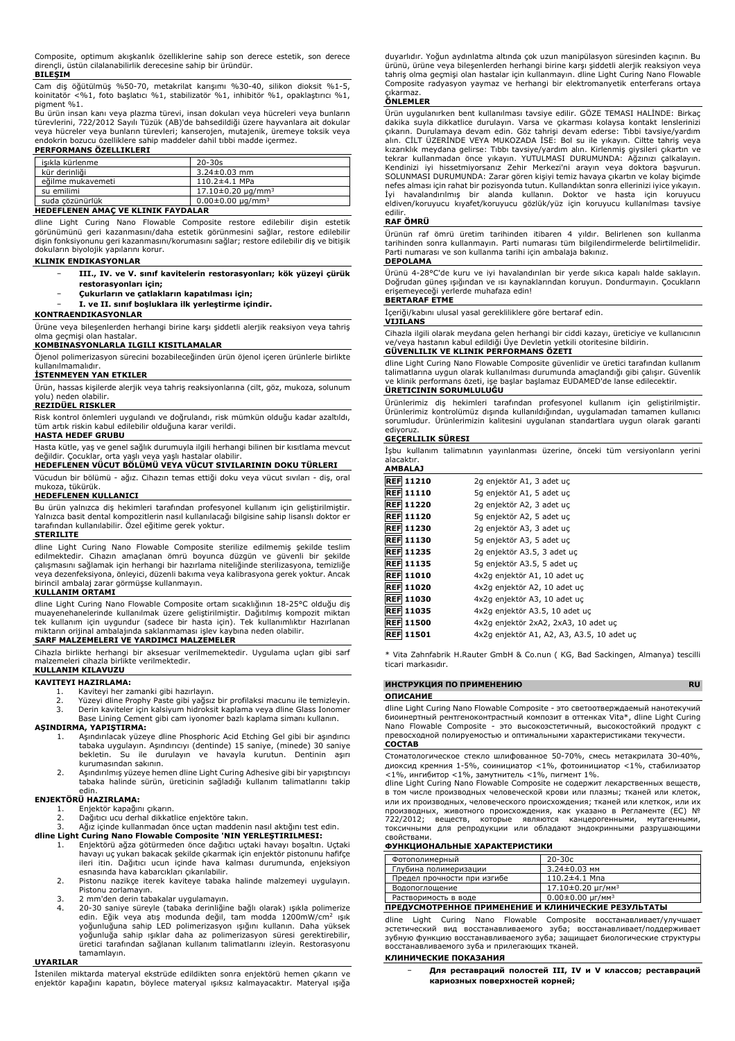Composite, optimum akışkanlık özelliklerine sahip son derece estetik, son derece dirençli, üstün cilalanabilirlik derecesine sahip bir üründür.

**BILEŞIM**

Cam diş öğütülmüş %50-70, metakrilat karışımı %30-40, silikon dioksit %1-5, koinitatör <%1, foto başlatıcı %1, stabilizatör %1, inhibitör %1, opaklaştırıcı %1, pigment %1.

Bu ürün insan kanı veya plazma türevi, insan dokuları veya hücreleri veya bunların türevlerini, 722/2012 Sayılı Tüzük (AB)'de bahsedildiği üzere hayvanlara ait dokular veya hücreler veya bunların türevleri; kanserojen, mutajenik, üremeye toksik veya endokrin bozucu özelliklere sahip maddeler dahil tıbbi madde içermez.

**PERFORMANS ÖZELLIKLERI**

| | |
|---|---|
| ışıkla kürlenme | 20-30s |
| kür derinliği | 3.24±0.03 mm |
| eğilme mukavemeti | 110.2±4.1 MPa |
| su emilimi | 17.10±0.20 μg/mm³ |
| suda çözünürlük | 0.00±0.00 μg/mm³ |

**HEDEFLENEN AMAÇ VE KLINIK FAYDALAR**

dline Light Curing Nano Flowable Composite restore edilebilir dişin estetik görünümünü geri kazanmasını/daha estetik görünmesini sağlar, restore edilebilir dişin fonksiyonunu geri kazanmasını/korumasını sağlar; restore edilebilir diş ve bitişik dokuların biyolojik yapılarını korur.

**KLINIK ENDIKASYONLAR**

- **III., IV. ve V. sınıf kavitelerin restorasyonları; kök yüzeyi çürük restorasyonları için;**
- **Çukurların ve çatlakların kapatılması için;**
- **I. ve II. sınıf boşluklara ilk yerleştirme içindir.**

**KONTRAENDIKASYONLAR**

Ürüne veya bileşenlerden herhangi birine karşı şiddetli alerjik reaksiyon veya tahriş olma geçmişi olan hastalar.

**KOMBINASYONLARLA ILGILI KISITLAMALAR**

Öjenol polimerizasyon sürecini bozabileceğinden ürün öjenol içeren ürünlerle birlikte kullanılmamalıdır.

**İSTENMEYEN YAN ETKILER**

Ürün, hassas kişilerde alerjik veya tahriş reaksiyonlarına (cilt, göz, mukoza, solunum yolu) neden olabilir.

**REZIDÜEL RISKLER**

Risk kontrol önlemleri uygulandı ve doğrulandı, risk mümkün olduğu kadar azaltıldı, tüm artık riskin kabul edilebilir olduğuna karar verildi.

**HASTA HEDEF GRUBU**

Hasta kütle, yaş ve genel sağlık durumuyla ilgili herhangi bilinen bir kısıtlama mevcut değildir. Çocuklar, orta yaşlı veya yaşlı hastalar olabilir.

**HEDEFLENEN VÜCUT BÖLÜMÜ VEYA VÜCUT SIVILARININ DOKU TÜRLERI**

Vücudun bir bölümü - ağız. Cihazın temas ettiği doku veya vücut sıvıları - diş, oral mukoza, tükürük.

**HEDEFLENEN KULLANICI**

Bu ürün yalnızca diş hekimleri tarafından profesyonel kullanım için geliştirilmiştir. Yalnızca basit dental kompozitlerin nasıl kullanılacağı bilgisine sahip lisanslı doktor er tarafından kullanılabilir. Özel eğitime gerek yoktur.

**STERILITE**

dline Light Curing Nano Flowable Composite sterilize edilmemiş şekilde teslim edilmektedir. Cihazın amaçlanan ömrü boyunca düzgün ve güvenli bir şekilde çalışmasını sağlamak için herhangi bir hazırlama niteliğinde sterilizasyona, temizliğe veya dezenfeksiyona, önleyici, düzenli bakıma veya kalibrasyona gerek yoktur. Ancak birincil ambalajı zarar görmüşse kullanmayın.

**KULLANIM ORTAMI**

dline Light Curing Nano Flowable Composite ortam sıcaklığının 18-25°C olduğu diş muayenehanelerinde kullanılmak üzere geliştirilmiştir. Dağıtılmış kompozit miktarı tek kullanım için uygundur (sadece bir hasta için). Tek kullanımlıktır Hazırlanan miktarın orijinal ambalajında saklanmaması işlev kaybına neden olabilir.

**SARF MALZEMELERI VE YARDIMCI MALZEMELER**

Cihazla birlikte herhangi bir aksesuar verilmemektedir. Uygulama uçları gibi sarf malzemeleri cihazla birlikte verilmektedir.

**KULLANIM KILAVUZU**

**KAVITEYI HAZIRLAMA:**

1. Kaviteyi her zamanki gibi hazırlayın.
2. Yüzeyi dline Prophy Paste gibi yağsız bir profilaksi macunu ile temizleyin.
3. Derin kaviteler için kalsiyum hidroksit kaplama veya dline Glass Ionomer Base Lining Cement gibi cam iyonomer bazlı kaplama simanı kullanın.

**AŞINDIRMA, YAPIŞTIRMA:**

1. Aşındırılacak yüzeye dline Phosphoric Acid Etching Gel gibi bir aşındırıcı tabaka uygulayın. Aşındırıcıyı (dentinde) 15 saniye, (minede) 30 saniye bekletin. Su ile durulayın ve havayla kurutun. Dentinin aşırı kurumasından sakının.
2. Aşındırılmış yüzeye hemen dline Light Curing Adhesive gibi bir yapıştırıcıyı tabaka halinde sürün, üreticinin sağladığı kullanım talimatlarını takip edin.

**ENJEKTÖRÜ HAZIRLAMA:**

1. Enjektör kapağını çıkarın.
2. Dağıtıcı ucu derhal dikkatlice enjektöre takın.
3. Ağız içinde kullanmadan önce uçtan maddenin nasıl aktığını test edin.

**dline Light Curing Nano Flowable Composite 'NIN YERLEŞTIRILMESI:**

1. Enjektörü ağza götürmeden önce dağıtıcı uçtaki havayı boşaltın. Uçtaki havayı uç yukarı bakacak şekilde çıkarmak için enjektör pistonunu hafifçe ileri itin. Dağıtıcı ucun içinde hava kalması durumunda, enjeksiyon esnasında hava kabarcıkları çıkarılabilir.
2. Pistonu nazikçe iterek kaviteye tabaka halinde malzemeyi uygulayın. Pistonu zorlamayın.
3. 2 mm'den derin tabakalar uygulamayın.
4. 20-30 saniye süreyle (tabaka derinliğine bağlı olarak) ışıkla polimerize edin. Eğik veya atış modunda değil, tam modda 1200mW/cm² ışık yoğunluğuna sahip LED polimerizasyon ışığını kullanın. Daha yüksek yoğunluğa sahip ışıklar daha az polimerizasyon süresi gerektirebilir, üretici tarafından sağlanan kullanım talimatlarını izleyin. Restorasyonu tamamlayın.

**UYARILAR**

İstenilen miktarda materyal ekstrüde edildikten sonra enjektörü hemen çıkarın ve enjektör kapağını kapatın, böylece materyal ışıksız kalmayacaktır. Materyal ışığa duyarlıdır. Yoğun aydınlatma altında çok uzun manipülasyon süresinden kaçının. Bu ürünü, ürüne veya bileşenlerden herhangi birine karşı şiddetli alerjik reaksiyon veya tahriş olma geçmişi olan hastalar için kullanmayın. dline Light Curing Nano Flowable Composite radyasyon yaymaz ve herhangi bir elektromanyetik enterferans ortaya çıkarmaz.

**ÖNLEMLER**

Ürün uygulanırken bent kullanılması tavsiye edilir. GÖZE TEMASI HALİNDE: Birkaç dakika suyla dikkatlice durulayın. Varsa ve çıkarması kolaysa kontakt lenslerinizi çıkarın. Durulamaya devam edin. Göz tahrişi devam ederse: Tıbbi tavsiye/yardım alın. CİLT ÜZERİNDE VEYA MUKOZADA İSE: Bol su ile yıkayın. Ciltte tahriş veya kızarıklık meydana gelirse: Tıbbı tavsiye/yardım alın. Kirlenmiş giysileri çıkartın ve tekrar kullanmadan önce yıkayın. YUTULMASI DURUMUNDA: Ağzınızı çalkalayın. Kendinizi iyi hissetmiyorsanız Zehir Merkezi'ni arayın veya doktora başvurun. SOLUNMASI DURUMUNDA: Zarar gören kişiyi temiz havaya çıkartın ve kolay biçimde nefes alması için rahat bir pozisyonda tutun. Kullandıktan sonra ellerinizi iyice yıkayın. İyi havalandırılmış bir alanda kullanın. Doktor ve hasta için koruyucu eldiven/koruyucu kıyafet/koruyucu gözlük/yüz için koruyucu kullanılması tavsiye edilir.

**RAF ÖMRÜ**

Ürünün raf ömrü üretim tarihinden itibaren 4 yıldır. Belirlenen son kullanma tarihinden sonra kullanmayın. Parti numarası tüm bilgilendirmelerde belirtilmelidir. Parti numarası ve son kullanma tarihi için ambalaja bakınız.

**DEPOLAMA**

Ürünü 4-28°C'de kuru ve iyi havalandırılan bir yerde sıkıca kapalı halde saklayın. Doğrudan güneş ışığından ve ısı kaynaklarından koruyun. Dondurmayın. Çocukların erişemeyeceği yerlerde muhafaza edin!

**BERTARAF ETME**

İçeriği/kabını ulusal yasal gerekliliklere göre bertaraf edin.

**VIJILANS**

Cihazla ilgili olarak meydana gelen herhangi bir ciddi kazayı, üreticiye ve kullanıcının ve/veya hastanın kabul edildiği Üye Devletin yetkili otoritesine bildirin.

**GÜVENLILIK VE KLINIK PERFORMANS ÖZETI**

dline Light Curing Nano Flowable Composite güvenlidir ve üretici tarafından kullanım talimatlarına uygun olarak kullanılması durumunda amaçlandığı gibi çalışır. Güvenlik ve klinik performans özeti, işe başlar başlamaz EUDAMED'de lanse edilecektir.

**ÜRETICININ SORUMLULUĞU**

Ürünlerimiz diş hekimleri tarafından profesyonel kullanım için geliştirilmiştir. Ürünlerimiz kontrolümüz dışında kullanıldığından, uygulamadan tamamen kullanıcı sorumludur. Ürünlerimizin kalitesini uygulanan standartlara uygun olarak garanti ediyoruz.

**GEÇERLILIK SÜRESI**

İşbu kullanım talimatının yayınlanması üzerine, önceki tüm versiyonların yerini alacaktır.

**AMBALAJ**

| | |
|---|---|
| REF 11210 | 2g enjektör A1, 3 adet uç |
| REF 11110 | 5g enjektör A1, 5 adet uç |
| REF 11220 | 2g enjektör A2, 3 adet uç |
| REF 11120 | 5g enjektör A2, 5 adet uç |
| REF 11230 | 2g enjektör A3, 3 adet uç |
| REF 11130 | 5g enjektör A3, 5 adet uç |
| REF 11235 | 2g enjektör A3.5, 3 adet uç |
| REF 11135 | 5g enjektör A3.5, 5 adet uç |
| REF 11010 | 4x2g enjektör A1, 10 adet uç |
| REF 11020 | 4x2g enjektör A2, 10 adet uç |
| REF 11030 | 4x2g enjektör A3, 10 adet uç |
| REF 11035 | 4x2g enjektör A3.5, 10 adet uç |
| REF 11500 | 4x2g enjektör 2xA2, 2xA3, 10 adet uç |
| REF 11501 | 4x2g enjektör A1, A2, A3, A3.5, 10 adet uç |

\* Vita Zahnfabrik H.Rauter GmbH & Co.nun ( KG, Bad Sackingen, Almanya) tescilli ticari markasıdır.

## ИНСТРУКЦИЯ ПО ПРИМЕНЕНИЮ — RU

**ОПИСАНИЕ**

dline Light Curing Nano Flowable Composite - это светоотверждаемый нанотекучий биоинертный рентгеноконтрастный композит в оттенках Vita*, dline Light Curing Nano Flowable Composite - это высокоэстетичный, высокостойкий продукт с превосходной полируемостью и оптимальными характеристиками текучести.

**СОСТАВ**

Стоматологическое стекло шлифованное 50-70%, смесь метакрилата 30-40%, диоксид кремния 1-5%, соинициатор <1%, фотоинициатор <1%, стабилизатор <1%, ингибитор <1%, замутнитель <1%, пигмент 1%.

dline Light Curing Nano Flowable Composite не содержит лекарственных веществ, в том числе производных человеческой крови или плазмы; тканей или клеток, или их производных, человеческого происхождения; тканей или клетками, или их производных, животного происхождения, как указано в Регламенте (ЕС) № 722/2012; веществ, которые являются канцерогенными, мутагенными, токсичными для репродукции или обладают эндокринными разрушающими свойствами.

**ФУНКЦИОНАЛЬНЫЕ ХАРАКТЕРИСТИКИ**

| | |
|---|---|
| Фотополимерный | 20-30с |
| Глубина полимеризации | 3.24±0.03 мм |
| Предел прочности при изгибе | 110.2±4.1 Мпа |
| Водопоглощение | 17.10±0.20 μг/мм³ |
| Растворимость в воде | 0.00±0.00 μг/мм³ |

**ПРЕДУСМОТРЕННОЕ ПРИМЕНЕНИЕ И КЛИНИЧЕСКИЕ РЕЗУЛЬТАТЫ**

dline Light Curing Nano Flowable Composite восстанавливает/улучшает эстетический вид восстанавливаемого зуба; восстанавливает/поддерживает зубную функцию восстанавливаемого зуба; защищает биологические структуры восстанавливаемого зуба и прилегающих тканей.

**КЛИНИЧЕСКИЕ ПОКАЗАНИЯ**

- **Для реставраций полостей III, IV и V классов; реставраций кариозных поверхностей корней;**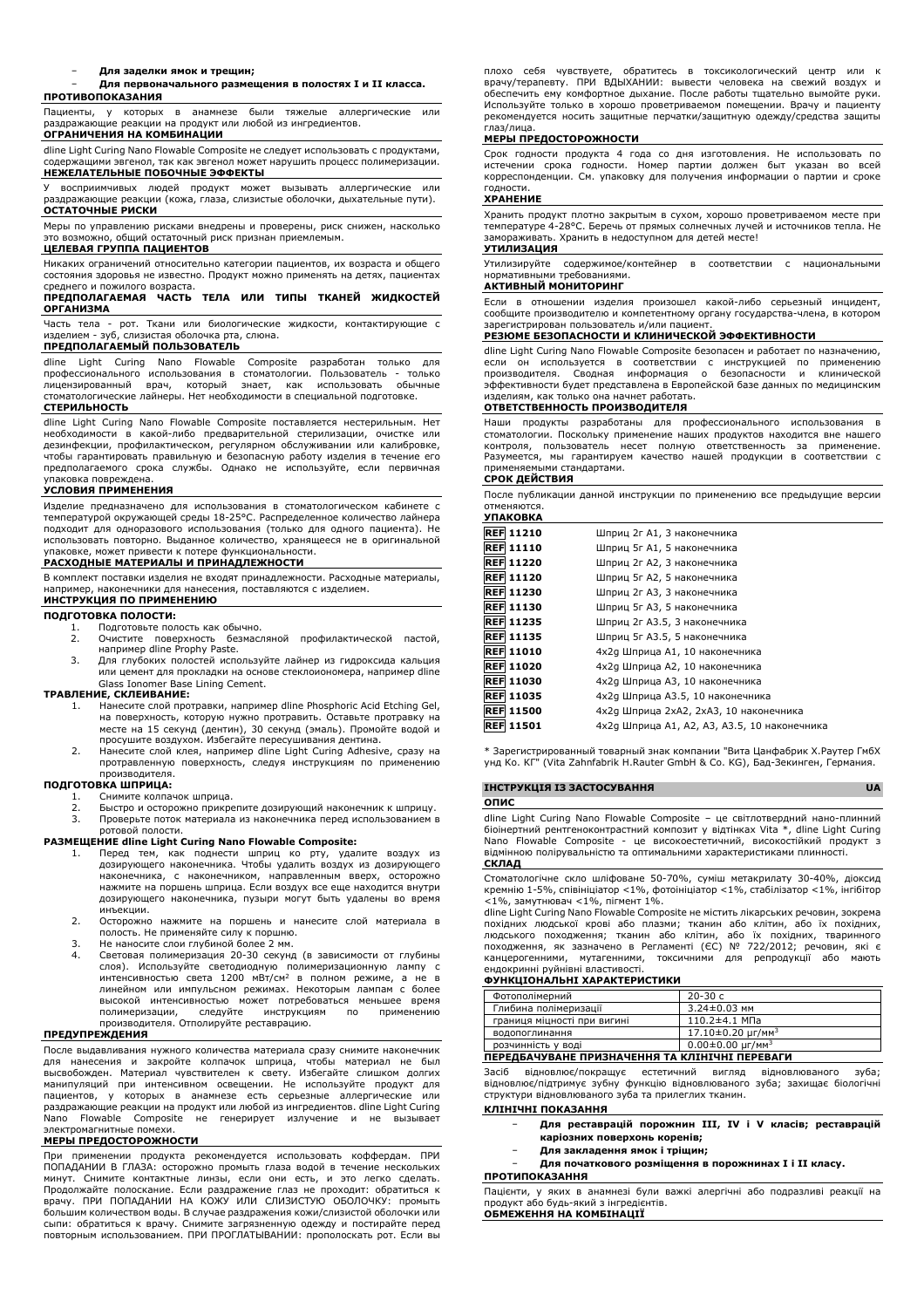- **Для заделки ямок и трещин;**
- **Для первоначального размещения в полостях I и II класса.**

**ПРОТИВОПОКАЗАНИЯ**

Пациенты, у которых в анамнезе были тяжелые аллергические или раздражающие реакции на продукт или любой из ингредиентов.

**ОГРАНИЧЕНИЯ НА КОМБИНАЦИИ**

dline Light Curing Nano Flowable Composite не следует использовать с продуктами, содержащими эвгенол, так как эвгенол может нарушить процесс полимеризации.

**НЕЖЕЛАТЕЛЬНЫЕ ПОБОЧНЫЕ ЭФФЕКТЫ**

У восприимчивых людей продукт может вызывать аллергические или раздражающие реакции (кожа, глаза, слизистые оболочки, дыхательные пути).

**ОСТАТОЧНЫЕ РИСКИ**

Меры по управлению рисками внедрены и проверены, риск снижен, насколько это возможно, общий остаточный риск признан приемлемым.

**ЦЕЛЕВАЯ ГРУППА ПАЦИЕНТОВ**

Никаких ограничений относительно категории пациентов, их возраста и общего состояния здоровья не известно. Продукт можно применять на детях, пациентах среднего и пожилого возраста.

**ПРЕДПОЛАГАЕМАЯ ЧАСТЬ ТЕЛА ИЛИ ТИПЫ ТКАНЕЙ ЖИДКОСТЕЙ ОРГАНИЗМА**

Часть тела - рот. Ткани или биологические жидкости, контактирующие с изделием - зуб, слизистая оболочка рта, слюна.

**ПРЕДПОЛАГАЕМЫЙ ПОЛЬЗОВАТЕЛЬ**

dline Light Curing Nano Flowable Composite разработан только для профессионального использования в стоматологии. Пользователь - только лицензированный врач, который знает, как использовать обычные стоматологические лайнеры. Нет необходимости в специальной подготовке.

**СТЕРИЛЬНОСТЬ**

dline Light Curing Nano Flowable Composite поставляется нестерильным. Нет необходимости в какой-либо предварительной стерилизации, очистке или дезинфекции, профилактическом, регулярном обслуживании или калибровке, чтобы гарантировать правильную и безопасную работу изделия в течение его предполагаемого срока службы. Однако не используйте, если первичная упаковка повреждена.

**УСЛОВИЯ ПРИМЕНЕНИЯ**

Изделие предназначено для использования в стоматологическом кабинете с температурой окружающей среды 18-25°C. Распределенное количество лайнера подходит для одноразового использования (только для одного пациента). Не использовать повторно. Выданное количество, хранящееся не в оригинальной упаковке, может привести к потере функциональности.

**РАСХОДНЫЕ МАТЕРИАЛЫ И ПРИНАДЛЕЖНОСТИ**

В комплект поставки изделия не входят принадлежности. Расходные материалы, например, наконечники для нанесения, поставляются с изделием.

**ИНСТРУКЦИЯ ПО ПРИМЕНЕНИЮ**

**ПОДГОТОВКА ПОЛОСТИ:**

1. Подготовьте полость как обычно.
2. Очистите поверхность безмасляной профилактической пастой, например dline Prophy Paste.
3. Для глубоких полостей используйте лайнер из гидроксида кальция или цемент для прокладки на основе стеклоиономера, например dline Glass Ionomer Base Lining Cement.

**ТРАВЛЕНИЕ, СКЛЕИВАНИЕ:**

1. Нанесите слой протравки, например dline Phosphoric Acid Etching Gel, на поверхность, которую нужно протравить. Оставьте протравку на месте на 15 секунд (дентин), 30 секунд (эмаль). Промойте водой и просушите воздухом. Избегайте пересушивания дентина.
2. Нанесите слой клея, например dline Light Curing Adhesive, сразу на протравленную поверхность, следуя инструкциям по применению производителя.

**ПОДГОТОВКА ШПРИЦА:**

1. Снимите колпачок шприца.
2. Быстро и осторожно прикрепите дозирующий наконечник к шприцу.
3. Проверьте поток материала из наконечника перед использованием в ротовой полости.

**РАЗМЕЩЕНИЕ dline Light Curing Nano Flowable Composite:**

1. Перед тем, как поднести шприц ко рту, удалите воздух из дозирующего наконечника. Чтобы удалить воздух из дозирующего наконечника, с наконечником, направленным вверх, осторожно нажмите на поршень шприца. Если воздух все еще находится внутри дозирующего наконечника, пузыри могут быть удалены во время инъекции.
2. Осторожно нажмите на поршень и нанесите слой материала в полость. Не применяйте силу к поршню.
3. Не наносите слои глубиной более 2 мм.
4. Световая полимеризация 20-30 секунд (в зависимости от глубины слоя). Используйте светодиодную полимеризационную лампу с интенсивностью света 1200 мВт/см² в полном режиме, а не в линейном или импульсном режимах. Некоторым лампам с более высокой интенсивностью может потребоваться меньшее время полимеризации, следуйте инструкциям по применению производителя. Отполируйте реставрацию.

**ПРЕДУПРЕЖДЕНИЯ**

После выдавливания нужного количества материала сразу снимите наконечник для нанесения и закройте колпачок шприца, чтобы материал не был высвобожден. Материал чувствителен к свету. Избегайте слишком долгих манипуляций при интенсивном освещении. Не используйте продукт для пациентов, у которых в анамнезе есть серьезные аллергические или раздражающие реакции на продукт или любой из ингредиентов. dline Light Curing Nano Flowable Composite не генерирует излучение и не вызывает электромагнитные помехи.

**МЕРЫ ПРЕДОСТОРОЖНОСТИ**

При применении продукта рекомендуется использовать коффердам. ПРИ ПОПАДАНИИ В ГЛАЗА: осторожно промыть глаза водой в течение нескольких минут. Снимите контактные линзы, если они есть, и это легко сделать. Продолжайте полоскание. Если раздражение глаз не проходит: обратиться к врачу. ПРИ ПОПАДАНИИ НА КОЖУ ИЛИ СЛИЗИСТУЮ ОБОЛОЧКУ: промыть большим количеством воды. В случае раздражения кожи/слизистой оболочки или сыпи: обратиться к врачу. Снимите загрязненную одежду и постирайте перед повторным использованием. ПРИ ПРОГЛАТЫВАНИИ: прополоскать рот. Если вы плохо себя чувствуете, обратитесь в токсикологический центр или к врачу/терапевту. ПРИ ВДЫХАНИИ: вывести человека на свежий воздух и обеспечить ему комфортное дыхание. После работы тщательно вымойте руки. Используйте только в хорошо проветриваемом помещении. Врачу и пациенту рекомендуется носить защитные перчатки/защитную одежду/средства защиты глаз/лица.

**МЕРЫ ПРЕДОСТОРОЖНОСТИ**

Срок годности продукта 4 года со дня изготовления. Не использовать по истечении срока годности. Номер партии должен быть указан во всей корреспонденции. См. упаковку для получения информации о партии и сроке годности.

**ХРАНЕНИЕ**

Хранить продукт плотно закрытым в сухом, хорошо проветриваемом месте при температуре 4-28°C. Беречь от прямых солнечных лучей и источников тепла. Не замораживать. Хранить в недоступном для детей месте!

**УТИЛИЗАЦИЯ**

Утилизируйте содержимое/контейнер в соответствии с национальными нормативными требованиями.

**АКТИВНЫЙ МОНИТОРИНГ**

Если в отношении изделия произошел какой-либо серьезный инцидент, сообщите производителю и компетентному органу государства-члена, в котором зарегистрирован пользователь и/или пациент.

**РЕЗЮМЕ БЕЗОПАСНОСТИ И КЛИНИЧЕСКОЙ ЭФФЕКТИВНОСТИ**

dline Light Curing Nano Flowable Composite безопасен и работает по назначению, если он используется в соответствии с инструкцией по применению производителя. Сводная информация о безопасности и клинической эффективности будет представлена в Европейской базе данных по медицинским изделиям, как только она начнет работать.

**ОТВЕТСТВЕННОСТЬ ПРОИЗВОДИТЕЛЯ**

Наши продукты разработаны для профессионального использования в стоматологии. Поскольку применение наших продуктов находится вне нашего контроля, пользователь несет полную ответственность за применение. Разумеется, мы гарантируем качество нашей продукции в соответствии с применяемыми стандартами.

**СРОК ДЕЙСТВИЯ**

После публикации данной инструкции по применению все предыдущие версии отменяются.

**УПАКОВКА**

| | |
|---|---|
| REF 11210 | Шприц 2г A1, 3 наконечника |
| REF 11110 | Шприц 5г A1, 5 наконечника |
| REF 11220 | Шприц 2г A2, 3 наконечника |
| REF 11120 | Шприц 5г A2, 5 наконечника |
| REF 11230 | Шприц 2г A3, 3 наконечника |
| REF 11130 | Шприц 5г A3, 5 наконечника |
| REF 11235 | Шприц 2г A3.5, 3 наконечника |
| REF 11135 | Шприц 5г A3.5, 5 наконечника |
| REF 11010 | 4x2g Шприца A1, 10 наконечника |
| REF 11020 | 4x2g Шприца A2, 10 наконечника |
| REF 11030 | 4x2g Шприца A3, 10 наконечника |
| REF 11035 | 4x2g Шприца A3.5, 10 наконечника |
| REF 11500 | 4x2g Шприца 2xA2, 2xA3, 10 наконечника |
| REF 11501 | 4x2g Шприца A1, A2, A3, A3.5, 10 наконечника |

* Зарегистрированный товарный знак компании "Вита Цанфабрик Х.Раутер ГмбХ унд Ко. КГ" (Vita Zahnfabrik H.Rauter GmbH & Co. KG), Бад-Зекинген, Германия.

## ІНСТРУКЦІЯ ІЗ ЗАСТОСУВАННЯ UA

**ОПИС**

dline Light Curing Nano Flowable Composite – це світлотвердний нано-плинний біоінертний рентгеноконтрастний композит у відтінках Vita *, dline Light Curing Nano Flowable Composite - це високоестетичний, високостійкий продукт з відмінною полірувальністю та оптимальними характеристиками плинності.

**СКЛАД**

Стоматологічне скло шліфоване 50-70%, суміш метакрилату 30-40%, діоксид кремнію 1-5%, співініціатор <1%, фотоініціатор <1%, стабілізатор <1%, інгібітор <1%, замутнювач <1%, пігмент 1%.

dline Light Curing Nano Flowable Composite не містить лікарських речовин, зокрема похідних людської крові або плазми; тканин або клітин, або їх похідних, людського походження; тканин або клітин, або їх похідних, тваринного походження, як зазначено в Регламенті (ЄС) № 722/2012; речовин, які є канцерогенними, мутагенними, токсичними для репродукції або мають ендокринні руйнівні властивості.

**ФУНКЦІОНАЛЬНІ ХАРАКТЕРИСТИКИ**

| | |
|---|---|
| Фотополімерний | 20-30 с |
| Глибина полімеризації | 3.24±0.03 мм |
| границя міцності при вигині | 110.2±4.1 МПа |
| водопоглинання | 17.10±0.20 μг/мм³ |
| розчинність у воді | 0.00±0.00 μг/мм³ |

**ПЕРЕДБАЧУВАНЕ ПРИЗНАЧЕННЯ ТА КЛІНІЧНІ ПЕРЕВАГИ**

Засіб відновлює/покращує естетичний вигляд відновлюваного зуба; відновлює/підтримує зубну функцію відновлюваного зуба; захищає біологічні структури відновлюваного зуба та прилеглих тканин.

**КЛІНІЧНІ ПОКАЗАННЯ**

- **Для реставрацій порожнин III, IV і V класів; реставрацій каріозних поверхонь коренів;**
- **Для закладення ямок і тріщин;**
- **Для початкового розміщення в порожнинах I і II класу.**

**ПРОТИПОКАЗАННЯ**

Пацієнти, у яких в анамнезі були важкі алергічні або подразливі реакції на продукт або будь-який з інгредієнтів.

**ОБМЕЖЕННЯ НА КОМБІНАЦІЇ**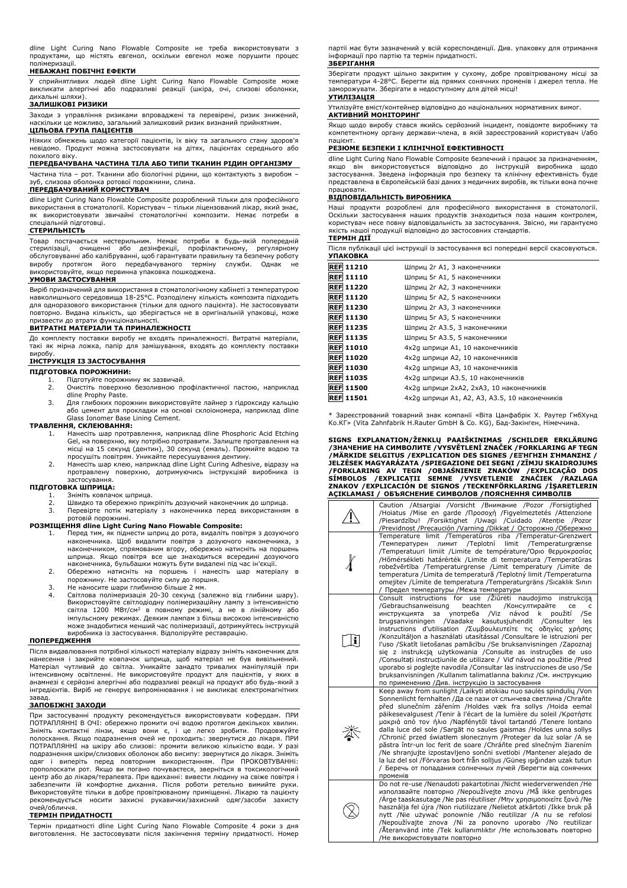dline Light Curing Nano Flowable Composite не треба використовувати з продуктами, що містять евгенол, оскільки евгенол може порушити процес полімеризації.

**НЕБАЖАНІ ПОБІЧНІ ЕФЕКТИ**

У сприйнятливих людей dline Light Curing Nano Flowable Composite може викликати алергічні або подразливі реакції (шкіра, очі, слизові оболонки, дихальні шляхи).

**ЗАЛИШКОВІ РИЗИКИ**

Заходи з управління ризиками впроваджені та перевірені, ризик знижений, наскільки це можливо, загальний залишковий ризик визнаний прийнятним.

**ЦІЛЬОВА ГРУПА ПАЦІЄНТІВ**

Ніяких обмежень щодо категорії пацієнтів, їх віку та загального стану здоров'я невідомо. Продукт можна застосовувати на дітях, пацієнтах середнього або похилого віку.

**ПЕРЕДБАЧУВАНА ЧАСТИНА ТІЛА АБО ТИПИ ТКАНИН РІДИН ОРГАНІЗМУ**

Частина тіла – рот. Тканини або біологічні рідини, що контактують з виробом – зуб, слизова оболонка ротової порожнини, слина.

**ПЕРЕДБАЧУВАНИЙ КОРИСТУВАЧ**

dline Light Curing Nano Flowable Composite розроблений тільки для професійного використання в стоматології. Користувач – тільки ліцензований лікар, який знає, як використовувати звичайні стоматологічні композити. Немає потреби в спеціальній підготовці.

**СТЕРИЛЬНІСТЬ**

Товар постачається нестерильним. Немає потреби в будь-якій попередній стерилізації, очищенні або дезінфекції, профілактичному, регулярному обслуговуванні або калібруванні, щоб гарантувати правильну та безпечну роботу виробу протягом його передбачуваного терміну служби. Однак не використовуйте, якщо первинна упаковка пошкоджена.

**УМОВИ ЗАСТОСУВАННЯ**

Виріб призначений для використання в стоматологічному кабінеті з температурою навколишнього середовища 18-25°C. Розподілену кількість композита підходить для одноразового використання (тільки для одного пацієнта). Не застосовувати повторно. Видана кількість, що зберігається не в оригінальній упаковці, може призвести до втрати функціональності.

**ВИТРАТНІ МАТЕРІАЛИ ТА ПРИНАЛЕЖНОСТІ**

До комплекту поставки виробу не входять приналежності. Витратні матеріали, такі як мірна ложка, папір для замішування, входять до комплекту поставки виробу.

**ІНСТРУКЦІЯ ІЗ ЗАСТОСУВАННЯ**

**ПІДГОТОВКА ПОРОЖНИНИ:**

1. Підготуйте порожнину як зазвичай.
2. Очистіть поверхню безоливною профілактичної пастою, наприклад dline Prophy Paste.
3. Для глибоких порожнин використовуйте лайнер з гідроксиду кальцію або цемент для прокладки на основі склоіономера, наприклад dline Glass Ionomer Base Lining Cement.

**ТРАВЛЕННЯ, СКЛЕЮВАННЯ:**

1. Нанесіть шар протравлення, наприклад dline Phosphoric Acid Etching Gel, на поверхню, яку потрібно протравити. Залиште протравлення на місці на 15 секунд (дентин), 30 секунд (емаль). Промийте водою та просушіть повітрям. Уникайте пересушування дентину.
2. Нанесіть шар клею, наприклад dline Light Curing Adhesive, відразу на протравлену поверхню, дотримуючись інструкцій виробника із застосування.

**ПІДГОТОВКА ШПРИЦА:**

1. Зніміть ковпачок шприца.
2. Швидко та обережно прикріпіть дозуючий наконечник до шприца.
3. Перевірте потік матеріалу з наконечника перед використанням в ротовій порожнині.

**РОЗМІЩЕННЯ dline Light Curing Nano Flowable Composite:**

1. Перед тим, як піднести шприц до рота, видаліть повітря з дозуючого наконечника. Щоб видалити повітря з дозуючого наконечника, з наконечником, спрямованим вгору, обережно натисніть на поршень шприца. Якщо повітря все ще знаходиться всередині дозуючого наконечника, бульбашки можуть бути видалені під час ін'єкції.
2. Обережно натисніть на поршень і нанесіть шар матеріалу в порожнину. Не застосовуйте силу до поршня.
3. Не наносите шари глибиною більше 2 мм.
4. Світлова полімеризація 20-30 секунд (залежно від глибини шару). Використовуйте світлодіодну полімеризаційну лампу з інтенсивністю світла 1200 МВт/см² в повному режимі, а не в лінійному або імпульсному режимах. Деяким лампам з більш високою інтенсивністю може знадобитися менший час полімеризації, дотримуйтесь інструкцій виробника із застосування. Відполіруйте реставрацію.

**ПОПЕРЕДЖЕННЯ**

Після видавлювання потрібної кількості матеріалу відразу зніміть наконечник для нанесення і закрийте ковпачок шприца, щоб матеріал не був вивільнений. Матеріал чутливий до світла. Уникайте занадто тривалих маніпуляцій при інтенсивному освітленні. Не використовуйте продукт для пацієнтів, у яких в анамнезі є серйозні алергічні або подразливі реакції на продукт або будь-який з інгредієнтів. Виріб не генерує випромінювання і не викликає електромагнітних завад.

**ЗАПОБІЖНІ ЗАХОДИ**

При застосуванні продукту рекомендується використовувати кофердам. ПРИ ПОТРАПЛЯННІ В ОЧІ: обережно промити очі водою протягом декількох хвилин. Зніміть контактні лінзи, якщо вони є, і це легко зробити. Продовжуйте полоскання. Якщо подразнення очей не проходить: звернутися до лікаря. ПРИ ПОТРАПЛЯННІ на шкіру або слизові: промити великою кількістю води. У разі подразнення шкіри/слизових оболонок або висипу: звернутися до лікаря. Зніміть одяг і виперіть перед повторним використанням. При ПРОКОВТУВАННІ: прополоскати рот. Якщо ви погано почуваєтеся, зверніться в токсикологічний центр або до лікаря/терапевта. При вдиханні: вивести людину на свіже повітря і забезпечити їй комфортне дихання. Після роботи ретельно вимийте руки. Використовуйте тільки в добре провітрюваному приміщенні. Лікарю та пацієнту рекомендується носити захисні рукавички/захисний одяг/засоби захисту очей/обличчя.

**ТЕРМІН ПРИДАТНОСТІ**

Термін придатності dline Light Curing Nano Flowable Composite 4 роки з дня виготовлення. Не застосовувати після закінчення терміну придатності. Номер партії має бути зазначений у всій кореспонденції. Див. упаковку для отримання інформації про партію та термін придатності.

**ЗБЕРІГАННЯ**

Зберігати продукт щільно закритим у сухому, добре провітрюваному місці за температури 4-28°C. Берегти від прямих сонячних променів і джерел тепла. Не заморожувати. Зберігати в недоступному для дітей місці!

**УТИЛІЗАЦІЯ**

Утилізуйте вміст/контейнер відповідно до національних нормативних вимог.

**АКТИВНИЙ МОНІТОРИНГ**

Якщо щодо виробу стався якийсь серйозний інцидент, повідомте виробнику та компетентному органу держави-члена, в якій зареєстрований користувач і/або пацієнт.

**РЕЗЮМЕ БЕЗПЕКИ І КЛІНІЧНОЇ ЕФЕКТИВНОСТІ**

dline Light Curing Nano Flowable Composite безпечний і працює за призначенням, якщо він використовується відповідно до інструкцій виробника щодо застосування. Зведена інформація про безпеку та клінічну ефективність буде представлена в Європейській базі даних з медичних виробів, як тільки вона почне працювати.

**ВІДПОВІДАЛЬНІСТЬ ВИРОБНИКА**

Наші продукти розроблені для професійного використання в стоматології. Оскільки застосування наших продуктів знаходиться поза нашим контролем, користувач несе повну відповідальність за застосування. Звісно, ми гарантуємо якість нашої продукції відповідно до застосовних стандартів.

**ТЕРМІН ДІЇ**

Після публікації цієї інструкції із застосування всі попередні версії скасовуються.

**УПАКОВКА**

| | |
|---|---|
| REF 11210 | Шприц 2г A1, 3 наконечники |
| REF 11110 | Шприц 5г A1, 5 наконечники |
| REF 11220 | Шприц 2г A2, 3 наконечники |
| REF 11120 | Шприц 5г A2, 5 наконечники |
| REF 11230 | Шприц 2г A3, 3 наконечники |
| REF 11130 | Шприц 5г A3, 5 наконечники |
| REF 11235 | Шприц 2г A3.5, 3 наконечники |
| REF 11135 | Шприц 5г A3.5, 5 наконечники |
| REF 11010 | 4x2g шприци A1, 10 наконечників |
| REF 11020 | 4x2g шприци A2, 10 наконечників |
| REF 11030 | 4x2g шприци A3, 10 наконечників |
| REF 11035 | 4x2g шприци A3.5, 10 наконечників |
| REF 11500 | 4x2g шприци 2xA2, 2xA3, 10 наконечників |
| REF 11501 | 4x2g шприци A1, A2, A3, A3.5, 10 наконечників |

\* Зареєстрований товарний знак компанії «Віта Цанфабрік Х. Раутер ГмбХунд Ко.КГ» (Vita Zahnfabrik H.Rauter GmbH & Co. KG), Бад-Закінген, Німеччина.

**SIGNS EXPLANATION/ŽENKLŲ PAAIŠKINIMAS /SCHILDER ERKLÄRUNG /ЗНАЧЕНИЕ НА СИМВОЛИТЕ /VYSVĚTLENÍ ZNAČEK /FORKLARING AF TEGN /MÄRKIDE SELGITUS /EXPLICATION DES SIGNES /ΕΞΉΓΗΣΗ ΣΉΜΑΝΣΗΣ / JELZÉSEK MAGYARÁZATA /SPIEGAZIONE DEI SEGNI /ZĪMJU SKAIDROJUMS /FORKLARING AV TEGN /OBJAŚNIENIE ZNAKÓW /EXPLICAÇÃO DOS SÍMBOLOS /EXPLICAȚII SEMNE /VYSVETLENIE ZNAČIEK /RAZLAGA ZNAKOV /EXPLICACIÓN DE SIGNOS /TECKENFÖRKLARING /İŞARETLERIN AÇIKLAMASI / ОБЪЯСНЕНИЕ СИМВОЛОВ /ПОЯСНЕННЯ СИМВОЛІВ**

| Symbol | Explanation |
|---|---|
| ⚠ | Caution /Atsargiai /Vorsicht /Внимание /Pozor /Forsigtighed /Hoiatus /Mise en garde /Προσοχή /Figyelmeztetés /Attenzione /Piesardzību! /Forsiktighet /Uwaga /Cuidado /Atenție /Pozor /Previdnost /Precaución /Varning /Dikkat / Осторожно /Обережно |
| 🌡 | Temperature limit /Temperatūros riba /Temperatur-Grenzwert /Температурен лимит /Teplotní limit /Temperaturgrænse /Temperatuuri limiit /Limite de température/Όριο θερμοκρασίας /Hőmérsékleti határérték /Limite di temperatura /Temperatūras robežvērtība /Temperaturgrense /Limit temperatury /Limite de temperatura /Limita de temperatură /Teplotný limit /Temperaturna omejitev /Límite de temperatura /Temperaturgräns /Sıcaklık Sınırı / Предел температуры /Межа температури |
| ℹ | Consult instructions for use /Žiūrėti naudojimo instrukciją /Gebrauchsanweisung beachten /Консултирайте се с инструкцията за употреба /Viz návod k použití /Se brugsanvisningen /Vaadake kasutusjuhendit /Consulter les instructions d'utilisation /Συμβουλευτείτε τις οδηγίες χρήσης /Konzultáljon a használati utasítással /Consultare le istruzioni per l'uso /Skatīt lietošanas pamācību /Se bruksanvisningen /Zapoznaj się z instrukcją użytkowania /Consulte as instruções de uso /Consultați instrucțiunile de utilizare / Viď návod na použitie /Pred uporabo si poglejte navodila /Consultar las instrucciones de uso /Se bruksanvisningen /Kullanım talimatlarına bakınız /См. инструкцию по применению /Див. інструкцію із застосування |
| ☀ | Keep away from sunlight /Laikyti atokiau nuo saulės spindulių /Von Sonnenlicht fernhalten /Да се пази от слънчева светлина /Chraňte před slunečním zářením /Holdes væk fra sollys /Hoida eemal päikesevalgusest /Tenir à l'écart de la lumière du soleil /Κρατήστε μακριά από τον ήλιο /Napfénytől távol tartandó /Tenere lontano dalla luce del sole /Sargāt no saules gaismas /Holdes unna sollys /Chronić przed światłem słonecznym /Proteger da luz solar /A se păstra într-un loc ferit de soare /Chráňte pred slnečným žiarením /Ne shranjujte izpostavljeno sončni svetlobi /Mantener alejado de la luz del sol /Förvaras bort från solljus /Güneş ışığından uzak tutun / Беречь от попадания солнечных лучей /Берегти від сонячних променів |
| ⊘ | Do not re-use /Nenaudoti pakartotinai /Nicht wiederverwenden /Не използвайте повторно /Nepoužívejte znovu /Må ikke genbruges /Ärge taaskasutage /Ne pas réutiliser /Μην χρησιμοποιείτε ξανά /Ne használja fel újra /Non riutilizzare /Nelietot atkārtoti /Ikke bruk på nytt /Nie używać ponownie /Não reutilizar /A nu se refolosi /Nepoužívajte znova /Ni za ponovno uporabo /No reutilizar /Återanvänd inte /Tek kullanımlıktır /Не использовать повторно /Не використовувати повторно |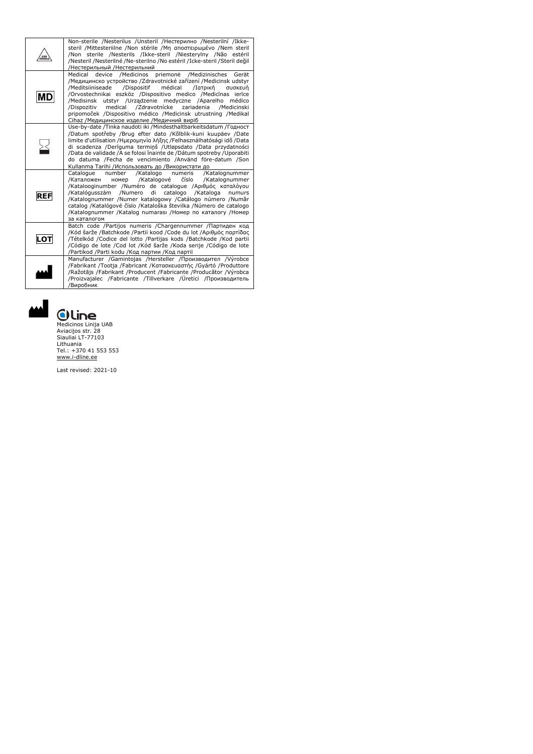| | |
|---|---|
| NON STERILE | Non-sterile /Nesterilus /Unsteril /Нестерилно /Nesterilní /Ikke-steril /Mittesteriilne /Non stérile /Μη αποστειρωμένο /Nem steril /Non sterile /Nesterils /Ikke-steril /Niesterylny /Não estéril /Nesteril /Nesterilné /Ne-sterilno /No estéril /Icke-steril /Steril değil /Нестерильный /Нестерильний |
| MD | Medical device /Medicinos priemonė /Medizinisches Gerät /Медицинско устройство /Zdravotnické zařízení /Medicinsk udstyr /Meditsiiniseade /Dispositif médical /Ιατρική συσκευή /Orvostechnikai eszköz /Dispositivo medico /Medicīnas ierīce /Medisinsk utstyr /Urządzenie medyczne /Aparelho médico /Dispozitiv medical /Zdravotnícke zariadenia /Medicinski pripomoček /Dispositivo médico /Medicinsk utrustning /Medikal Cihaz /Медицинское изделие /Медичний виріб |
| | Use-by-date /Tinka naudoti iki /Mindesthaltbarkeitsdatum /Годност /Datum spotřeby /Brug efter dato /Kõlblik-kuni kuupäev /Date limite d'utilisation /Ημερομηνία λήξης /Felhasználhatósági idő /Data di scadenza /Derīguma termiņš /Utløpsdato /Data przydatności /Data de validade /A se folosi înainte de /Dátum spotreby /Uporabiti do datuma /Fecha de vencimiento /Använd före-datum /Son Kullanma Tarihi /Использовать до /Використати до |
| REF | Catalogue number /Katalogo numeris /Katalognummer /Каталожен номер /Katalogové číslo /Katalognummer /Kataloginumber /Numéro de catalogue /Αριθμός καταλόγου /Katalógusszám /Numero di catalogo /Kataloga numurs /Katalognummer /Numer katalogowy /Catálogo número /Număr catalog /Katalógové číslo /Kataloška številka /Número de catalogo /Katalognummer /Katalog numarası /Номер по каталогу /Номер за каталогом |
| LOT | Batch code /Partijos numeris /Chargennummer /Партиден код /Kód šarže /Batchkode /Partii kood /Code du lot /Αριθμός παρτίδας /Tételkód /Codice del lotto /Partijas kods /Batchkode /Kod partii /Código de lote /Cod lot /Kód šarže /Koda serije /Código de lote /Partikod /Parti kodu /Код партии /Код партії |
| | Manufacturer /Gamintojas /Hersteller /Производител /Výrobce /Fabrikant /Tootja /Fabricant /Κατασκευαστής /Gyártó /Produttore /Ražotājs /Fabrikant /Producent /Fabricante /Producător /Výrobca /Proizvajalec /Fabricante /Tillverkare /Üretici /Производитель /Виробник |

Line

Medicinos Linija UAB
Aviacijos str. 28
Siauliai LT-77103
Lithuania
Tel.: +370 41 553 553
www.i-dline.ee

Last revised: 2021-10